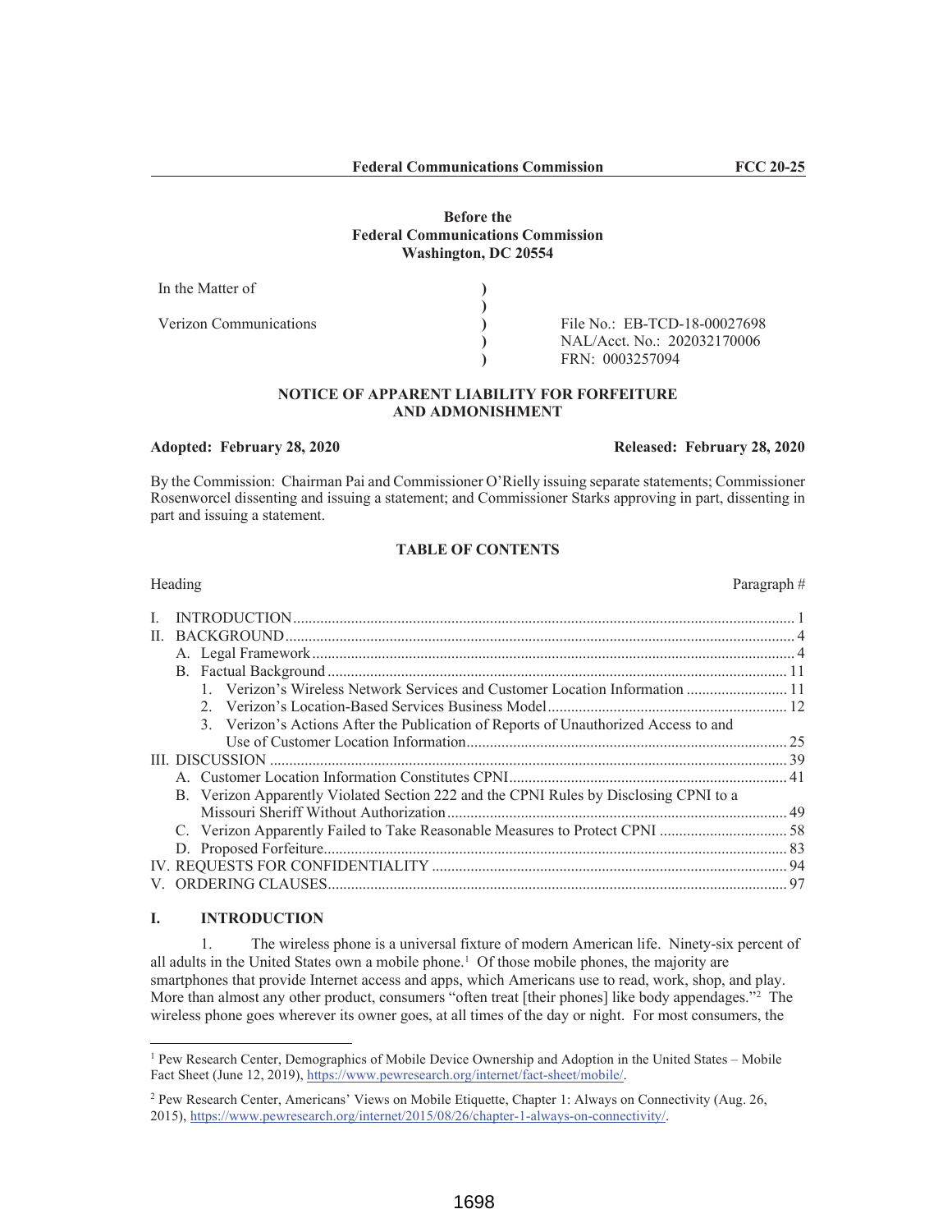**Before the**
**Federal Communications Commission**
**Washington, DC 20554**

| | | |
|---|---|---|
| In the Matter of | ) | |
| | ) | |
| Verizon Communications | ) | File No.: EB-TCD-18-00027698 |
| | ) | NAL/Acct. No.: 202032170006 |
| | ) | FRN: 0003257094 |

# NOTICE OF APPARENT LIABILITY FOR FORFEITURE AND ADMONISHMENT

**Adopted: February 28, 2020** **Released: February 28, 2020**

By the Commission: Chairman Pai and Commissioner O'Rielly issuing separate statements; Commissioner Rosenworcel dissenting and issuing a statement; and Commissioner Starks approving in part, dissenting in part and issuing a statement.

**TABLE OF CONTENTS**

| Heading | Paragraph # |
|---|---|
| I. INTRODUCTION | 1 |
| II. BACKGROUND | 4 |
| A. Legal Framework | 4 |
| B. Factual Background | 11 |
| 1. Verizon's Wireless Network Services and Customer Location Information | 11 |
| 2. Verizon's Location-Based Services Business Model | 12 |
| 3. Verizon's Actions After the Publication of Reports of Unauthorized Access to and Use of Customer Location Information | 25 |
| III. DISCUSSION | 39 |
| A. Customer Location Information Constitutes CPNI | 41 |
| B. Verizon Apparently Violated Section 222 and the CPNI Rules by Disclosing CPNI to a Missouri Sheriff Without Authorization | 49 |
| C. Verizon Apparently Failed to Take Reasonable Measures to Protect CPNI | 58 |
| D. Proposed Forfeiture | 83 |
| IV. REQUESTS FOR CONFIDENTIALITY | 94 |
| V. ORDERING CLAUSES | 97 |

## I. INTRODUCTION

1. The wireless phone is a universal fixture of modern American life. Ninety-six percent of all adults in the United States own a mobile phone.[1] Of those mobile phones, the majority are smartphones that provide Internet access and apps, which Americans use to read, work, shop, and play. More than almost any other product, consumers "often treat [their phones] like body appendages."[2] The wireless phone goes wherever its owner goes, at all times of the day or night. For most consumers, the

[1] Pew Research Center, Demographics of Mobile Device Ownership and Adoption in the United States – Mobile Fact Sheet (June 12, 2019), https://www.pewresearch.org/internet/fact-sheet/mobile/.

[2] Pew Research Center, Americans' Views on Mobile Etiquette, Chapter 1: Always on Connectivity (Aug. 26, 2015), https://www.pewresearch.org/internet/2015/08/26/chapter-1-always-on-connectivity/.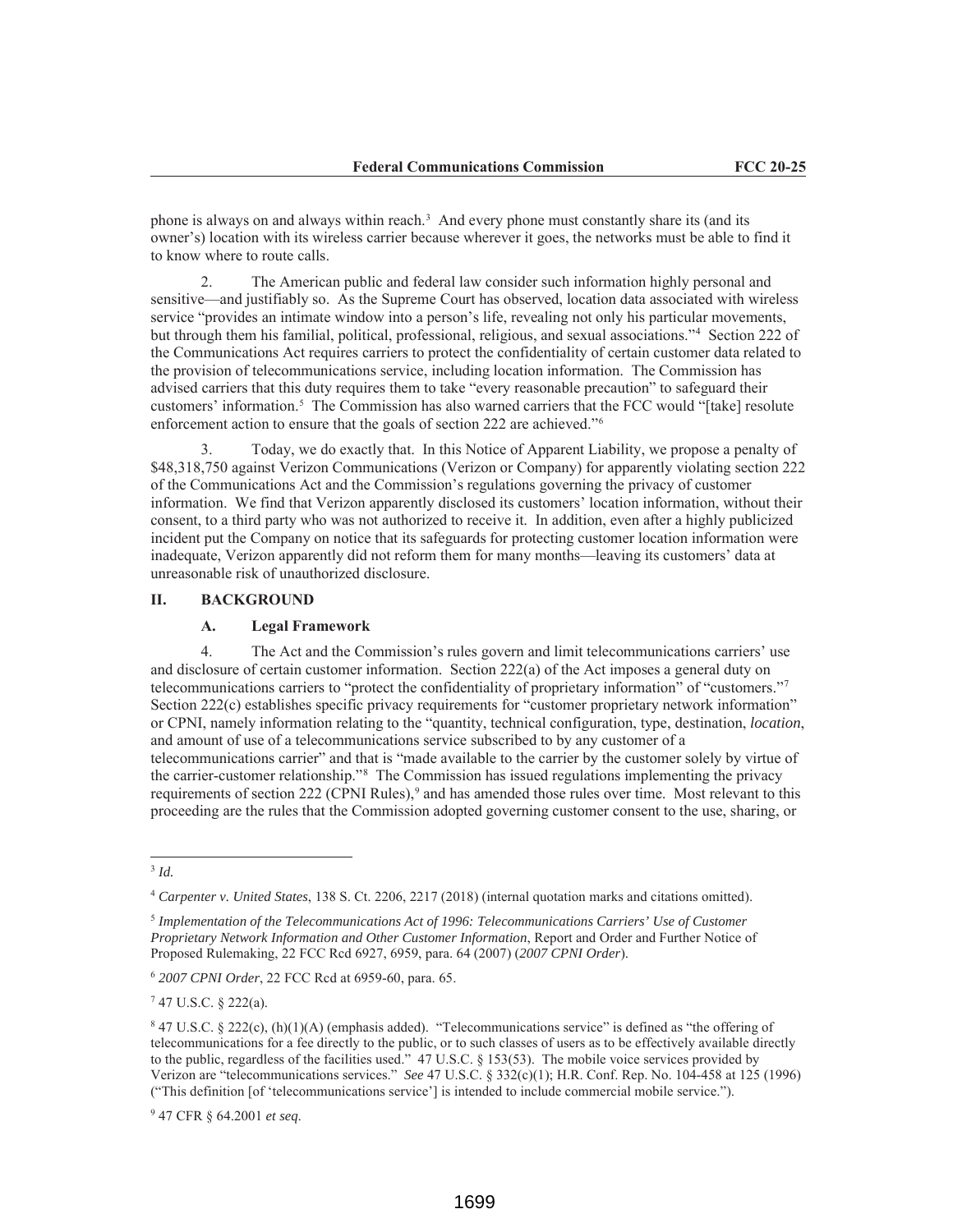phone is always on and always within reach.[3] And every phone must constantly share its (and its owner's) location with its wireless carrier because wherever it goes, the networks must be able to find it to know where to route calls.

2. The American public and federal law consider such information highly personal and sensitive—and justifiably so. As the Supreme Court has observed, location data associated with wireless service "provides an intimate window into a person's life, revealing not only his particular movements, but through them his familial, political, professional, religious, and sexual associations."[4] Section 222 of the Communications Act requires carriers to protect the confidentiality of certain customer data related to the provision of telecommunications service, including location information. The Commission has advised carriers that this duty requires them to take "every reasonable precaution" to safeguard their customers' information.[5] The Commission has also warned carriers that the FCC would "[take] resolute enforcement action to ensure that the goals of section 222 are achieved."[6]

3. Today, we do exactly that. In this Notice of Apparent Liability, we propose a penalty of $48,318,750 against Verizon Communications (Verizon or Company) for apparently violating section 222 of the Communications Act and the Commission's regulations governing the privacy of customer information. We find that Verizon apparently disclosed its customers' location information, without their consent, to a third party who was not authorized to receive it. In addition, even after a highly publicized incident put the Company on notice that its safeguards for protecting customer location information were inadequate, Verizon apparently did not reform them for many months—leaving its customers' data at unreasonable risk of unauthorized disclosure.

## II. BACKGROUND

### A. Legal Framework

4. The Act and the Commission's rules govern and limit telecommunications carriers' use and disclosure of certain customer information. Section 222(a) of the Act imposes a general duty on telecommunications carriers to "protect the confidentiality of proprietary information" of "customers."[7] Section 222(c) establishes specific privacy requirements for "customer proprietary network information" or CPNI, namely information relating to the "quantity, technical configuration, type, destination, *location*, and amount of use of a telecommunications service subscribed to by any customer of a telecommunications carrier" and that is "made available to the carrier by the customer solely by virtue of the carrier-customer relationship."[8] The Commission has issued regulations implementing the privacy requirements of section 222 (CPNI Rules),[9] and has amended those rules over time. Most relevant to this proceeding are the rules that the Commission adopted governing customer consent to the use, sharing, or

---

[3] *Id.*

[4] *Carpenter v. United States*, 138 S. Ct. 2206, 2217 (2018) (internal quotation marks and citations omitted).

[5] *Implementation of the Telecommunications Act of 1996: Telecommunications Carriers' Use of Customer Proprietary Network Information and Other Customer Information*, Report and Order and Further Notice of Proposed Rulemaking, 22 FCC Rcd 6927, 6959, para. 64 (2007) (*2007 CPNI Order*).

[6] *2007 CPNI Order*, 22 FCC Rcd at 6959-60, para. 65.

[7] 47 U.S.C. § 222(a).

[8] 47 U.S.C. § 222(c), (h)(1)(A) (emphasis added). "Telecommunications service" is defined as "the offering of telecommunications for a fee directly to the public, or to such classes of users as to be effectively available directly to the public, regardless of the facilities used." 47 U.S.C. § 153(53). The mobile voice services provided by Verizon are "telecommunications services." *See* 47 U.S.C. § 332(c)(1); H.R. Conf. Rep. No. 104-458 at 125 (1996) ("This definition [of 'telecommunications service'] is intended to include commercial mobile service.").

[9] 47 CFR § 64.2001 *et seq*.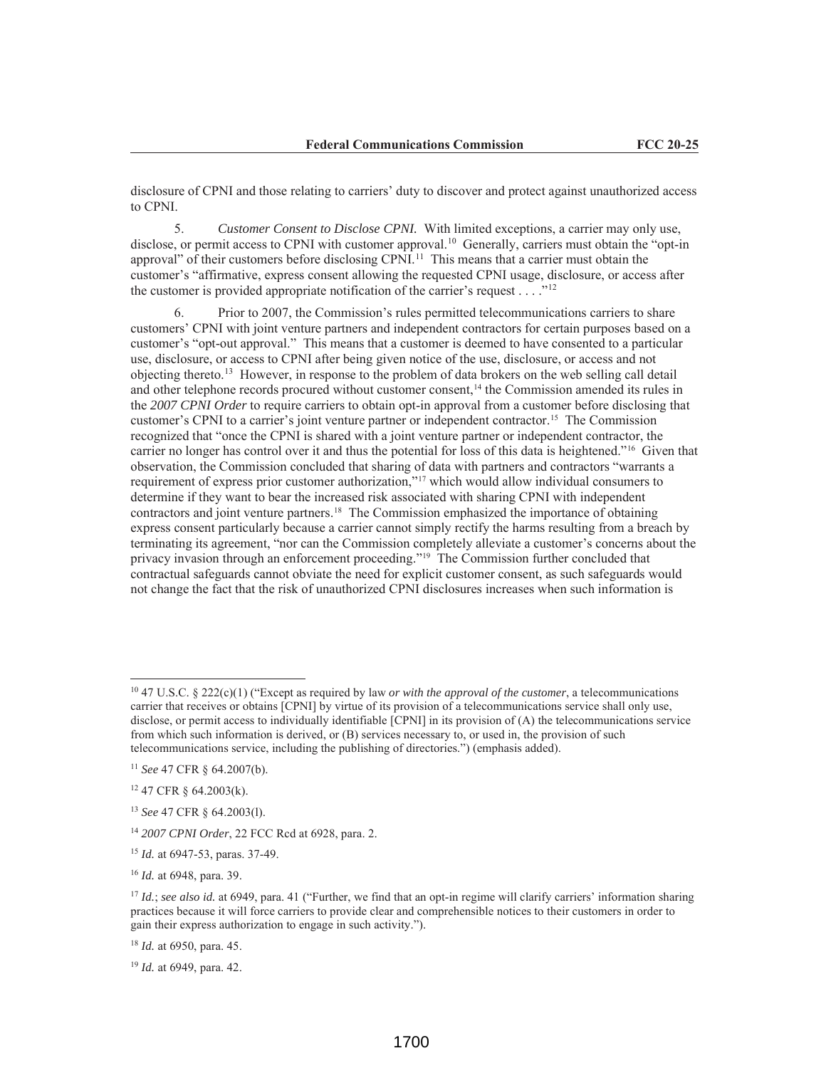disclosure of CPNI and those relating to carriers' duty to discover and protect against unauthorized access to CPNI.

5. *Customer Consent to Disclose CPNI.* With limited exceptions, a carrier may only use, disclose, or permit access to CPNI with customer approval.[10] Generally, carriers must obtain the "opt-in approval" of their customers before disclosing CPNI.[11] This means that a carrier must obtain the customer's "affirmative, express consent allowing the requested CPNI usage, disclosure, or access after the customer is provided appropriate notification of the carrier's request . . . ."[12]

6. Prior to 2007, the Commission's rules permitted telecommunications carriers to share customers' CPNI with joint venture partners and independent contractors for certain purposes based on a customer's "opt-out approval." This means that a customer is deemed to have consented to a particular use, disclosure, or access to CPNI after being given notice of the use, disclosure, or access and not objecting thereto.[13] However, in response to the problem of data brokers on the web selling call detail and other telephone records procured without customer consent,[14] the Commission amended its rules in the *2007 CPNI Order* to require carriers to obtain opt-in approval from a customer before disclosing that customer's CPNI to a carrier's joint venture partner or independent contractor.[15] The Commission recognized that "once the CPNI is shared with a joint venture partner or independent contractor, the carrier no longer has control over it and thus the potential for loss of this data is heightened."[16] Given that observation, the Commission concluded that sharing of data with partners and contractors "warrants a requirement of express prior customer authorization,"[17] which would allow individual consumers to determine if they want to bear the increased risk associated with sharing CPNI with independent contractors and joint venture partners.[18] The Commission emphasized the importance of obtaining express consent particularly because a carrier cannot simply rectify the harms resulting from a breach by terminating its agreement, "nor can the Commission completely alleviate a customer's concerns about the privacy invasion through an enforcement proceeding."[19] The Commission further concluded that contractual safeguards cannot obviate the need for explicit customer consent, as such safeguards would not change the fact that the risk of unauthorized CPNI disclosures increases when such information is

---

[10] 47 U.S.C. § 222(c)(1) ("Except as required by law *or with the approval of the customer*, a telecommunications carrier that receives or obtains [CPNI] by virtue of its provision of a telecommunications service shall only use, disclose, or permit access to individually identifiable [CPNI] in its provision of (A) the telecommunications service from which such information is derived, or (B) services necessary to, or used in, the provision of such telecommunications service, including the publishing of directories.") (emphasis added).

[11] *See* 47 CFR § 64.2007(b).

[12] 47 CFR § 64.2003(k).

[13] *See* 47 CFR § 64.2003(l).

[14] *2007 CPNI Order*, 22 FCC Rcd at 6928, para. 2.

[15] *Id.* at 6947-53, paras. 37-49.

[16] *Id.* at 6948, para. 39.

[17] *Id.*; *see also id.* at 6949, para. 41 ("Further, we find that an opt-in regime will clarify carriers' information sharing practices because it will force carriers to provide clear and comprehensible notices to their customers in order to gain their express authorization to engage in such activity.").

[18] *Id.* at 6950, para. 45.

[19] *Id.* at 6949, para. 42.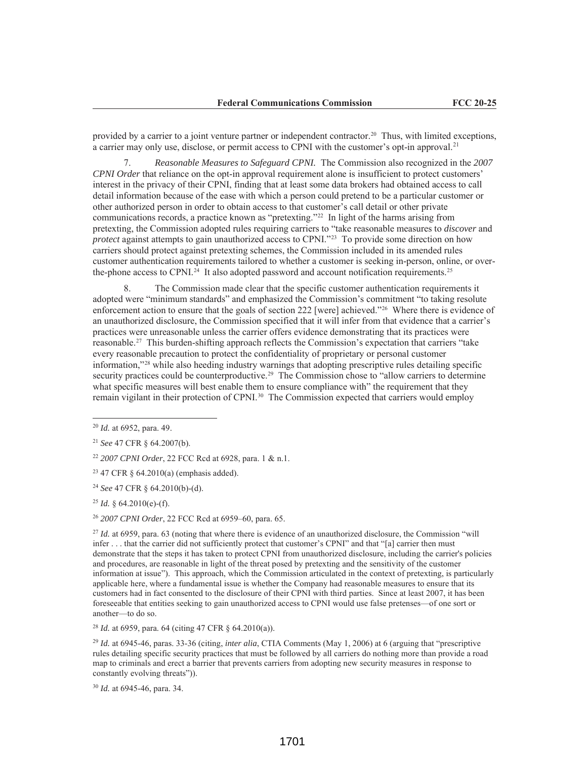provided by a carrier to a joint venture partner or independent contractor.[20] Thus, with limited exceptions, a carrier may only use, disclose, or permit access to CPNI with the customer's opt-in approval.[21]

7. *Reasonable Measures to Safeguard CPNI.* The Commission also recognized in the *2007 CPNI Order* that reliance on the opt-in approval requirement alone is insufficient to protect customers' interest in the privacy of their CPNI, finding that at least some data brokers had obtained access to call detail information because of the ease with which a person could pretend to be a particular customer or other authorized person in order to obtain access to that customer's call detail or other private communications records, a practice known as "pretexting."[22] In light of the harms arising from pretexting, the Commission adopted rules requiring carriers to "take reasonable measures to *discover* and *protect* against attempts to gain unauthorized access to CPNI."[23] To provide some direction on how carriers should protect against pretexting schemes, the Commission included in its amended rules customer authentication requirements tailored to whether a customer is seeking in-person, online, or over-the-phone access to CPNI.[24] It also adopted password and account notification requirements.[25]

8. The Commission made clear that the specific customer authentication requirements it adopted were "minimum standards" and emphasized the Commission's commitment "to taking resolute enforcement action to ensure that the goals of section 222 [were] achieved."[26] Where there is evidence of an unauthorized disclosure, the Commission specified that it will infer from that evidence that a carrier's practices were unreasonable unless the carrier offers evidence demonstrating that its practices were reasonable.[27] This burden-shifting approach reflects the Commission's expectation that carriers "take every reasonable precaution to protect the confidentiality of proprietary or personal customer information,"[28] while also heeding industry warnings that adopting prescriptive rules detailing specific security practices could be counterproductive.[29] The Commission chose to "allow carriers to determine what specific measures will best enable them to ensure compliance with" the requirement that they remain vigilant in their protection of CPNI.[30] The Commission expected that carriers would employ

---

[20] *Id.* at 6952, para. 49.

[21] *See* 47 CFR § 64.2007(b).

[22] *2007 CPNI Order*, 22 FCC Rcd at 6928, para. 1 & n.1.

[23] 47 CFR § 64.2010(a) (emphasis added).

[24] *See* 47 CFR § 64.2010(b)-(d).

[25] *Id.* § 64.2010(e)-(f).

[26] *2007 CPNI Order*, 22 FCC Rcd at 6959–60, para. 65.

[27] *Id.* at 6959, para. 63 (noting that where there is evidence of an unauthorized disclosure, the Commission "will infer . . . that the carrier did not sufficiently protect that customer's CPNI" and that "[a] carrier then must demonstrate that the steps it has taken to protect CPNI from unauthorized disclosure, including the carrier's policies and procedures, are reasonable in light of the threat posed by pretexting and the sensitivity of the customer information at issue"). This approach, which the Commission articulated in the context of pretexting, is particularly applicable here, where a fundamental issue is whether the Company had reasonable measures to ensure that its customers had in fact consented to the disclosure of their CPNI with third parties. Since at least 2007, it has been foreseeable that entities seeking to gain unauthorized access to CPNI would use false pretenses—of one sort or another—to do so.

[28] *Id.* at 6959, para. 64 (citing 47 CFR § 64.2010(a)).

[29] *Id.* at 6945-46, paras. 33-36 (citing, *inter alia*, CTIA Comments (May 1, 2006) at 6 (arguing that "prescriptive rules detailing specific security practices that must be followed by all carriers do nothing more than provide a road map to criminals and erect a barrier that prevents carriers from adopting new security measures in response to constantly evolving threats")).

[30] *Id.* at 6945-46, para. 34.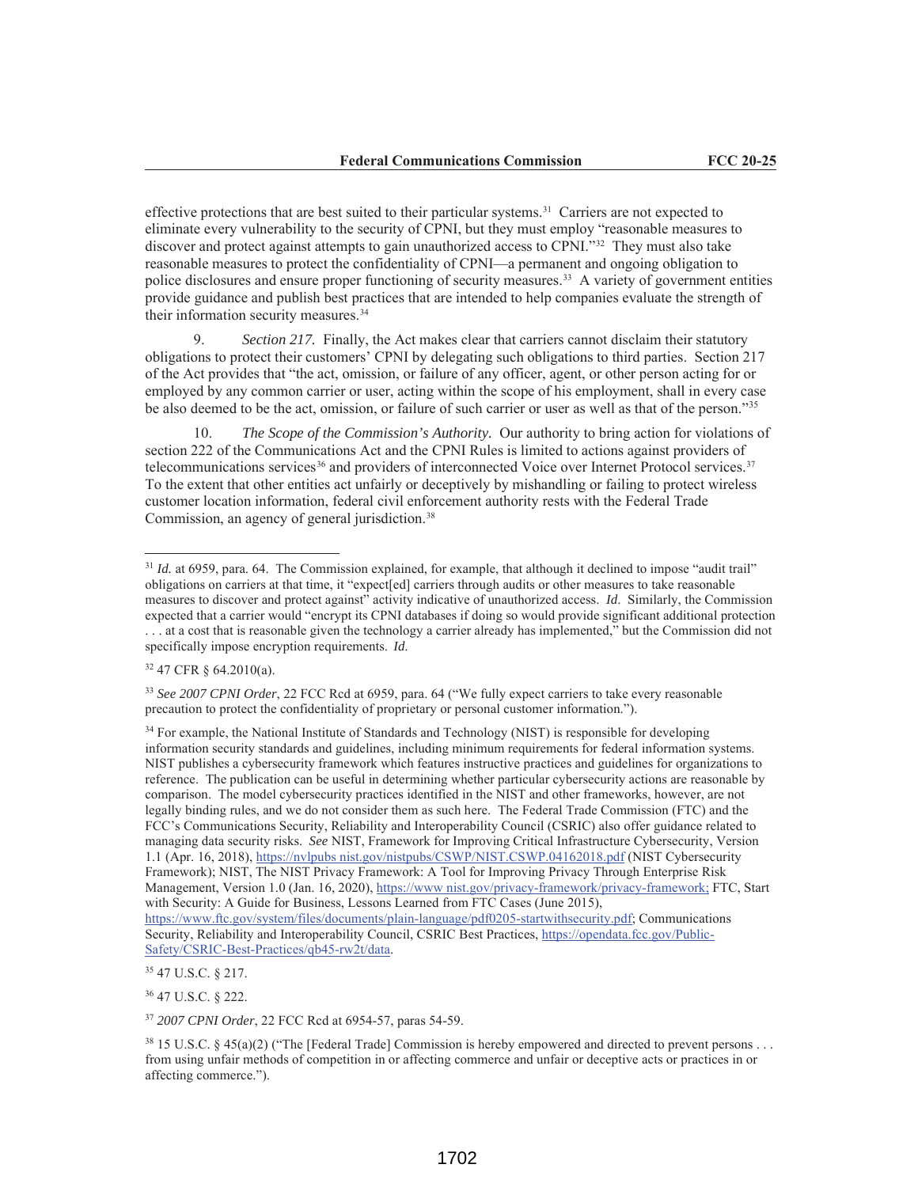effective protections that are best suited to their particular systems.[31] Carriers are not expected to eliminate every vulnerability to the security of CPNI, but they must employ "reasonable measures to discover and protect against attempts to gain unauthorized access to CPNI."[32] They must also take reasonable measures to protect the confidentiality of CPNI—a permanent and ongoing obligation to police disclosures and ensure proper functioning of security measures.[33] A variety of government entities provide guidance and publish best practices that are intended to help companies evaluate the strength of their information security measures.[34]

9. *Section 217.* Finally, the Act makes clear that carriers cannot disclaim their statutory obligations to protect their customers' CPNI by delegating such obligations to third parties. Section 217 of the Act provides that "the act, omission, or failure of any officer, agent, or other person acting for or employed by any common carrier or user, acting within the scope of his employment, shall in every case be also deemed to be the act, omission, or failure of such carrier or user as well as that of the person."[35]

10. *The Scope of the Commission's Authority.* Our authority to bring action for violations of section 222 of the Communications Act and the CPNI Rules is limited to actions against providers of telecommunications services[36] and providers of interconnected Voice over Internet Protocol services.[37] To the extent that other entities act unfairly or deceptively by mishandling or failing to protect wireless customer location information, federal civil enforcement authority rests with the Federal Trade Commission, an agency of general jurisdiction.[38]

---

[31] *Id.* at 6959, para. 64. The Commission explained, for example, that although it declined to impose "audit trail" obligations on carriers at that time, it "expect[ed] carriers through audits or other measures to take reasonable measures to discover and protect against" activity indicative of unauthorized access. *Id*. Similarly, the Commission expected that a carrier would "encrypt its CPNI databases if doing so would provide significant additional protection . . . at a cost that is reasonable given the technology a carrier already has implemented," but the Commission did not specifically impose encryption requirements. *Id.*

[32] 47 CFR § 64.2010(a).

[33] *See 2007 CPNI Order*, 22 FCC Rcd at 6959, para. 64 ("We fully expect carriers to take every reasonable precaution to protect the confidentiality of proprietary or personal customer information.").

[34] For example, the National Institute of Standards and Technology (NIST) is responsible for developing information security standards and guidelines, including minimum requirements for federal information systems. NIST publishes a cybersecurity framework which features instructive practices and guidelines for organizations to reference. The publication can be useful in determining whether particular cybersecurity actions are reasonable by comparison. The model cybersecurity practices identified in the NIST and other frameworks, however, are not legally binding rules, and we do not consider them as such here. The Federal Trade Commission (FTC) and the FCC's Communications Security, Reliability and Interoperability Council (CSRIC) also offer guidance related to managing data security risks. *See* NIST, Framework for Improving Critical Infrastructure Cybersecurity, Version 1.1 (Apr. 16, 2018), https://nvlpubs nist.gov/nistpubs/CSWP/NIST.CSWP.04162018.pdf (NIST Cybersecurity Framework); NIST, The NIST Privacy Framework: A Tool for Improving Privacy Through Enterprise Risk Management, Version 1.0 (Jan. 16, 2020), https://www nist.gov/privacy-framework/privacy-framework; FTC, Start with Security: A Guide for Business, Lessons Learned from FTC Cases (June 2015), https://www.ftc.gov/system/files/documents/plain-language/pdf0205-startwithsecurity.pdf; Communications Security, Reliability and Interoperability Council, CSRIC Best Practices, https://opendata.fcc.gov/Public-Safety/CSRIC-Best-Practices/qb45-rw2t/data.

[35] 47 U.S.C. § 217.

[36] 47 U.S.C. § 222.

[37] *2007 CPNI Order*, 22 FCC Rcd at 6954-57, paras 54-59.

[38] 15 U.S.C. § 45(a)(2) ("The [Federal Trade] Commission is hereby empowered and directed to prevent persons . . . from using unfair methods of competition in or affecting commerce and unfair or deceptive acts or practices in or affecting commerce.").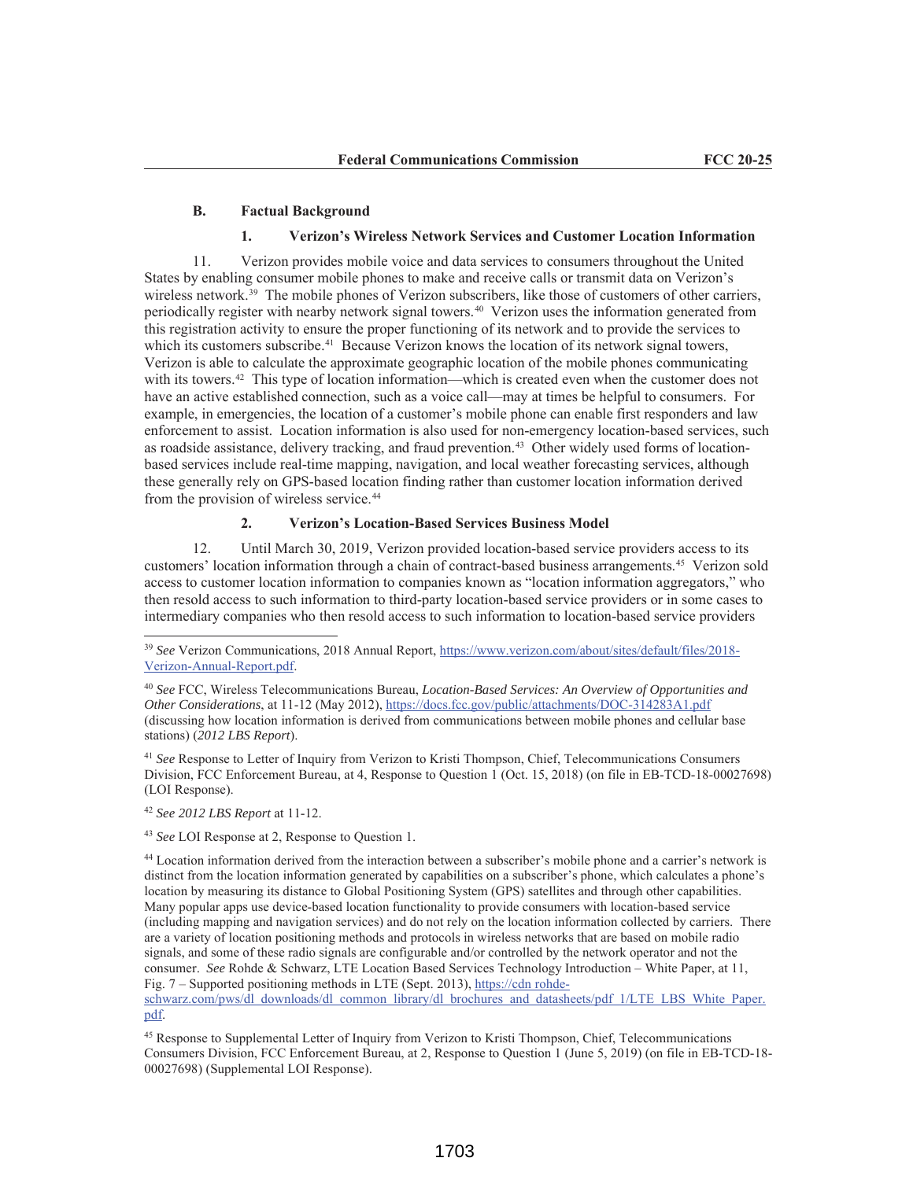### B. Factual Background

#### 1. Verizon's Wireless Network Services and Customer Location Information

11. Verizon provides mobile voice and data services to consumers throughout the United States by enabling consumer mobile phones to make and receive calls or transmit data on Verizon's wireless network.[39] The mobile phones of Verizon subscribers, like those of customers of other carriers, periodically register with nearby network signal towers.[40] Verizon uses the information generated from this registration activity to ensure the proper functioning of its network and to provide the services to which its customers subscribe.[41] Because Verizon knows the location of its network signal towers, Verizon is able to calculate the approximate geographic location of the mobile phones communicating with its towers.[42] This type of location information—which is created even when the customer does not have an active established connection, such as a voice call—may at times be helpful to consumers. For example, in emergencies, the location of a customer's mobile phone can enable first responders and law enforcement to assist. Location information is also used for non-emergency location-based services, such as roadside assistance, delivery tracking, and fraud prevention.[43] Other widely used forms of location-based services include real-time mapping, navigation, and local weather forecasting services, although these generally rely on GPS-based location finding rather than customer location information derived from the provision of wireless service.[44]

#### 2. Verizon's Location-Based Services Business Model

12. Until March 30, 2019, Verizon provided location-based service providers access to its customers' location information through a chain of contract-based business arrangements.[45] Verizon sold access to customer location information to companies known as "location information aggregators," who then resold access to such information to third-party location-based service providers or in some cases to intermediary companies who then resold access to such information to location-based service providers

---

[39] *See* Verizon Communications, 2018 Annual Report, https://www.verizon.com/about/sites/default/files/2018-Verizon-Annual-Report.pdf.

[40] *See* FCC, Wireless Telecommunications Bureau, *Location-Based Services: An Overview of Opportunities and Other Considerations*, at 11-12 (May 2012), https://docs.fcc.gov/public/attachments/DOC-314283A1.pdf (discussing how location information is derived from communications between mobile phones and cellular base stations) (*2012 LBS Report*).

[41] *See* Response to Letter of Inquiry from Verizon to Kristi Thompson, Chief, Telecommunications Consumers Division, FCC Enforcement Bureau, at 4, Response to Question 1 (Oct. 15, 2018) (on file in EB-TCD-18-00027698) (LOI Response).

[42] *See 2012 LBS Report* at 11-12.

[43] *See* LOI Response at 2, Response to Question 1.

[44] Location information derived from the interaction between a subscriber's mobile phone and a carrier's network is distinct from the location information generated by capabilities on a subscriber's phone, which calculates a phone's location by measuring its distance to Global Positioning System (GPS) satellites and through other capabilities. Many popular apps use device-based location functionality to provide consumers with location-based service (including mapping and navigation services) and do not rely on the location information collected by carriers. There are a variety of location positioning methods and protocols in wireless networks that are based on mobile radio signals, and some of these radio signals are configurable and/or controlled by the network operator and not the consumer. *See* Rohde & Schwarz, LTE Location Based Services Technology Introduction – White Paper, at 11, Fig. 7 – Supported positioning methods in LTE (Sept. 2013), https://cdn rohde-schwarz.com/pws/dl_downloads/dl_common_library/dl_brochures_and_datasheets/pdf_1/LTE_LBS_White_Paper.pdf.

[45] Response to Supplemental Letter of Inquiry from Verizon to Kristi Thompson, Chief, Telecommunications Consumers Division, FCC Enforcement Bureau, at 2, Response to Question 1 (June 5, 2019) (on file in EB-TCD-18-00027698) (Supplemental LOI Response).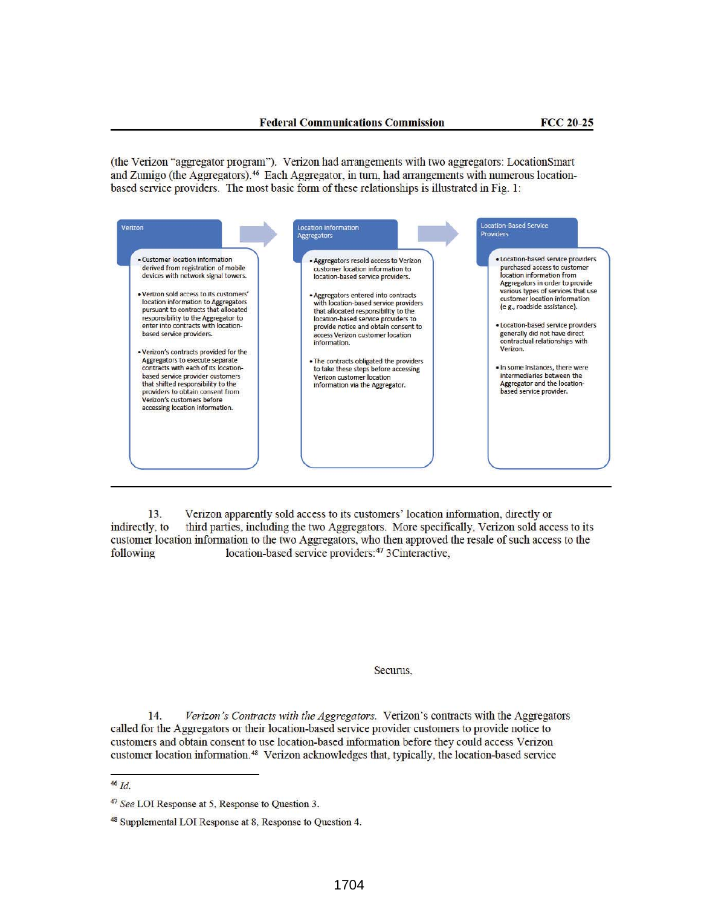(the Verizon "aggregator program"). Verizon had arrangements with two aggregators: LocationSmart and Zumigo (the Aggregators).[46] Each Aggregator, in turn, had arrangements with numerous location-based service providers. The most basic form of these relationships is illustrated in Fig. 1:

| Verizon | Location Information Aggregators | Location-Based Service Providers |
|---|---|---|
| • Customer location information derived from registration of mobile devices with network signal towers.<br><br>• Verizon sold access to its customers' location information to Aggregators pursuant to contracts that allocated responsibility to the Aggregator to enter into contracts with location-based service providers.<br><br>• Verizon's contracts provided for the Aggregators to execute separate contracts with each of its location-based service provider customers that shifted responsibility to the providers to obtain consent from Verizon's customers before accessing location information. | • Aggregators resold access to Verizon customer location information to location-based service providers.<br><br>• Aggregators entered into contracts with location-based service providers that allocated responsibility to the location-based service providers to provide notice and obtain consent to access Verizon customer location information.<br><br>• The contracts obligated the providers to take these steps before accessing Verizon customer location information via the Aggregator. | • Location-based service providers purchased access to customer location information from Aggregators in order to provide various types of services that use customer location information (e.g., roadside assistance).<br><br>• Location-based service providers generally did not have direct contractual relationships with Verizon.<br><br>• In some instances, there were intermediaries between the Aggregator and the location-based service provider. |

13. Verizon apparently sold access to its customers' location information, directly or indirectly, to third parties, including the two Aggregators. More specifically, Verizon sold access to its customer location information to the two Aggregators, who then approved the resale of such access to the following location-based service providers:[47] 3Cinteractive,

Securus,

14. *Verizon's Contracts with the Aggregators.* Verizon's contracts with the Aggregators called for the Aggregators or their location-based service provider customers to provide notice to customers and obtain consent to use location-based information before they could access Verizon customer location information.[48] Verizon acknowledges that, typically, the location-based service

[46] *Id.*

[47] *See* LOI Response at 5, Response to Question 3.

[48] Supplemental LOI Response at 8, Response to Question 4.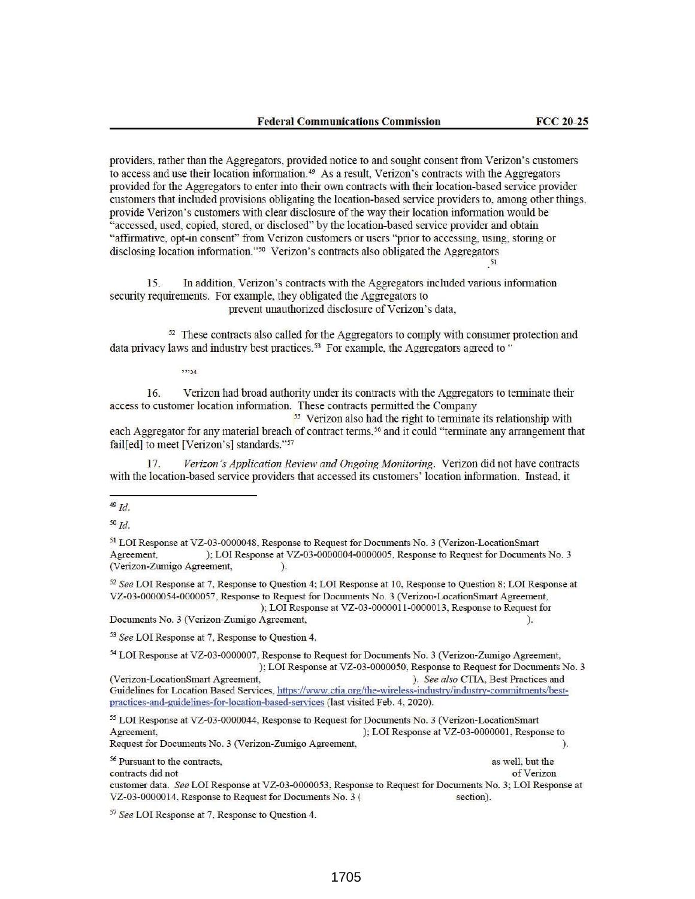providers, rather than the Aggregators, provided notice to and sought consent from Verizon's customers to access and use their location information.[49] As a result, Verizon's contracts with the Aggregators provided for the Aggregators to enter into their own contracts with their location-based service provider customers that included provisions obligating the location-based service providers to, among other things, provide Verizon's customers with clear disclosure of the way their location information would be "accessed, used, copied, stored, or disclosed" by the location-based service provider and obtain "affirmative, opt-in consent" from Verizon customers or users "prior to accessing, using, storing or disclosing location information."[50] Verizon's contracts also obligated the Aggregators .[51]

15. In addition, Verizon's contracts with the Aggregators included various information security requirements. For example, they obligated the Aggregators to prevent unauthorized disclosure of Verizon's data, [52] These contracts also called for the Aggregators to comply with consumer protection and data privacy laws and industry best practices.[53] For example, the Aggregators agreed to " "[54]

16. Verizon had broad authority under its contracts with the Aggregators to terminate their access to customer location information. These contracts permitted the Company [55] Verizon also had the right to terminate its relationship with each Aggregator for any material breach of contract terms,[56] and it could "terminate any arrangement that fail[ed] to meet [Verizon's] standards."[57]

17. *Verizon's Application Review and Ongoing Monitoring*. Verizon did not have contracts with the location-based service providers that accessed its customers' location information. Instead, it

---

[49] *Id.*

[50] *Id.*

[51] LOI Response at VZ-03-0000048, Response to Request for Documents No. 3 (Verizon-LocationSmart Agreement, ); LOI Response at VZ-03-0000004-0000005, Response to Request for Documents No. 3 (Verizon-Zumigo Agreement, ).

[52] *See* LOI Response at 7, Response to Question 4; LOI Response at 10, Response to Question 8; LOI Response at VZ-03-0000054-0000057, Response to Request for Documents No. 3 (Verizon-LocationSmart Agreement, ); LOI Response at VZ-03-0000011-0000013, Response to Request for Documents No. 3 (Verizon-Zumigo Agreement, ).

[53] *See* LOI Response at 7, Response to Question 4.

[54] LOI Response at VZ-03-0000007, Response to Request for Documents No. 3 (Verizon-Zumigo Agreement, ); LOI Response at VZ-03-0000050, Response to Request for Documents No. 3 (Verizon-LocationSmart Agreement, ). *See also* CTIA, Best Practices and Guidelines for Location Based Services, https://www.ctia.org/the-wireless-industry/industry-commitments/best-practices-and-guidelines-for-location-based-services (last visited Feb. 4, 2020).

[55] LOI Response at VZ-03-0000044, Response to Request for Documents No. 3 (Verizon-LocationSmart Agreement, ); LOI Response at VZ-03-0000001, Response to Request for Documents No. 3 (Verizon-Zumigo Agreement, ).

[56] Pursuant to the contracts, as well, but the contracts did not of Verizon customer data. *See* LOI Response at VZ-03-0000053, Response to Request for Documents No. 3; LOI Response at VZ-03-0000014, Response to Request for Documents No. 3 ( section).

[57] *See* LOI Response at 7, Response to Question 4.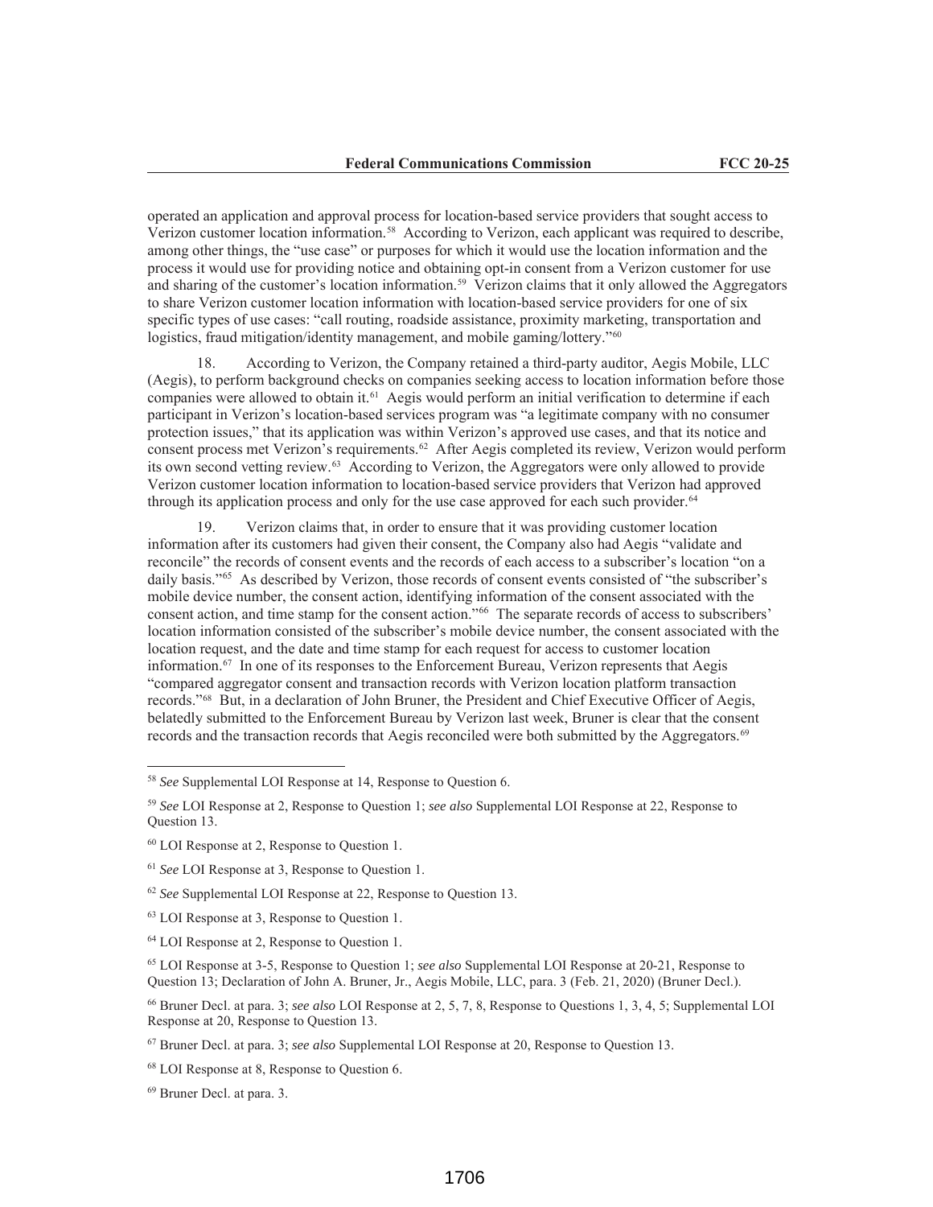operated an application and approval process for location-based service providers that sought access to Verizon customer location information.[58] According to Verizon, each applicant was required to describe, among other things, the "use case" or purposes for which it would use the location information and the process it would use for providing notice and obtaining opt-in consent from a Verizon customer for use and sharing of the customer's location information.[59] Verizon claims that it only allowed the Aggregators to share Verizon customer location information with location-based service providers for one of six specific types of use cases: "call routing, roadside assistance, proximity marketing, transportation and logistics, fraud mitigation/identity management, and mobile gaming/lottery."[60]

18. According to Verizon, the Company retained a third-party auditor, Aegis Mobile, LLC (Aegis), to perform background checks on companies seeking access to location information before those companies were allowed to obtain it.[61] Aegis would perform an initial verification to determine if each participant in Verizon's location-based services program was "a legitimate company with no consumer protection issues," that its application was within Verizon's approved use cases, and that its notice and consent process met Verizon's requirements.[62] After Aegis completed its review, Verizon would perform its own second vetting review.[63] According to Verizon, the Aggregators were only allowed to provide Verizon customer location information to location-based service providers that Verizon had approved through its application process and only for the use case approved for each such provider.[64]

19. Verizon claims that, in order to ensure that it was providing customer location information after its customers had given their consent, the Company also had Aegis "validate and reconcile" the records of consent events and the records of each access to a subscriber's location "on a daily basis."[65] As described by Verizon, those records of consent events consisted of "the subscriber's mobile device number, the consent action, identifying information of the consent associated with the consent action, and time stamp for the consent action."[66] The separate records of access to subscribers' location information consisted of the subscriber's mobile device number, the consent associated with the location request, and the date and time stamp for each request for access to customer location information.[67] In one of its responses to the Enforcement Bureau, Verizon represents that Aegis "compared aggregator consent and transaction records with Verizon location platform transaction records."[68] But, in a declaration of John Bruner, the President and Chief Executive Officer of Aegis, belatedly submitted to the Enforcement Bureau by Verizon last week, Bruner is clear that the consent records and the transaction records that Aegis reconciled were both submitted by the Aggregators.[69]

---

[58] *See* Supplemental LOI Response at 14, Response to Question 6.

[59] *See* LOI Response at 2, Response to Question 1; *see also* Supplemental LOI Response at 22, Response to Question 13.

[60] LOI Response at 2, Response to Question 1.

[61] *See* LOI Response at 3, Response to Question 1.

[62] *See* Supplemental LOI Response at 22, Response to Question 13.

[63] LOI Response at 3, Response to Question 1.

[64] LOI Response at 2, Response to Question 1.

[65] LOI Response at 3-5, Response to Question 1; *see also* Supplemental LOI Response at 20-21, Response to Question 13; Declaration of John A. Bruner, Jr., Aegis Mobile, LLC, para. 3 (Feb. 21, 2020) (Bruner Decl.).

[66] Bruner Decl. at para. 3; *see also* LOI Response at 2, 5, 7, 8, Response to Questions 1, 3, 4, 5; Supplemental LOI Response at 20, Response to Question 13.

[67] Bruner Decl. at para. 3; *see also* Supplemental LOI Response at 20, Response to Question 13.

[68] LOI Response at 8, Response to Question 6.

[69] Bruner Decl. at para. 3.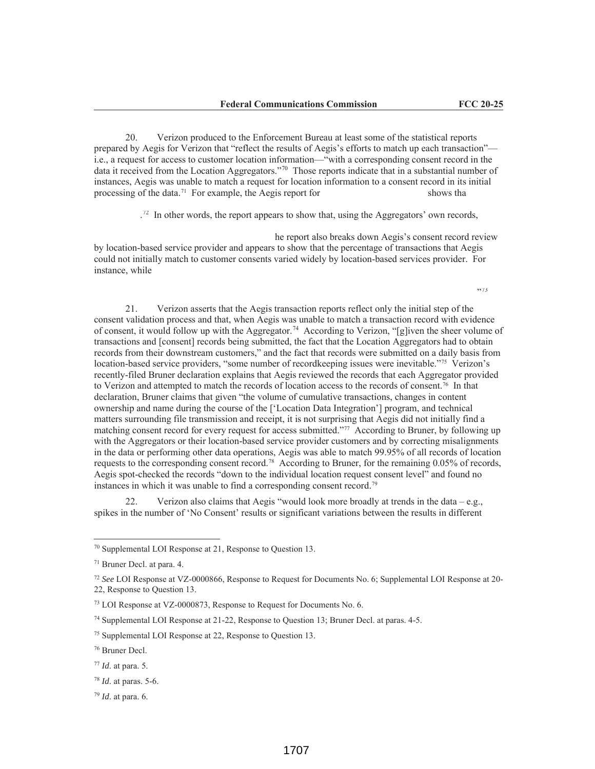20. Verizon produced to the Enforcement Bureau at least some of the statistical reports prepared by Aegis for Verizon that "reflect the results of Aegis's efforts to match up each transaction"—i.e., a request for access to customer location information—"with a corresponding consent record in the data it received from the Location Aggregators."[70] Those reports indicate that in a substantial number of instances, Aegis was unable to match a request for location information to a consent record in its initial processing of the data.[71] For example, the Aegis report for shows tha

.[72] In other words, the report appears to show that, using the Aggregators' own records,

he report also breaks down Aegis's consent record review by location-based service provider and appears to show that the percentage of transactions that Aegis could not initially match to customer consents varied widely by location-based services provider. For instance, while

"[73]

21. Verizon asserts that the Aegis transaction reports reflect only the initial step of the consent validation process and that, when Aegis was unable to match a transaction record with evidence of consent, it would follow up with the Aggregator.[74] According to Verizon, "[g]iven the sheer volume of transactions and [consent] records being submitted, the fact that the Location Aggregators had to obtain records from their downstream customers," and the fact that records were submitted on a daily basis from location-based service providers, "some number of recordkeeping issues were inevitable."[75] Verizon's recently-filed Bruner declaration explains that Aegis reviewed the records that each Aggregator provided to Verizon and attempted to match the records of location access to the records of consent.[76] In that declaration, Bruner claims that given "the volume of cumulative transactions, changes in content ownership and name during the course of the ['Location Data Integration'] program, and technical matters surrounding file transmission and receipt, it is not surprising that Aegis did not initially find a matching consent record for every request for access submitted."[77] According to Bruner, by following up with the Aggregators or their location-based service provider customers and by correcting misalignments in the data or performing other data operations, Aegis was able to match 99.95% of all records of location requests to the corresponding consent record.[78] According to Bruner, for the remaining 0.05% of records, Aegis spot-checked the records "down to the individual location request consent level" and found no instances in which it was unable to find a corresponding consent record.[79]

22. Verizon also claims that Aegis "would look more broadly at trends in the data – e.g., spikes in the number of 'No Consent' results or significant variations between the results in different

---

[70] Supplemental LOI Response at 21, Response to Question 13.

[71] Bruner Decl. at para. 4.

[72] *See* LOI Response at VZ-0000866, Response to Request for Documents No. 6; Supplemental LOI Response at 20-22, Response to Question 13.

[73] LOI Response at VZ-0000873, Response to Request for Documents No. 6.

[74] Supplemental LOI Response at 21-22, Response to Question 13; Bruner Decl. at paras. 4-5.

[75] Supplemental LOI Response at 22, Response to Question 13.

[76] Bruner Decl.

[77] *Id*. at para. 5.

[78] *Id*. at paras. 5-6.

[79] *Id*. at para. 6.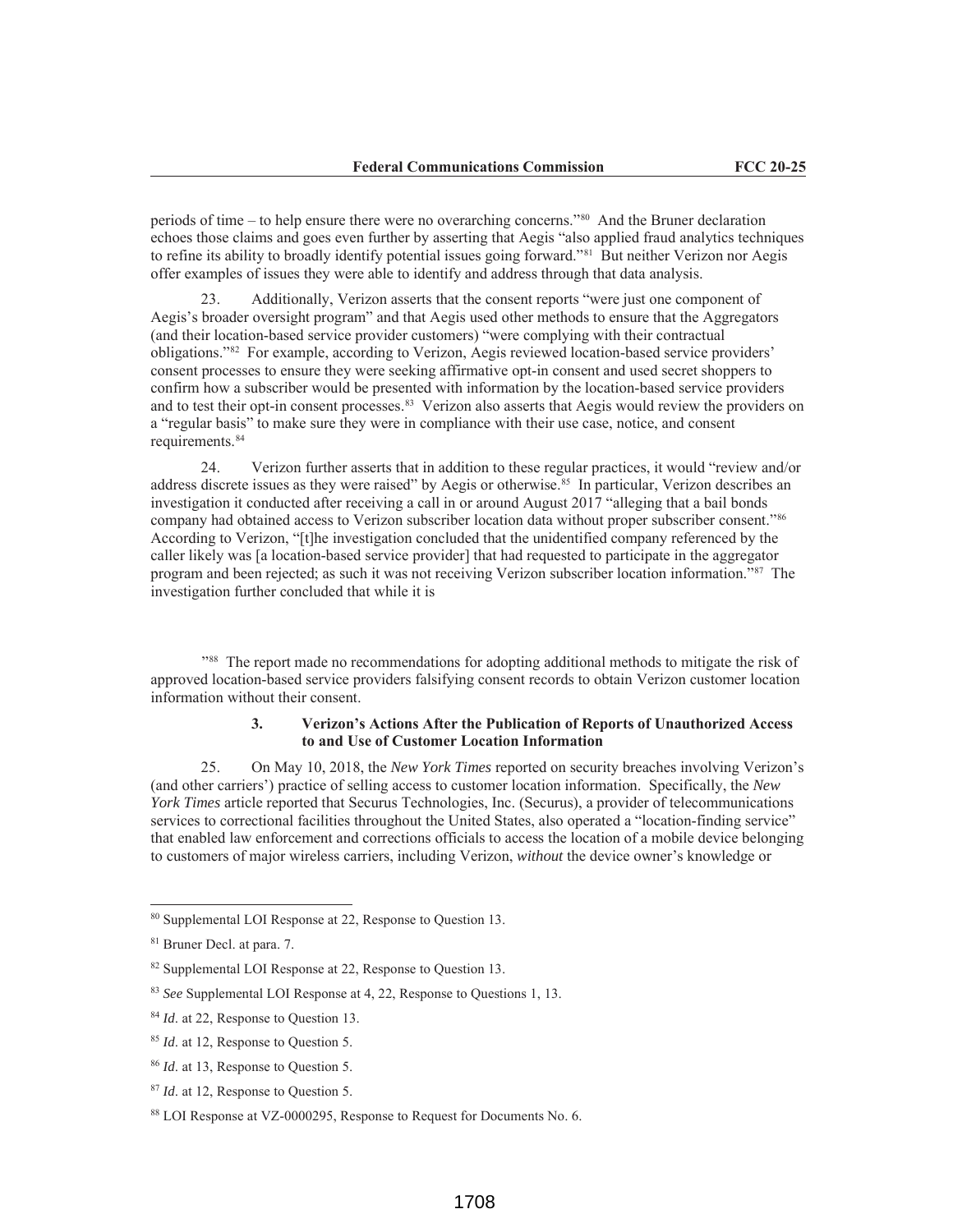periods of time – to help ensure there were no overarching concerns."[80] And the Bruner declaration echoes those claims and goes even further by asserting that Aegis "also applied fraud analytics techniques to refine its ability to broadly identify potential issues going forward."[81] But neither Verizon nor Aegis offer examples of issues they were able to identify and address through that data analysis.

23. Additionally, Verizon asserts that the consent reports "were just one component of Aegis's broader oversight program" and that Aegis used other methods to ensure that the Aggregators (and their location-based service provider customers) "were complying with their contractual obligations."[82] For example, according to Verizon, Aegis reviewed location-based service providers' consent processes to ensure they were seeking affirmative opt-in consent and used secret shoppers to confirm how a subscriber would be presented with information by the location-based service providers and to test their opt-in consent processes.[83] Verizon also asserts that Aegis would review the providers on a "regular basis" to make sure they were in compliance with their use case, notice, and consent requirements.[84]

24. Verizon further asserts that in addition to these regular practices, it would "review and/or address discrete issues as they were raised" by Aegis or otherwise.[85] In particular, Verizon describes an investigation it conducted after receiving a call in or around August 2017 "alleging that a bail bonds company had obtained access to Verizon subscriber location data without proper subscriber consent."[86] According to Verizon, "[t]he investigation concluded that the unidentified company referenced by the caller likely was [a location-based service provider] that had requested to participate in the aggregator program and been rejected; as such it was not receiving Verizon subscriber location information."[87] The investigation further concluded that while it is

"[88] The report made no recommendations for adopting additional methods to mitigate the risk of approved location-based service providers falsifying consent records to obtain Verizon customer location information without their consent.

### 3. Verizon's Actions After the Publication of Reports of Unauthorized Access to and Use of Customer Location Information

25. On May 10, 2018, the *New York Times* reported on security breaches involving Verizon's (and other carriers') practice of selling access to customer location information. Specifically, the *New York Times* article reported that Securus Technologies, Inc. (Securus), a provider of telecommunications services to correctional facilities throughout the United States, also operated a "location-finding service" that enabled law enforcement and corrections officials to access the location of a mobile device belonging to customers of major wireless carriers, including Verizon, *without* the device owner's knowledge or

---

[80] Supplemental LOI Response at 22, Response to Question 13.

[81] Bruner Decl. at para. 7.

[82] Supplemental LOI Response at 22, Response to Question 13.

[83] *See* Supplemental LOI Response at 4, 22, Response to Questions 1, 13.

[84] *Id*. at 22, Response to Question 13.

[85] *Id*. at 12, Response to Question 5.

[86] *Id*. at 13, Response to Question 5.

[87] *Id*. at 12, Response to Question 5.

[88] LOI Response at VZ-0000295, Response to Request for Documents No. 6.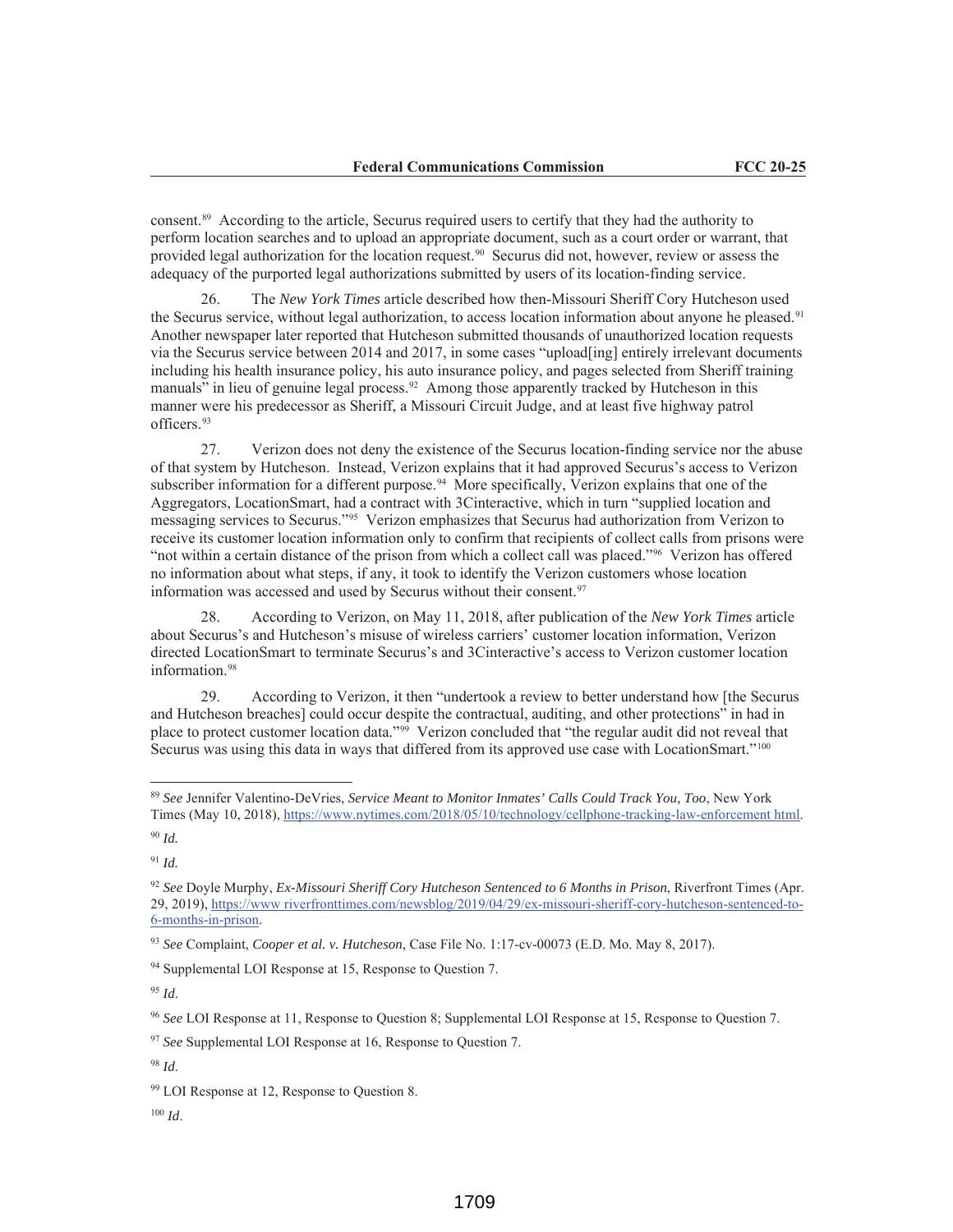consent.[89] According to the article, Securus required users to certify that they had the authority to perform location searches and to upload an appropriate document, such as a court order or warrant, that provided legal authorization for the location request.[90] Securus did not, however, review or assess the adequacy of the purported legal authorizations submitted by users of its location-finding service.

26. The *New York Times* article described how then-Missouri Sheriff Cory Hutcheson used the Securus service, without legal authorization, to access location information about anyone he pleased.[91] Another newspaper later reported that Hutcheson submitted thousands of unauthorized location requests via the Securus service between 2014 and 2017, in some cases "upload[ing] entirely irrelevant documents including his health insurance policy, his auto insurance policy, and pages selected from Sheriff training manuals" in lieu of genuine legal process.[92] Among those apparently tracked by Hutcheson in this manner were his predecessor as Sheriff, a Missouri Circuit Judge, and at least five highway patrol officers.[93]

27. Verizon does not deny the existence of the Securus location-finding service nor the abuse of that system by Hutcheson. Instead, Verizon explains that it had approved Securus's access to Verizon subscriber information for a different purpose.[94] More specifically, Verizon explains that one of the Aggregators, LocationSmart, had a contract with 3Cinteractive, which in turn "supplied location and messaging services to Securus."[95] Verizon emphasizes that Securus had authorization from Verizon to receive its customer location information only to confirm that recipients of collect calls from prisons were "not within a certain distance of the prison from which a collect call was placed."[96] Verizon has offered no information about what steps, if any, it took to identify the Verizon customers whose location information was accessed and used by Securus without their consent.[97]

28. According to Verizon, on May 11, 2018, after publication of the *New York Times* article about Securus's and Hutcheson's misuse of wireless carriers' customer location information, Verizon directed LocationSmart to terminate Securus's and 3Cinteractive's access to Verizon customer location information.[98]

29. According to Verizon, it then "undertook a review to better understand how [the Securus and Hutcheson breaches] could occur despite the contractual, auditing, and other protections" in had in place to protect customer location data."[99] Verizon concluded that "the regular audit did not reveal that Securus was using this data in ways that differed from its approved use case with LocationSmart."[100]

---

[89] *See* Jennifer Valentino-DeVries, *Service Meant to Monitor Inmates' Calls Could Track You, Too*, New York Times (May 10, 2018), https://www.nytimes.com/2018/05/10/technology/cellphone-tracking-law-enforcement html.

[90] *Id.*

[91] *Id.*

[92] *See* Doyle Murphy, *Ex-Missouri Sheriff Cory Hutcheson Sentenced to 6 Months in Prison*, Riverfront Times (Apr. 29, 2019), https://www riverfronttimes.com/newsblog/2019/04/29/ex-missouri-sheriff-cory-hutcheson-sentenced-to-6-months-in-prison.

[93] *See* Complaint, *Cooper et al. v. Hutcheson*, Case File No. 1:17-cv-00073 (E.D. Mo. May 8, 2017).

[94] Supplemental LOI Response at 15, Response to Question 7.

[95] *Id*.

[96] *See* LOI Response at 11, Response to Question 8; Supplemental LOI Response at 15, Response to Question 7.

[97] *See* Supplemental LOI Response at 16, Response to Question 7.

[98] *Id*.

[99] LOI Response at 12, Response to Question 8.

[100] *Id*.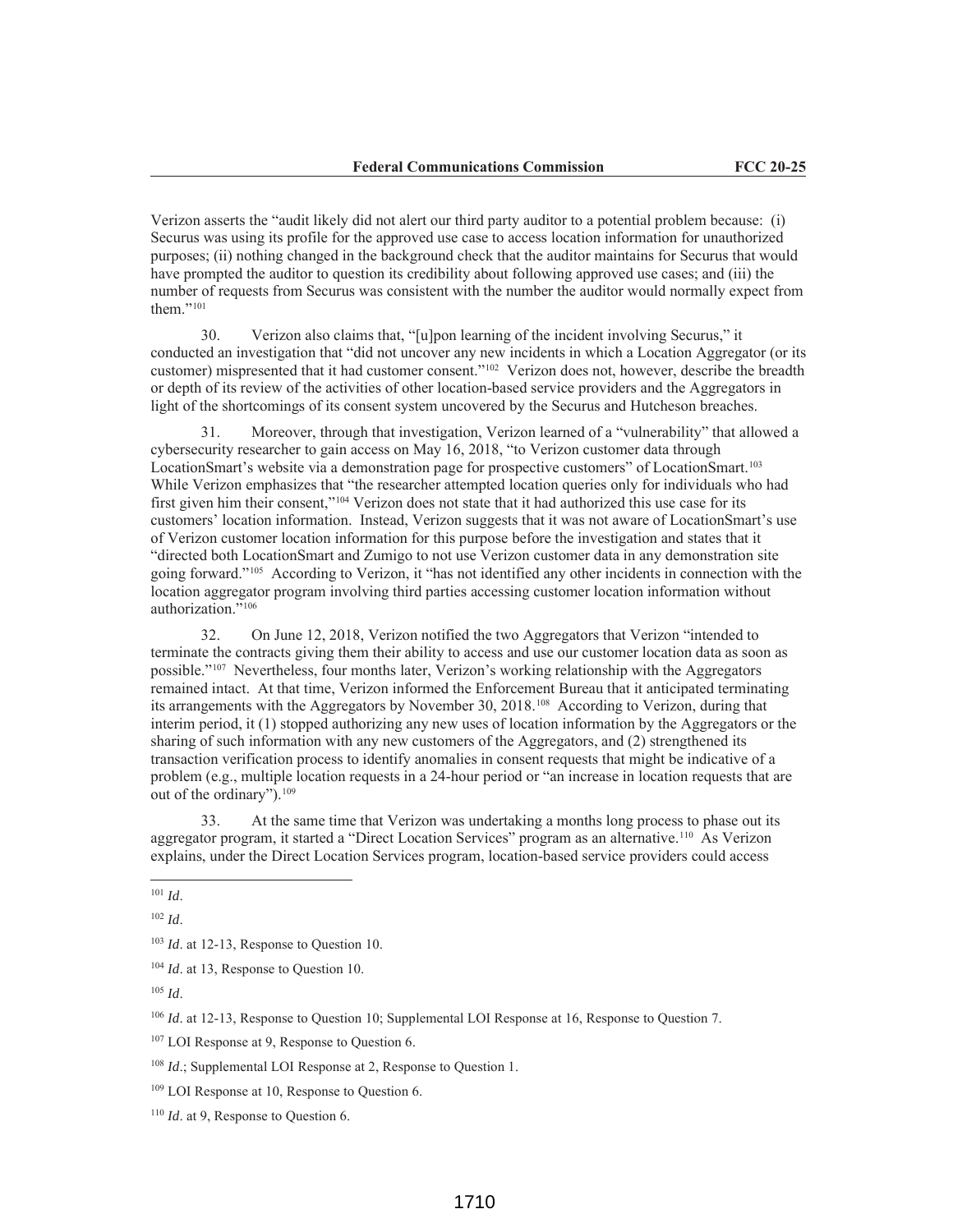Verizon asserts the "audit likely did not alert our third party auditor to a potential problem because: (i) Securus was using its profile for the approved use case to access location information for unauthorized purposes; (ii) nothing changed in the background check that the auditor maintains for Securus that would have prompted the auditor to question its credibility about following approved use cases; and (iii) the number of requests from Securus was consistent with the number the auditor would normally expect from them."[101]

30. Verizon also claims that, "[u]pon learning of the incident involving Securus," it conducted an investigation that "did not uncover any new incidents in which a Location Aggregator (or its customer) mispresented that it had customer consent."[102] Verizon does not, however, describe the breadth or depth of its review of the activities of other location-based service providers and the Aggregators in light of the shortcomings of its consent system uncovered by the Securus and Hutcheson breaches.

31. Moreover, through that investigation, Verizon learned of a "vulnerability" that allowed a cybersecurity researcher to gain access on May 16, 2018, "to Verizon customer data through LocationSmart's website via a demonstration page for prospective customers" of LocationSmart.[103] While Verizon emphasizes that "the researcher attempted location queries only for individuals who had first given him their consent,"[104] Verizon does not state that it had authorized this use case for its customers' location information. Instead, Verizon suggests that it was not aware of LocationSmart's use of Verizon customer location information for this purpose before the investigation and states that it "directed both LocationSmart and Zumigo to not use Verizon customer data in any demonstration site going forward."[105] According to Verizon, it "has not identified any other incidents in connection with the location aggregator program involving third parties accessing customer location information without authorization."[106]

32. On June 12, 2018, Verizon notified the two Aggregators that Verizon "intended to terminate the contracts giving them their ability to access and use our customer location data as soon as possible."[107] Nevertheless, four months later, Verizon's working relationship with the Aggregators remained intact. At that time, Verizon informed the Enforcement Bureau that it anticipated terminating its arrangements with the Aggregators by November 30, 2018.[108] According to Verizon, during that interim period, it (1) stopped authorizing any new uses of location information by the Aggregators or the sharing of such information with any new customers of the Aggregators, and (2) strengthened its transaction verification process to identify anomalies in consent requests that might be indicative of a problem (e.g., multiple location requests in a 24-hour period or "an increase in location requests that are out of the ordinary").[109]

33. At the same time that Verizon was undertaking a months long process to phase out its aggregator program, it started a "Direct Location Services" program as an alternative.[110] As Verizon explains, under the Direct Location Services program, location-based service providers could access

---

[101] *Id*.

[102] *Id*.

[103] *Id*. at 12-13, Response to Question 10.

[104] *Id*. at 13, Response to Question 10.

[105] *Id*.

[106] *Id*. at 12-13, Response to Question 10; Supplemental LOI Response at 16, Response to Question 7.

[107] LOI Response at 9, Response to Question 6.

[108] *Id*.; Supplemental LOI Response at 2, Response to Question 1.

[109] LOI Response at 10, Response to Question 6.

[110] *Id*. at 9, Response to Question 6.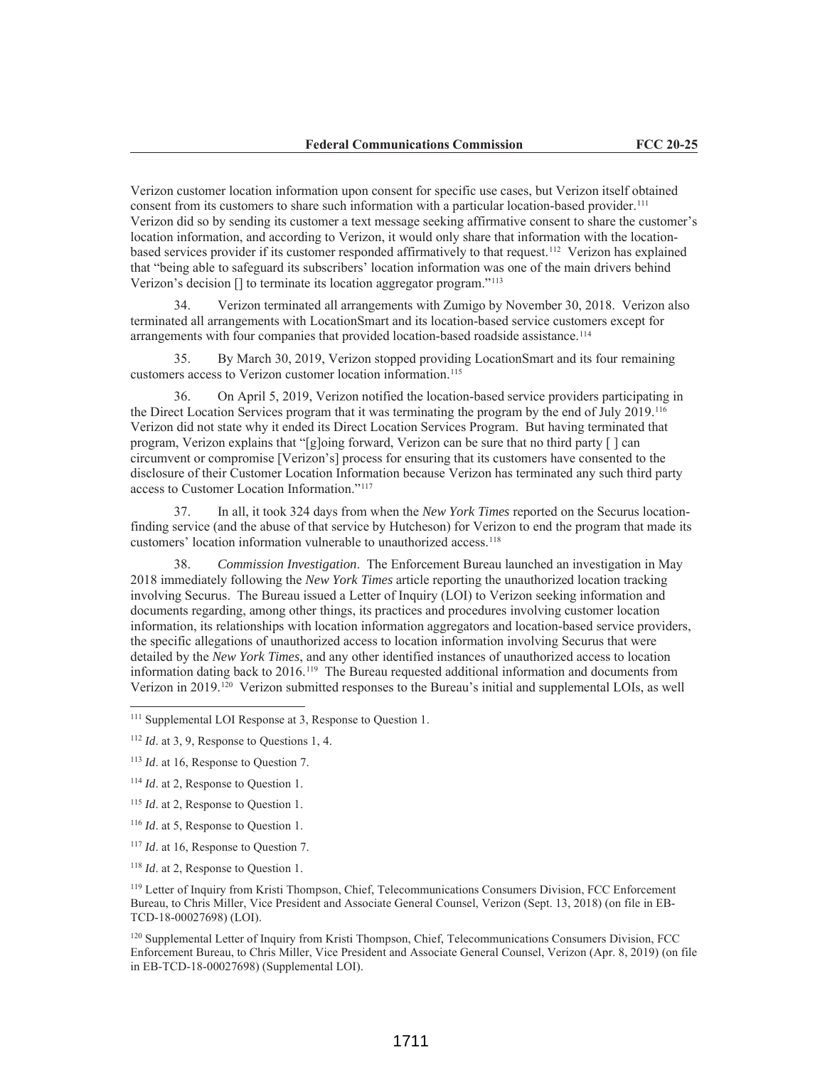Verizon customer location information upon consent for specific use cases, but Verizon itself obtained consent from its customers to share such information with a particular location-based provider.[111] Verizon did so by sending its customer a text message seeking affirmative consent to share the customer's location information, and according to Verizon, it would only share that information with the location-based services provider if its customer responded affirmatively to that request.[112] Verizon has explained that "being able to safeguard its subscribers' location information was one of the main drivers behind Verizon's decision [] to terminate its location aggregator program."[113]

34. Verizon terminated all arrangements with Zumigo by November 30, 2018. Verizon also terminated all arrangements with LocationSmart and its location-based service customers except for arrangements with four companies that provided location-based roadside assistance.[114]

35. By March 30, 2019, Verizon stopped providing LocationSmart and its four remaining customers access to Verizon customer location information.[115]

36. On April 5, 2019, Verizon notified the location-based service providers participating in the Direct Location Services program that it was terminating the program by the end of July 2019.[116] Verizon did not state why it ended its Direct Location Services Program. But having terminated that program, Verizon explains that "[g]oing forward, Verizon can be sure that no third party [ ] can circumvent or compromise [Verizon's] process for ensuring that its customers have consented to the disclosure of their Customer Location Information because Verizon has terminated any such third party access to Customer Location Information."[117]

37. In all, it took 324 days from when the *New York Times* reported on the Securus location-finding service (and the abuse of that service by Hutcheson) for Verizon to end the program that made its customers' location information vulnerable to unauthorized access.[118]

38. *Commission Investigation*. The Enforcement Bureau launched an investigation in May 2018 immediately following the *New York Times* article reporting the unauthorized location tracking involving Securus. The Bureau issued a Letter of Inquiry (LOI) to Verizon seeking information and documents regarding, among other things, its practices and procedures involving customer location information, its relationships with location information aggregators and location-based service providers, the specific allegations of unauthorized access to location information involving Securus that were detailed by the *New York Times*, and any other identified instances of unauthorized access to location information dating back to 2016.[119] The Bureau requested additional information and documents from Verizon in 2019.[120] Verizon submitted responses to the Bureau's initial and supplemental LOIs, as well

---

[111] Supplemental LOI Response at 3, Response to Question 1.

[112] *Id*. at 3, 9, Response to Questions 1, 4.

[113] *Id*. at 16, Response to Question 7.

[114] *Id*. at 2, Response to Question 1.

[115] *Id*. at 2, Response to Question 1.

[116] *Id*. at 5, Response to Question 1.

[117] *Id*. at 16, Response to Question 7.

[118] *Id*. at 2, Response to Question 1.

[119] Letter of Inquiry from Kristi Thompson, Chief, Telecommunications Consumers Division, FCC Enforcement Bureau, to Chris Miller, Vice President and Associate General Counsel, Verizon (Sept. 13, 2018) (on file in EB-TCD-18-00027698) (LOI).

[120] Supplemental Letter of Inquiry from Kristi Thompson, Chief, Telecommunications Consumers Division, FCC Enforcement Bureau, to Chris Miller, Vice President and Associate General Counsel, Verizon (Apr. 8, 2019) (on file in EB-TCD-18-00027698) (Supplemental LOI).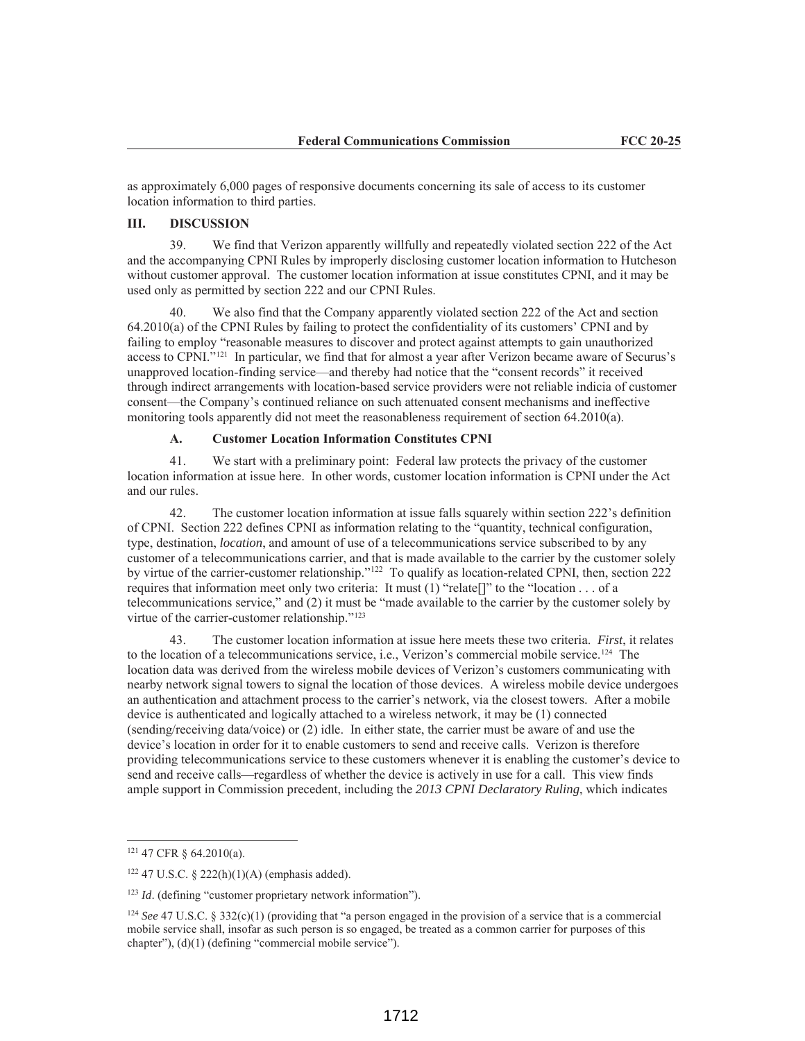as approximately 6,000 pages of responsive documents concerning its sale of access to its customer location information to third parties.

## III. DISCUSSION

39. We find that Verizon apparently willfully and repeatedly violated section 222 of the Act and the accompanying CPNI Rules by improperly disclosing customer location information to Hutcheson without customer approval. The customer location information at issue constitutes CPNI, and it may be used only as permitted by section 222 and our CPNI Rules.

40. We also find that the Company apparently violated section 222 of the Act and section 64.2010(a) of the CPNI Rules by failing to protect the confidentiality of its customers' CPNI and by failing to employ "reasonable measures to discover and protect against attempts to gain unauthorized access to CPNI."[121] In particular, we find that for almost a year after Verizon became aware of Securus's unapproved location-finding service—and thereby had notice that the "consent records" it received through indirect arrangements with location-based service providers were not reliable indicia of customer consent—the Company's continued reliance on such attenuated consent mechanisms and ineffective monitoring tools apparently did not meet the reasonableness requirement of section 64.2010(a).

### A. Customer Location Information Constitutes CPNI

41. We start with a preliminary point: Federal law protects the privacy of the customer location information at issue here. In other words, customer location information is CPNI under the Act and our rules.

42. The customer location information at issue falls squarely within section 222's definition of CPNI. Section 222 defines CPNI as information relating to the "quantity, technical configuration, type, destination, *location*, and amount of use of a telecommunications service subscribed to by any customer of a telecommunications carrier, and that is made available to the carrier by the customer solely by virtue of the carrier-customer relationship."[122] To qualify as location-related CPNI, then, section 222 requires that information meet only two criteria: It must (1) "relate[]" to the "location . . . of a telecommunications service," and (2) it must be "made available to the carrier by the customer solely by virtue of the carrier-customer relationship."[123]

43. The customer location information at issue here meets these two criteria. *First*, it relates to the location of a telecommunications service, i.e., Verizon's commercial mobile service.[124] The location data was derived from the wireless mobile devices of Verizon's customers communicating with nearby network signal towers to signal the location of those devices. A wireless mobile device undergoes an authentication and attachment process to the carrier's network, via the closest towers. After a mobile device is authenticated and logically attached to a wireless network, it may be (1) connected (sending/receiving data/voice) or (2) idle. In either state, the carrier must be aware of and use the device's location in order for it to enable customers to send and receive calls. Verizon is therefore providing telecommunications service to these customers whenever it is enabling the customer's device to send and receive calls—regardless of whether the device is actively in use for a call. This view finds ample support in Commission precedent, including the *2013 CPNI Declaratory Ruling*, which indicates

---

[121] 47 CFR § 64.2010(a).

[122] 47 U.S.C. § 222(h)(1)(A) (emphasis added).

[123] *Id*. (defining "customer proprietary network information").

[124] *See* 47 U.S.C. § 332(c)(1) (providing that "a person engaged in the provision of a service that is a commercial mobile service shall, insofar as such person is so engaged, be treated as a common carrier for purposes of this chapter"), (d)(1) (defining "commercial mobile service").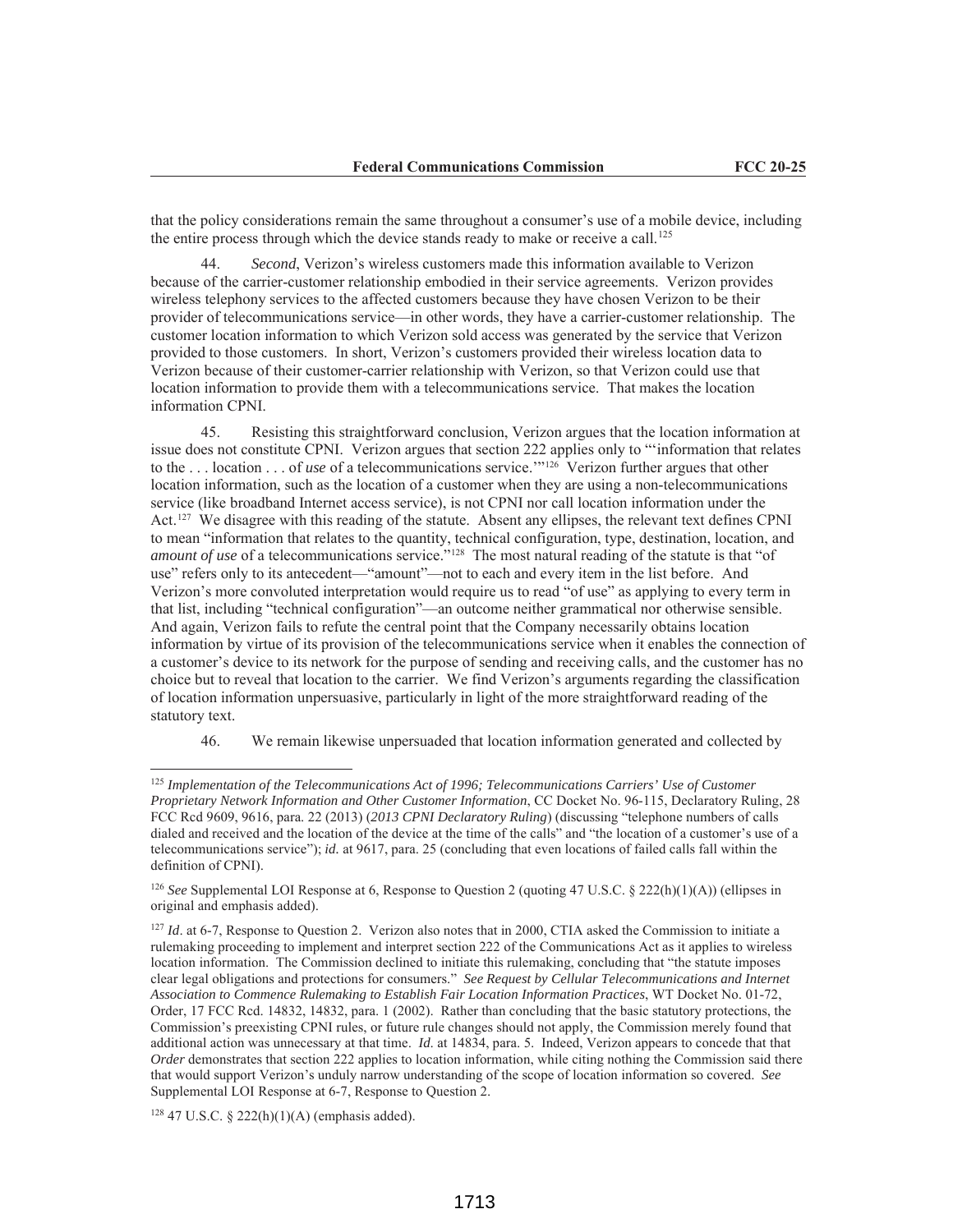that the policy considerations remain the same throughout a consumer's use of a mobile device, including the entire process through which the device stands ready to make or receive a call.[125]

44. *Second*, Verizon's wireless customers made this information available to Verizon because of the carrier-customer relationship embodied in their service agreements. Verizon provides wireless telephony services to the affected customers because they have chosen Verizon to be their provider of telecommunications service—in other words, they have a carrier-customer relationship. The customer location information to which Verizon sold access was generated by the service that Verizon provided to those customers. In short, Verizon's customers provided their wireless location data to Verizon because of their customer-carrier relationship with Verizon, so that Verizon could use that location information to provide them with a telecommunications service. That makes the location information CPNI.

45. Resisting this straightforward conclusion, Verizon argues that the location information at issue does not constitute CPNI. Verizon argues that section 222 applies only to "'information that relates to the . . . location . . . of *use* of a telecommunications service.'"[126] Verizon further argues that other location information, such as the location of a customer when they are using a non-telecommunications service (like broadband Internet access service), is not CPNI nor call location information under the Act.[127] We disagree with this reading of the statute. Absent any ellipses, the relevant text defines CPNI to mean "information that relates to the quantity, technical configuration, type, destination, location, and *amount of use* of a telecommunications service."[128] The most natural reading of the statute is that "of use" refers only to its antecedent—"amount"—not to each and every item in the list before. And Verizon's more convoluted interpretation would require us to read "of use" as applying to every term in that list, including "technical configuration"—an outcome neither grammatical nor otherwise sensible. And again, Verizon fails to refute the central point that the Company necessarily obtains location information by virtue of its provision of the telecommunications service when it enables the connection of a customer's device to its network for the purpose of sending and receiving calls, and the customer has no choice but to reveal that location to the carrier. We find Verizon's arguments regarding the classification of location information unpersuasive, particularly in light of the more straightforward reading of the statutory text.

46. We remain likewise unpersuaded that location information generated and collected by

---

[125] *Implementation of the Telecommunications Act of 1996; Telecommunications Carriers' Use of Customer Proprietary Network Information and Other Customer Information*, CC Docket No. 96-115, Declaratory Ruling, 28 FCC Rcd 9609, 9616, para. 22 (2013) (*2013 CPNI Declaratory Ruling*) (discussing "telephone numbers of calls dialed and received and the location of the device at the time of the calls" and "the location of a customer's use of a telecommunications service"); *id.* at 9617, para. 25 (concluding that even locations of failed calls fall within the definition of CPNI).

[126] *See* Supplemental LOI Response at 6, Response to Question 2 (quoting 47 U.S.C. § 222(h)(1)(A)) (ellipses in original and emphasis added).

[127] *Id*. at 6-7, Response to Question 2. Verizon also notes that in 2000, CTIA asked the Commission to initiate a rulemaking proceeding to implement and interpret section 222 of the Communications Act as it applies to wireless location information. The Commission declined to initiate this rulemaking, concluding that "the statute imposes clear legal obligations and protections for consumers." *See Request by Cellular Telecommunications and Internet Association to Commence Rulemaking to Establish Fair Location Information Practices*, WT Docket No. 01-72, Order, 17 FCC Rcd. 14832, 14832, para. 1 (2002). Rather than concluding that the basic statutory protections, the Commission's preexisting CPNI rules, or future rule changes should not apply, the Commission merely found that additional action was unnecessary at that time. *Id*. at 14834, para. 5. Indeed, Verizon appears to concede that that *Order* demonstrates that section 222 applies to location information, while citing nothing the Commission said there that would support Verizon's unduly narrow understanding of the scope of location information so covered. *See* Supplemental LOI Response at 6-7, Response to Question 2.

[128] 47 U.S.C. § 222(h)(1)(A) (emphasis added).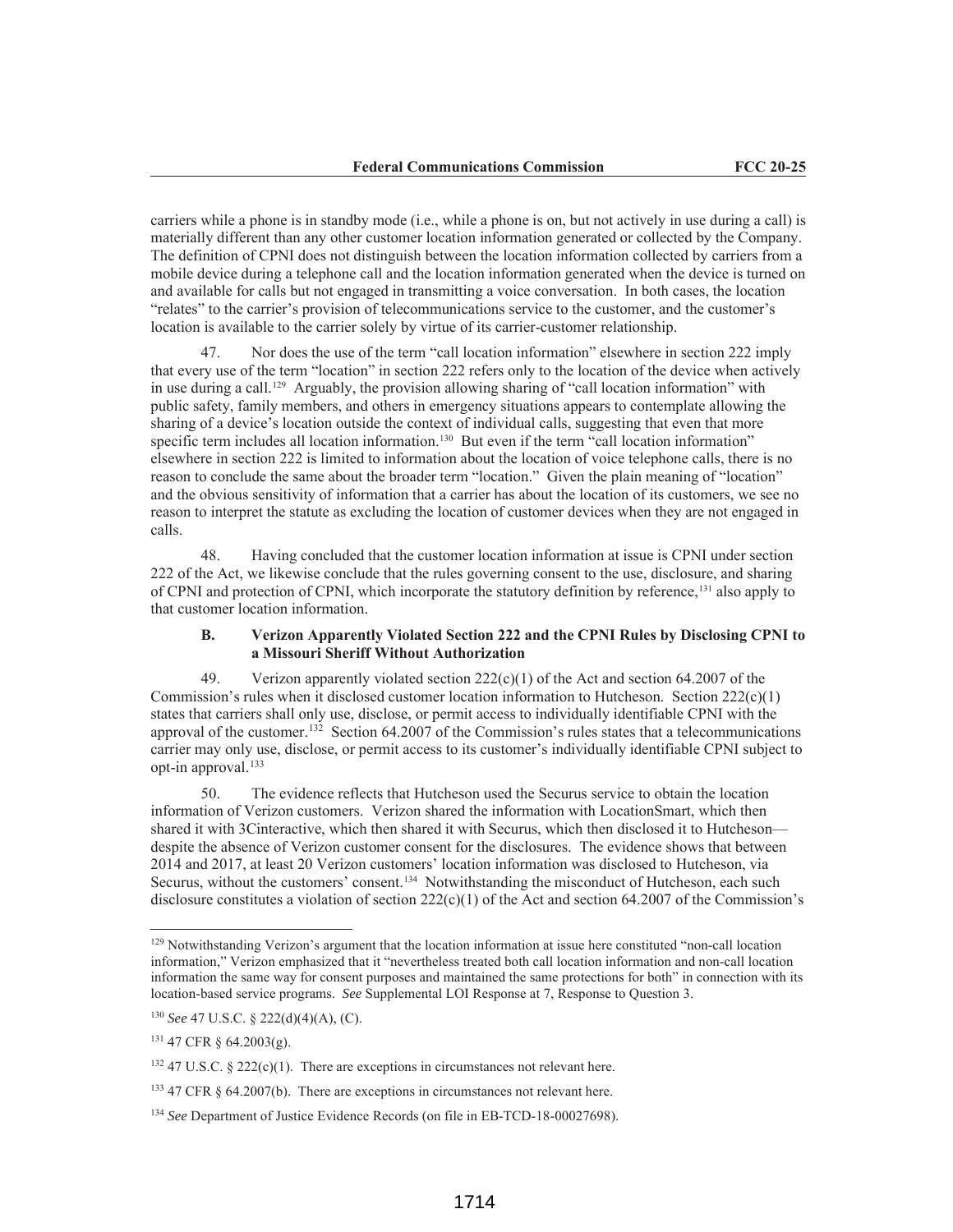carriers while a phone is in standby mode (i.e., while a phone is on, but not actively in use during a call) is materially different than any other customer location information generated or collected by the Company. The definition of CPNI does not distinguish between the location information collected by carriers from a mobile device during a telephone call and the location information generated when the device is turned on and available for calls but not engaged in transmitting a voice conversation. In both cases, the location "relates" to the carrier's provision of telecommunications service to the customer, and the customer's location is available to the carrier solely by virtue of its carrier-customer relationship.

47. Nor does the use of the term "call location information" elsewhere in section 222 imply that every use of the term "location" in section 222 refers only to the location of the device when actively in use during a call.[129] Arguably, the provision allowing sharing of "call location information" with public safety, family members, and others in emergency situations appears to contemplate allowing the sharing of a device's location outside the context of individual calls, suggesting that even that more specific term includes all location information.[130] But even if the term "call location information" elsewhere in section 222 is limited to information about the location of voice telephone calls, there is no reason to conclude the same about the broader term "location." Given the plain meaning of "location" and the obvious sensitivity of information that a carrier has about the location of its customers, we see no reason to interpret the statute as excluding the location of customer devices when they are not engaged in calls.

48. Having concluded that the customer location information at issue is CPNI under section 222 of the Act, we likewise conclude that the rules governing consent to the use, disclosure, and sharing of CPNI and protection of CPNI, which incorporate the statutory definition by reference,[131] also apply to that customer location information.

### B. Verizon Apparently Violated Section 222 and the CPNI Rules by Disclosing CPNI to a Missouri Sheriff Without Authorization

49. Verizon apparently violated section 222(c)(1) of the Act and section 64.2007 of the Commission's rules when it disclosed customer location information to Hutcheson. Section 222(c)(1) states that carriers shall only use, disclose, or permit access to individually identifiable CPNI with the approval of the customer.[132] Section 64.2007 of the Commission's rules states that a telecommunications carrier may only use, disclose, or permit access to its customer's individually identifiable CPNI subject to opt-in approval.[133]

50. The evidence reflects that Hutcheson used the Securus service to obtain the location information of Verizon customers. Verizon shared the information with LocationSmart, which then shared it with 3Cinteractive, which then shared it with Securus, which then disclosed it to Hutcheson—despite the absence of Verizon customer consent for the disclosures. The evidence shows that between 2014 and 2017, at least 20 Verizon customers' location information was disclosed to Hutcheson, via Securus, without the customers' consent.[134] Notwithstanding the misconduct of Hutcheson, each such disclosure constitutes a violation of section 222(c)(1) of the Act and section 64.2007 of the Commission's

---

[129] Notwithstanding Verizon's argument that the location information at issue here constituted "non-call location information," Verizon emphasized that it "nevertheless treated both call location information and non-call location information the same way for consent purposes and maintained the same protections for both" in connection with its location-based service programs. *See* Supplemental LOI Response at 7, Response to Question 3.

[130] *See* 47 U.S.C. § 222(d)(4)(A), (C).

[131] 47 CFR § 64.2003(g).

[132] 47 U.S.C. § 222(c)(1). There are exceptions in circumstances not relevant here.

[133] 47 CFR § 64.2007(b). There are exceptions in circumstances not relevant here.

[134] *See* Department of Justice Evidence Records (on file in EB-TCD-18-00027698).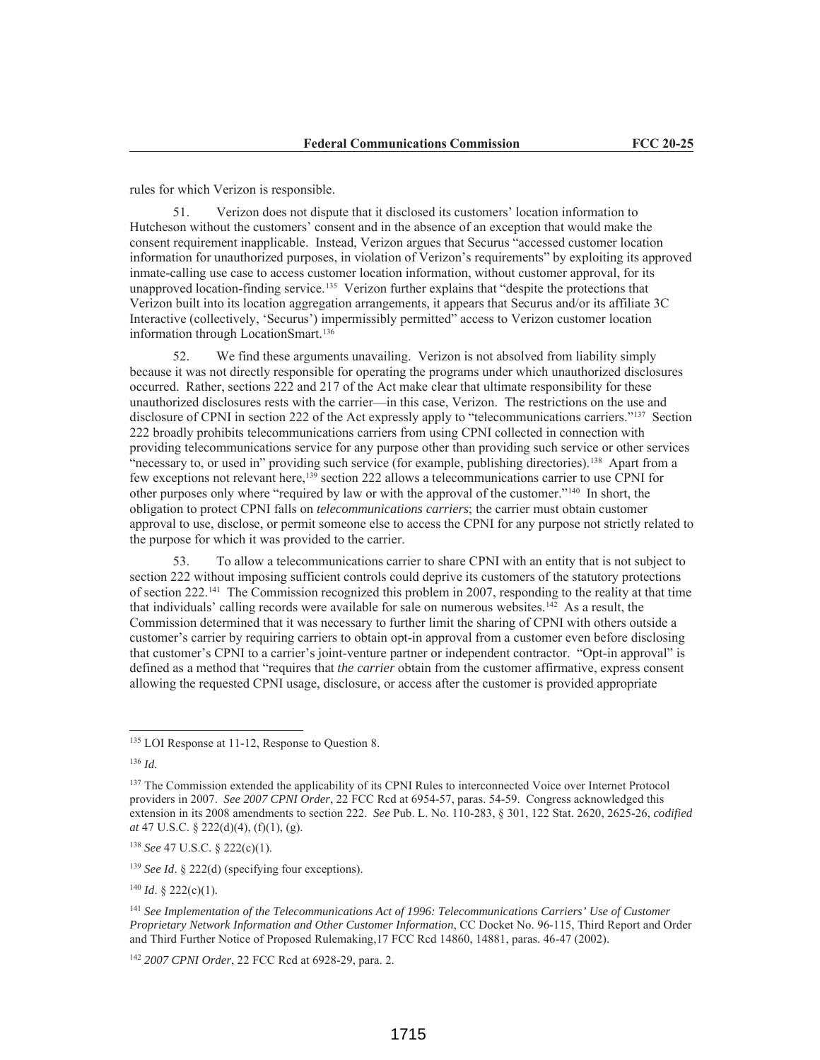rules for which Verizon is responsible.

51. Verizon does not dispute that it disclosed its customers' location information to Hutcheson without the customers' consent and in the absence of an exception that would make the consent requirement inapplicable. Instead, Verizon argues that Securus "accessed customer location information for unauthorized purposes, in violation of Verizon's requirements" by exploiting its approved inmate-calling use case to access customer location information, without customer approval, for its unapproved location-finding service.[135] Verizon further explains that "despite the protections that Verizon built into its location aggregation arrangements, it appears that Securus and/or its affiliate 3C Interactive (collectively, 'Securus') impermissibly permitted" access to Verizon customer location information through LocationSmart.[136]

52. We find these arguments unavailing. Verizon is not absolved from liability simply because it was not directly responsible for operating the programs under which unauthorized disclosures occurred. Rather, sections 222 and 217 of the Act make clear that ultimate responsibility for these unauthorized disclosures rests with the carrier—in this case, Verizon. The restrictions on the use and disclosure of CPNI in section 222 of the Act expressly apply to "telecommunications carriers."[137] Section 222 broadly prohibits telecommunications carriers from using CPNI collected in connection with providing telecommunications service for any purpose other than providing such service or other services "necessary to, or used in" providing such service (for example, publishing directories).[138] Apart from a few exceptions not relevant here,[139] section 222 allows a telecommunications carrier to use CPNI for other purposes only where "required by law or with the approval of the customer."[140] In short, the obligation to protect CPNI falls on *telecommunications carriers*; the carrier must obtain customer approval to use, disclose, or permit someone else to access the CPNI for any purpose not strictly related to the purpose for which it was provided to the carrier.

53. To allow a telecommunications carrier to share CPNI with an entity that is not subject to section 222 without imposing sufficient controls could deprive its customers of the statutory protections of section 222.[141] The Commission recognized this problem in 2007, responding to the reality at that time that individuals' calling records were available for sale on numerous websites.[142] As a result, the Commission determined that it was necessary to further limit the sharing of CPNI with others outside a customer's carrier by requiring carriers to obtain opt-in approval from a customer even before disclosing that customer's CPNI to a carrier's joint-venture partner or independent contractor. "Opt-in approval" is defined as a method that "requires that *the carrier* obtain from the customer affirmative, express consent allowing the requested CPNI usage, disclosure, or access after the customer is provided appropriate

---

[135] LOI Response at 11-12, Response to Question 8.

[136] *Id.*

[137] The Commission extended the applicability of its CPNI Rules to interconnected Voice over Internet Protocol providers in 2007. *See 2007 CPNI Order*, 22 FCC Rcd at 6954-57, paras. 54-59. Congress acknowledged this extension in its 2008 amendments to section 222. *See* Pub. L. No. 110-283, § 301, 122 Stat. 2620, 2625-26, *codified at* 47 U.S.C. § 222(d)(4), (f)(1), (g).

[138] *See* 47 U.S.C. § 222(c)(1).

[139] *See Id*. § 222(d) (specifying four exceptions).

[140] *Id*. § 222(c)(1).

[141] *See Implementation of the Telecommunications Act of 1996: Telecommunications Carriers' Use of Customer Proprietary Network Information and Other Customer Information*, CC Docket No. 96-115, Third Report and Order and Third Further Notice of Proposed Rulemaking,17 FCC Rcd 14860, 14881, paras. 46-47 (2002).

[142] *2007 CPNI Order*, 22 FCC Rcd at 6928-29, para. 2.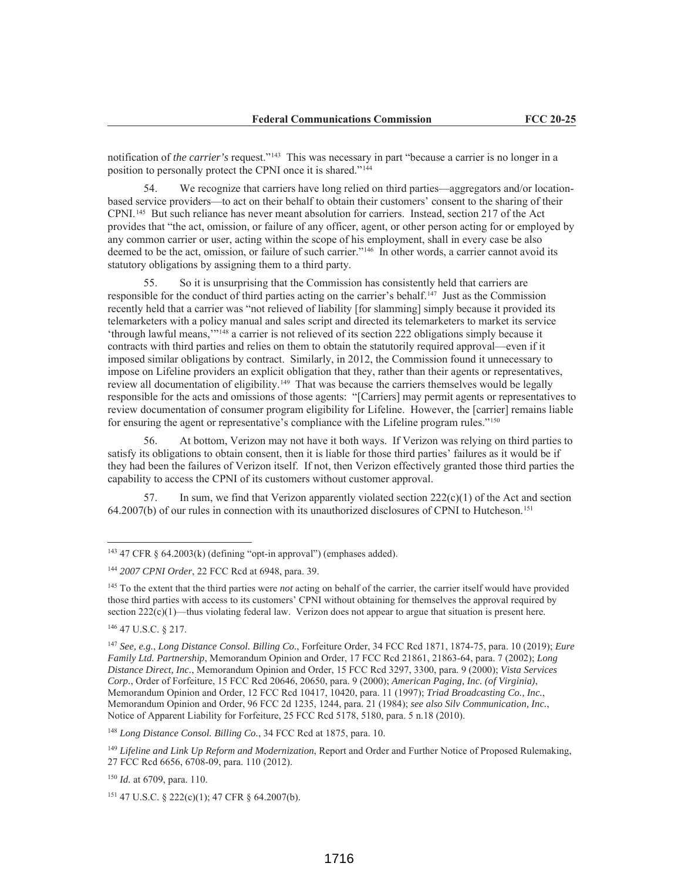notification of *the carrier's* request."[143] This was necessary in part "because a carrier is no longer in a position to personally protect the CPNI once it is shared."[144]

54. We recognize that carriers have long relied on third parties—aggregators and/or location-based service providers—to act on their behalf to obtain their customers' consent to the sharing of their CPNI.[145] But such reliance has never meant absolution for carriers. Instead, section 217 of the Act provides that "the act, omission, or failure of any officer, agent, or other person acting for or employed by any common carrier or user, acting within the scope of his employment, shall in every case be also deemed to be the act, omission, or failure of such carrier."[146] In other words, a carrier cannot avoid its statutory obligations by assigning them to a third party.

55. So it is unsurprising that the Commission has consistently held that carriers are responsible for the conduct of third parties acting on the carrier's behalf.[147] Just as the Commission recently held that a carrier was "not relieved of liability [for slamming] simply because it provided its telemarketers with a policy manual and sales script and directed its telemarketers to market its service 'through lawful means,'"[148] a carrier is not relieved of its section 222 obligations simply because it contracts with third parties and relies on them to obtain the statutorily required approval—even if it imposed similar obligations by contract. Similarly, in 2012, the Commission found it unnecessary to impose on Lifeline providers an explicit obligation that they, rather than their agents or representatives, review all documentation of eligibility.[149] That was because the carriers themselves would be legally responsible for the acts and omissions of those agents: "[Carriers] may permit agents or representatives to review documentation of consumer program eligibility for Lifeline. However, the [carrier] remains liable for ensuring the agent or representative's compliance with the Lifeline program rules."[150]

56. At bottom, Verizon may not have it both ways. If Verizon was relying on third parties to satisfy its obligations to obtain consent, then it is liable for those third parties' failures as it would be if they had been the failures of Verizon itself. If not, then Verizon effectively granted those third parties the capability to access the CPNI of its customers without customer approval.

57. In sum, we find that Verizon apparently violated section 222(c)(1) of the Act and section 64.2007(b) of our rules in connection with its unauthorized disclosures of CPNI to Hutcheson.[151]

---

[143] 47 CFR § 64.2003(k) (defining "opt-in approval") (emphases added).

[144] *2007 CPNI Order*, 22 FCC Rcd at 6948, para. 39.

[145] To the extent that the third parties were *not* acting on behalf of the carrier, the carrier itself would have provided those third parties with access to its customers' CPNI without obtaining for themselves the approval required by section 222(c)(1)—thus violating federal law. Verizon does not appear to argue that situation is present here.

[146] 47 U.S.C. § 217.

[147] *See, e.g.*, *Long Distance Consol. Billing Co.*, Forfeiture Order, 34 FCC Rcd 1871, 1874-75, para. 10 (2019); *Eure Family Ltd. Partnership*, Memorandum Opinion and Order, 17 FCC Rcd 21861, 21863-64, para. 7 (2002); *Long Distance Direct, Inc.*, Memorandum Opinion and Order, 15 FCC Rcd 3297, 3300, para. 9 (2000); *Vista Services Corp.*, Order of Forfeiture, 15 FCC Rcd 20646, 20650, para. 9 (2000); *American Paging, Inc. (of Virginia)*, Memorandum Opinion and Order, 12 FCC Rcd 10417, 10420, para. 11 (1997); *Triad Broadcasting Co., Inc.*, Memorandum Opinion and Order, 96 FCC 2d 1235, 1244, para. 21 (1984); *see also Silv Communication, Inc.*, Notice of Apparent Liability for Forfeiture, 25 FCC Rcd 5178, 5180, para. 5 n.18 (2010).

[148] *Long Distance Consol. Billing Co.*, 34 FCC Rcd at 1875, para. 10.

[149] *Lifeline and Link Up Reform and Modernization*, Report and Order and Further Notice of Proposed Rulemaking, 27 FCC Rcd 6656, 6708-09, para. 110 (2012).

[150] *Id.* at 6709, para. 110.

[151] 47 U.S.C. § 222(c)(1); 47 CFR § 64.2007(b).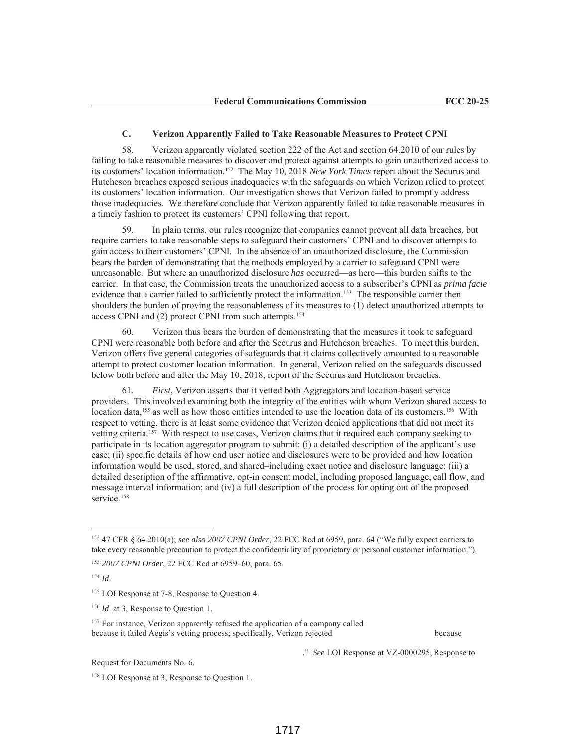### C. Verizon Apparently Failed to Take Reasonable Measures to Protect CPNI

58. Verizon apparently violated section 222 of the Act and section 64.2010 of our rules by failing to take reasonable measures to discover and protect against attempts to gain unauthorized access to its customers' location information.[152] The May 10, 2018 *New York Times* report about the Securus and Hutcheson breaches exposed serious inadequacies with the safeguards on which Verizon relied to protect its customers' location information. Our investigation shows that Verizon failed to promptly address those inadequacies. We therefore conclude that Verizon apparently failed to take reasonable measures in a timely fashion to protect its customers' CPNI following that report.

59. In plain terms, our rules recognize that companies cannot prevent all data breaches, but require carriers to take reasonable steps to safeguard their customers' CPNI and to discover attempts to gain access to their customers' CPNI. In the absence of an unauthorized disclosure, the Commission bears the burden of demonstrating that the methods employed by a carrier to safeguard CPNI were unreasonable. But where an unauthorized disclosure *has* occurred—as here—this burden shifts to the carrier. In that case, the Commission treats the unauthorized access to a subscriber's CPNI as *prima facie* evidence that a carrier failed to sufficiently protect the information.[153] The responsible carrier then shoulders the burden of proving the reasonableness of its measures to (1) detect unauthorized attempts to access CPNI and (2) protect CPNI from such attempts.[154]

60. Verizon thus bears the burden of demonstrating that the measures it took to safeguard CPNI were reasonable both before and after the Securus and Hutcheson breaches. To meet this burden, Verizon offers five general categories of safeguards that it claims collectively amounted to a reasonable attempt to protect customer location information. In general, Verizon relied on the safeguards discussed below both before and after the May 10, 2018, report of the Securus and Hutcheson breaches.

61. *First*, Verizon asserts that it vetted both Aggregators and location-based service providers. This involved examining both the integrity of the entities with whom Verizon shared access to location data,[155] as well as how those entities intended to use the location data of its customers.[156] With respect to vetting, there is at least some evidence that Verizon denied applications that did not meet its vetting criteria.[157] With respect to use cases, Verizon claims that it required each company seeking to participate in its location aggregator program to submit: (i) a detailed description of the applicant's use case; (ii) specific details of how end user notice and disclosures were to be provided and how location information would be used, stored, and shared–including exact notice and disclosure language; (iii) a detailed description of the affirmative, opt-in consent model, including proposed language, call flow, and message interval information; and (iv) a full description of the process for opting out of the proposed service.[158]

---

[152] 47 CFR § 64.2010(a); *see also 2007 CPNI Order*, 22 FCC Rcd at 6959, para. 64 ("We fully expect carriers to take every reasonable precaution to protect the confidentiality of proprietary or personal customer information.").

[153] *2007 CPNI Order*, 22 FCC Rcd at 6959–60, para. 65.

[154] *Id*.

[155] LOI Response at 7-8, Response to Question 4.

[156] *Id*. at 3, Response to Question 1.

[157] For instance, Verizon apparently refused the application of a company called because it failed Aegis's vetting process; specifically, Verizon rejected because ." *See* LOI Response at VZ-0000295, Response to Request for Documents No. 6.

[158] LOI Response at 3, Response to Question 1.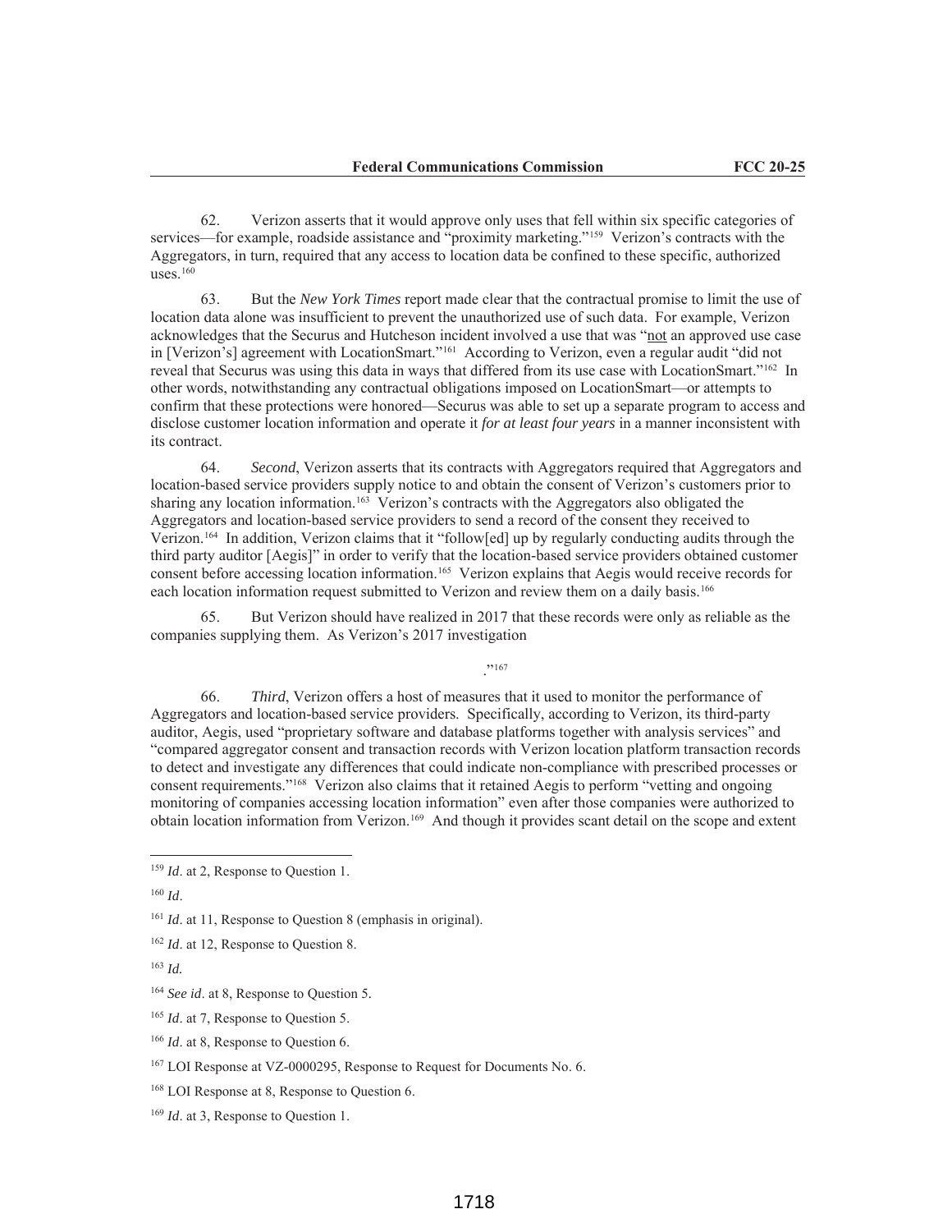62. Verizon asserts that it would approve only uses that fell within six specific categories of services—for example, roadside assistance and "proximity marketing."[159] Verizon's contracts with the Aggregators, in turn, required that any access to location data be confined to these specific, authorized uses.[160]

63. But the *New York Times* report made clear that the contractual promise to limit the use of location data alone was insufficient to prevent the unauthorized use of such data. For example, Verizon acknowledges that the Securus and Hutcheson incident involved a use that was "not an approved use case in [Verizon's] agreement with LocationSmart."[161] According to Verizon, even a regular audit "did not reveal that Securus was using this data in ways that differed from its use case with LocationSmart."[162] In other words, notwithstanding any contractual obligations imposed on LocationSmart—or attempts to confirm that these protections were honored—Securus was able to set up a separate program to access and disclose customer location information and operate it *for at least four years* in a manner inconsistent with its contract.

64. *Second*, Verizon asserts that its contracts with Aggregators required that Aggregators and location-based service providers supply notice to and obtain the consent of Verizon's customers prior to sharing any location information.[163] Verizon's contracts with the Aggregators also obligated the Aggregators and location-based service providers to send a record of the consent they received to Verizon.[164] In addition, Verizon claims that it "follow[ed] up by regularly conducting audits through the third party auditor [Aegis]" in order to verify that the location-based service providers obtained customer consent before accessing location information.[165] Verizon explains that Aegis would receive records for each location information request submitted to Verizon and review them on a daily basis.[166]

65. But Verizon should have realized in 2017 that these records were only as reliable as the companies supplying them. As Verizon's 2017 investigation

."[167]

66. *Third*, Verizon offers a host of measures that it used to monitor the performance of Aggregators and location-based service providers. Specifically, according to Verizon, its third-party auditor, Aegis, used "proprietary software and database platforms together with analysis services" and "compared aggregator consent and transaction records with Verizon location platform transaction records to detect and investigate any differences that could indicate non-compliance with prescribed processes or consent requirements."[168] Verizon also claims that it retained Aegis to perform "vetting and ongoing monitoring of companies accessing location information" even after those companies were authorized to obtain location information from Verizon.[169] And though it provides scant detail on the scope and extent

---

[159] *Id*. at 2, Response to Question 1.

[160] *Id*.

[161] *Id*. at 11, Response to Question 8 (emphasis in original).

[162] *Id*. at 12, Response to Question 8.

[163] *Id.*

[164] *See id*. at 8, Response to Question 5.

[165] *Id*. at 7, Response to Question 5.

[166] *Id*. at 8, Response to Question 6.

[167] LOI Response at VZ-0000295, Response to Request for Documents No. 6.

[168] LOI Response at 8, Response to Question 6.

[169] *Id*. at 3, Response to Question 1.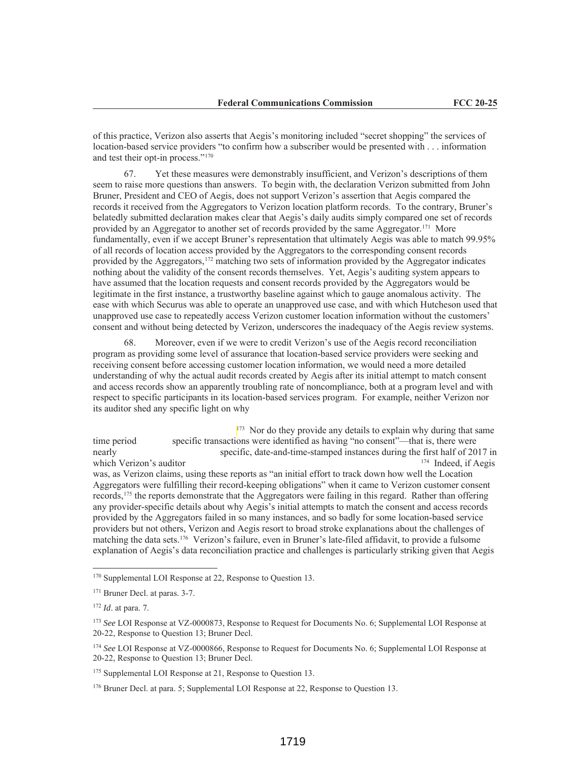of this practice, Verizon also asserts that Aegis's monitoring included "secret shopping" the services of location-based service providers "to confirm how a subscriber would be presented with . . . information and test their opt-in process."[170]

67. Yet these measures were demonstrably insufficient, and Verizon's descriptions of them seem to raise more questions than answers. To begin with, the declaration Verizon submitted from John Bruner, President and CEO of Aegis, does not support Verizon's assertion that Aegis compared the records it received from the Aggregators to Verizon location platform records. To the contrary, Bruner's belatedly submitted declaration makes clear that Aegis's daily audits simply compared one set of records provided by an Aggregator to another set of records provided by the same Aggregator.[171] More fundamentally, even if we accept Bruner's representation that ultimately Aegis was able to match 99.95% of all records of location access provided by the Aggregators to the corresponding consent records provided by the Aggregators,[172] matching two sets of information provided by the Aggregator indicates nothing about the validity of the consent records themselves. Yet, Aegis's auditing system appears to have assumed that the location requests and consent records provided by the Aggregators would be legitimate in the first instance, a trustworthy baseline against which to gauge anomalous activity. The ease with which Securus was able to operate an unapproved use case, and with which Hutcheson used that unapproved use case to repeatedly access Verizon customer location information without the customers' consent and without being detected by Verizon, underscores the inadequacy of the Aegis review systems.

68. Moreover, even if we were to credit Verizon's use of the Aegis record reconciliation program as providing some level of assurance that location-based service providers were seeking and receiving consent before accessing customer location information, we would need a more detailed understanding of why the actual audit records created by Aegis after its initial attempt to match consent and access records show an apparently troubling rate of noncompliance, both at a program level and with respect to specific participants in its location-based services program. For example, neither Verizon nor its auditor shed any specific light on why

[173] Nor do they provide any details to explain why during that same time period specific transactions were identified as having "no consent"—that is, there were nearly specific, date-and-time-stamped instances during the first half of 2017 in which Verizon's auditor [174] Indeed, if Aegis was, as Verizon claims, using these reports as "an initial effort to track down how well the Location Aggregators were fulfilling their record-keeping obligations" when it came to Verizon customer consent records,[175] the reports demonstrate that the Aggregators were failing in this regard. Rather than offering any provider-specific details about why Aegis's initial attempts to match the consent and access records provided by the Aggregators failed in so many instances, and so badly for some location-based service providers but not others, Verizon and Aegis resort to broad stroke explanations about the challenges of matching the data sets.[176] Verizon's failure, even in Bruner's late-filed affidavit, to provide a fulsome explanation of Aegis's data reconciliation practice and challenges is particularly striking given that Aegis

---

[170] Supplemental LOI Response at 22, Response to Question 13.

[171] Bruner Decl. at paras. 3-7.

[172] *Id*. at para. 7.

[173] *See* LOI Response at VZ-0000873, Response to Request for Documents No. 6; Supplemental LOI Response at 20-22, Response to Question 13; Bruner Decl.

[174] *See* LOI Response at VZ-0000866, Response to Request for Documents No. 6; Supplemental LOI Response at 20-22, Response to Question 13; Bruner Decl.

[175] Supplemental LOI Response at 21, Response to Question 13.

[176] Bruner Decl. at para. 5; Supplemental LOI Response at 22, Response to Question 13.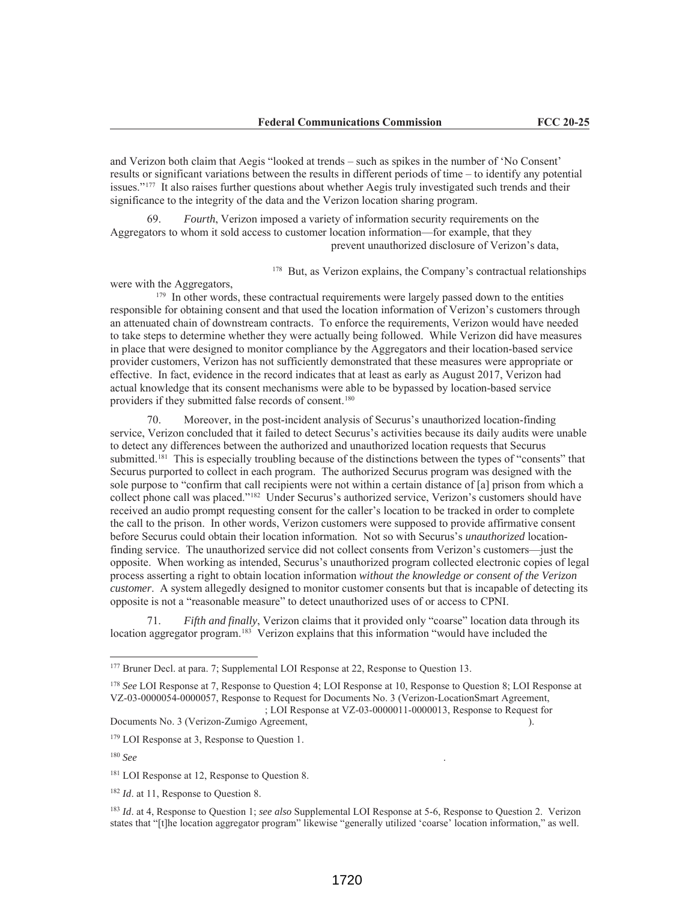and Verizon both claim that Aegis "looked at trends – such as spikes in the number of 'No Consent' results or significant variations between the results in different periods of time – to identify any potential issues."[177] It also raises further questions about whether Aegis truly investigated such trends and their significance to the integrity of the data and the Verizon location sharing program.

69. *Fourth*, Verizon imposed a variety of information security requirements on the Aggregators to whom it sold access to customer location information—for example, that they prevent unauthorized disclosure of Verizon's data, [178] But, as Verizon explains, the Company's contractual relationships were with the Aggregators, [179] In other words, these contractual requirements were largely passed down to the entities responsible for obtaining consent and that used the location information of Verizon's customers through an attenuated chain of downstream contracts. To enforce the requirements, Verizon would have needed to take steps to determine whether they were actually being followed. While Verizon did have measures in place that were designed to monitor compliance by the Aggregators and their location-based service provider customers, Verizon has not sufficiently demonstrated that these measures were appropriate or effective. In fact, evidence in the record indicates that at least as early as August 2017, Verizon had actual knowledge that its consent mechanisms were able to be bypassed by location-based service providers if they submitted false records of consent.[180]

70. Moreover, in the post-incident analysis of Securus's unauthorized location-finding service, Verizon concluded that it failed to detect Securus's activities because its daily audits were unable to detect any differences between the authorized and unauthorized location requests that Securus submitted.[181] This is especially troubling because of the distinctions between the types of "consents" that Securus purported to collect in each program. The authorized Securus program was designed with the sole purpose to "confirm that call recipients were not within a certain distance of [a] prison from which a collect phone call was placed."[182] Under Securus's authorized service, Verizon's customers should have received an audio prompt requesting consent for the caller's location to be tracked in order to complete the call to the prison. In other words, Verizon customers were supposed to provide affirmative consent before Securus could obtain their location information. Not so with Securus's *unauthorized* location-finding service. The unauthorized service did not collect consents from Verizon's customers—just the opposite. When working as intended, Securus's unauthorized program collected electronic copies of legal process asserting a right to obtain location information *without the knowledge or consent of the Verizon customer*. A system allegedly designed to monitor customer consents but that is incapable of detecting its opposite is not a "reasonable measure" to detect unauthorized uses of or access to CPNI.

71. *Fifth and finally*, Verizon claims that it provided only "coarse" location data through its location aggregator program.[183] Verizon explains that this information "would have included the

---

[177] Bruner Decl. at para. 7; Supplemental LOI Response at 22, Response to Question 13.

[178] *See* LOI Response at 7, Response to Question 4; LOI Response at 10, Response to Question 8; LOI Response at VZ-03-0000054-0000057, Response to Request for Documents No. 3 (Verizon-LocationSmart Agreement, ; LOI Response at VZ-03-0000011-0000013, Response to Request for Documents No. 3 (Verizon-Zumigo Agreement, ).

[179] LOI Response at 3, Response to Question 1.

[180] *See* .

[181] LOI Response at 12, Response to Question 8.

[182] *Id*. at 11, Response to Question 8.

[183] *Id*. at 4, Response to Question 1; *see also* Supplemental LOI Response at 5-6, Response to Question 2. Verizon states that "[t]he location aggregator program" likewise "generally utilized 'coarse' location information," as well.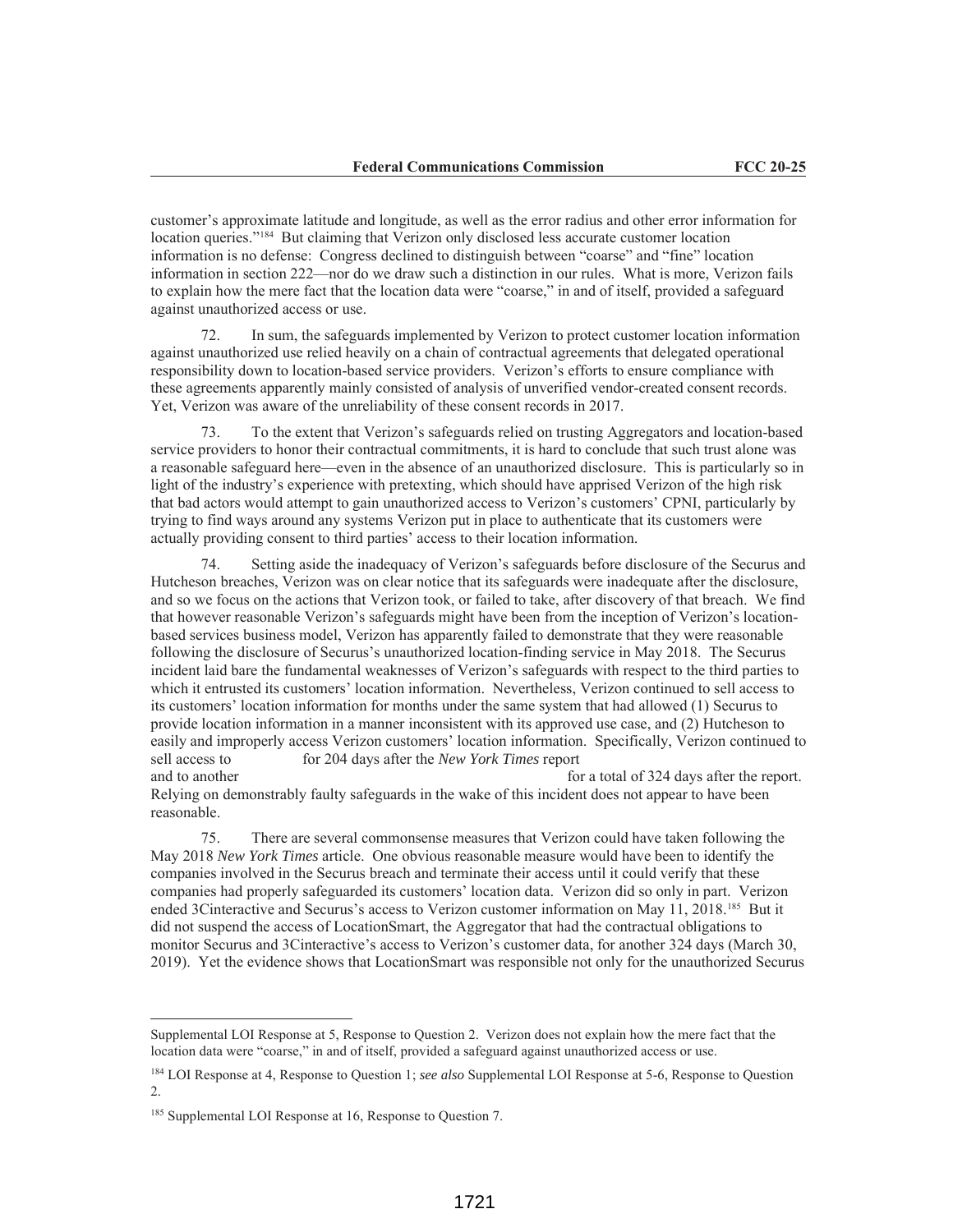customer's approximate latitude and longitude, as well as the error radius and other error information for location queries."[184] But claiming that Verizon only disclosed less accurate customer location information is no defense: Congress declined to distinguish between "coarse" and "fine" location information in section 222—nor do we draw such a distinction in our rules. What is more, Verizon fails to explain how the mere fact that the location data were "coarse," in and of itself, provided a safeguard against unauthorized access or use.

72. In sum, the safeguards implemented by Verizon to protect customer location information against unauthorized use relied heavily on a chain of contractual agreements that delegated operational responsibility down to location-based service providers. Verizon's efforts to ensure compliance with these agreements apparently mainly consisted of analysis of unverified vendor-created consent records. Yet, Verizon was aware of the unreliability of these consent records in 2017.

73. To the extent that Verizon's safeguards relied on trusting Aggregators and location-based service providers to honor their contractual commitments, it is hard to conclude that such trust alone was a reasonable safeguard here—even in the absence of an unauthorized disclosure. This is particularly so in light of the industry's experience with pretexting, which should have apprised Verizon of the high risk that bad actors would attempt to gain unauthorized access to Verizon's customers' CPNI, particularly by trying to find ways around any systems Verizon put in place to authenticate that its customers were actually providing consent to third parties' access to their location information.

74. Setting aside the inadequacy of Verizon's safeguards before disclosure of the Securus and Hutcheson breaches, Verizon was on clear notice that its safeguards were inadequate after the disclosure, and so we focus on the actions that Verizon took, or failed to take, after discovery of that breach. We find that however reasonable Verizon's safeguards might have been from the inception of Verizon's location-based services business model, Verizon has apparently failed to demonstrate that they were reasonable following the disclosure of Securus's unauthorized location-finding service in May 2018. The Securus incident laid bare the fundamental weaknesses of Verizon's safeguards with respect to the third parties to which it entrusted its customers' location information. Nevertheless, Verizon continued to sell access to its customers' location information for months under the same system that had allowed (1) Securus to provide location information in a manner inconsistent with its approved use case, and (2) Hutcheson to easily and improperly access Verizon customers' location information. Specifically, Verizon continued to sell access to for 204 days after the *New York Times* report and to another for a total of 324 days after the report. Relying on demonstrably faulty safeguards in the wake of this incident does not appear to have been reasonable.

75. There are several commonsense measures that Verizon could have taken following the May 2018 *New York Times* article. One obvious reasonable measure would have been to identify the companies involved in the Securus breach and terminate their access until it could verify that these companies had properly safeguarded its customers' location data. Verizon did so only in part. Verizon ended 3Cinteractive and Securus's access to Verizon customer information on May 11, 2018.[185] But it did not suspend the access of LocationSmart, the Aggregator that had the contractual obligations to monitor Securus and 3Cinteractive's access to Verizon's customer data, for another 324 days (March 30, 2019). Yet the evidence shows that LocationSmart was responsible not only for the unauthorized Securus

---

Supplemental LOI Response at 5, Response to Question 2. Verizon does not explain how the mere fact that the location data were "coarse," in and of itself, provided a safeguard against unauthorized access or use.

[184] LOI Response at 4, Response to Question 1; *see also* Supplemental LOI Response at 5-6, Response to Question 2.

[185] Supplemental LOI Response at 16, Response to Question 7.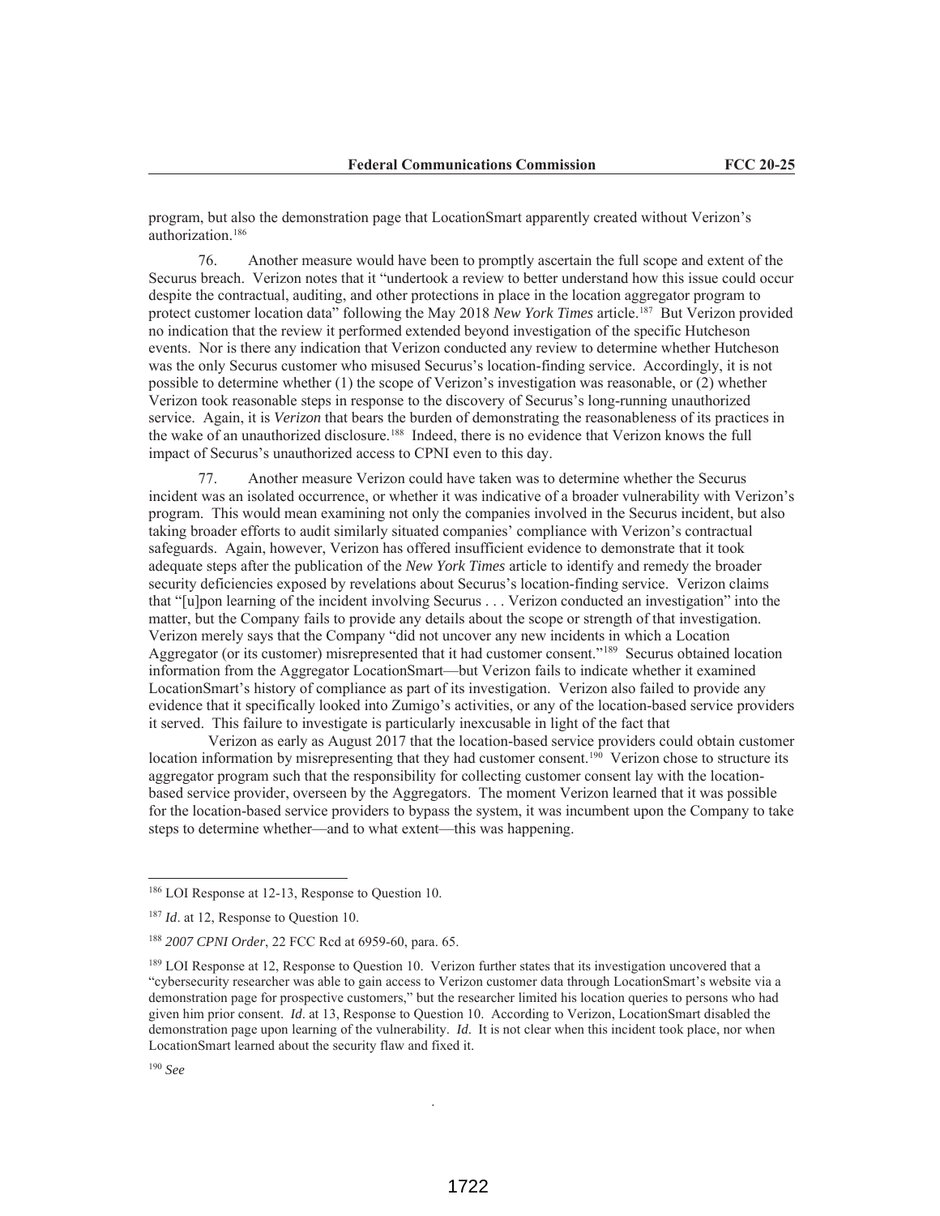program, but also the demonstration page that LocationSmart apparently created without Verizon's authorization.[186]

76. Another measure would have been to promptly ascertain the full scope and extent of the Securus breach. Verizon notes that it "undertook a review to better understand how this issue could occur despite the contractual, auditing, and other protections in place in the location aggregator program to protect customer location data" following the May 2018 *New York Times* article.[187] But Verizon provided no indication that the review it performed extended beyond investigation of the specific Hutcheson events. Nor is there any indication that Verizon conducted any review to determine whether Hutcheson was the only Securus customer who misused Securus's location-finding service. Accordingly, it is not possible to determine whether (1) the scope of Verizon's investigation was reasonable, or (2) whether Verizon took reasonable steps in response to the discovery of Securus's long-running unauthorized service. Again, it is *Verizon* that bears the burden of demonstrating the reasonableness of its practices in the wake of an unauthorized disclosure.[188] Indeed, there is no evidence that Verizon knows the full impact of Securus's unauthorized access to CPNI even to this day.

77. Another measure Verizon could have taken was to determine whether the Securus incident was an isolated occurrence, or whether it was indicative of a broader vulnerability with Verizon's program. This would mean examining not only the companies involved in the Securus incident, but also taking broader efforts to audit similarly situated companies' compliance with Verizon's contractual safeguards. Again, however, Verizon has offered insufficient evidence to demonstrate that it took adequate steps after the publication of the *New York Times* article to identify and remedy the broader security deficiencies exposed by revelations about Securus's location-finding service. Verizon claims that "[u]pon learning of the incident involving Securus . . . Verizon conducted an investigation" into the matter, but the Company fails to provide any details about the scope or strength of that investigation. Verizon merely says that the Company "did not uncover any new incidents in which a Location Aggregator (or its customer) misrepresented that it had customer consent."[189] Securus obtained location information from the Aggregator LocationSmart—but Verizon fails to indicate whether it examined LocationSmart's history of compliance as part of its investigation. Verizon also failed to provide any evidence that it specifically looked into Zumigo's activities, or any of the location-based service providers it served. This failure to investigate is particularly inexcusable in light of the fact that

Verizon as early as August 2017 that the location-based service providers could obtain customer location information by misrepresenting that they had customer consent.[190] Verizon chose to structure its aggregator program such that the responsibility for collecting customer consent lay with the location-based service provider, overseen by the Aggregators. The moment Verizon learned that it was possible for the location-based service providers to bypass the system, it was incumbent upon the Company to take steps to determine whether—and to what extent—this was happening.

---

[186] LOI Response at 12-13, Response to Question 10.

[187] *Id*. at 12, Response to Question 10.

[188] *2007 CPNI Order*, 22 FCC Rcd at 6959-60, para. 65.

[189] LOI Response at 12, Response to Question 10. Verizon further states that its investigation uncovered that a "cybersecurity researcher was able to gain access to Verizon customer data through LocationSmart's website via a demonstration page for prospective customers," but the researcher limited his location queries to persons who had given him prior consent. *Id*. at 13, Response to Question 10. According to Verizon, LocationSmart disabled the demonstration page upon learning of the vulnerability. *Id*. It is not clear when this incident took place, nor when LocationSmart learned about the security flaw and fixed it.

[190] *See*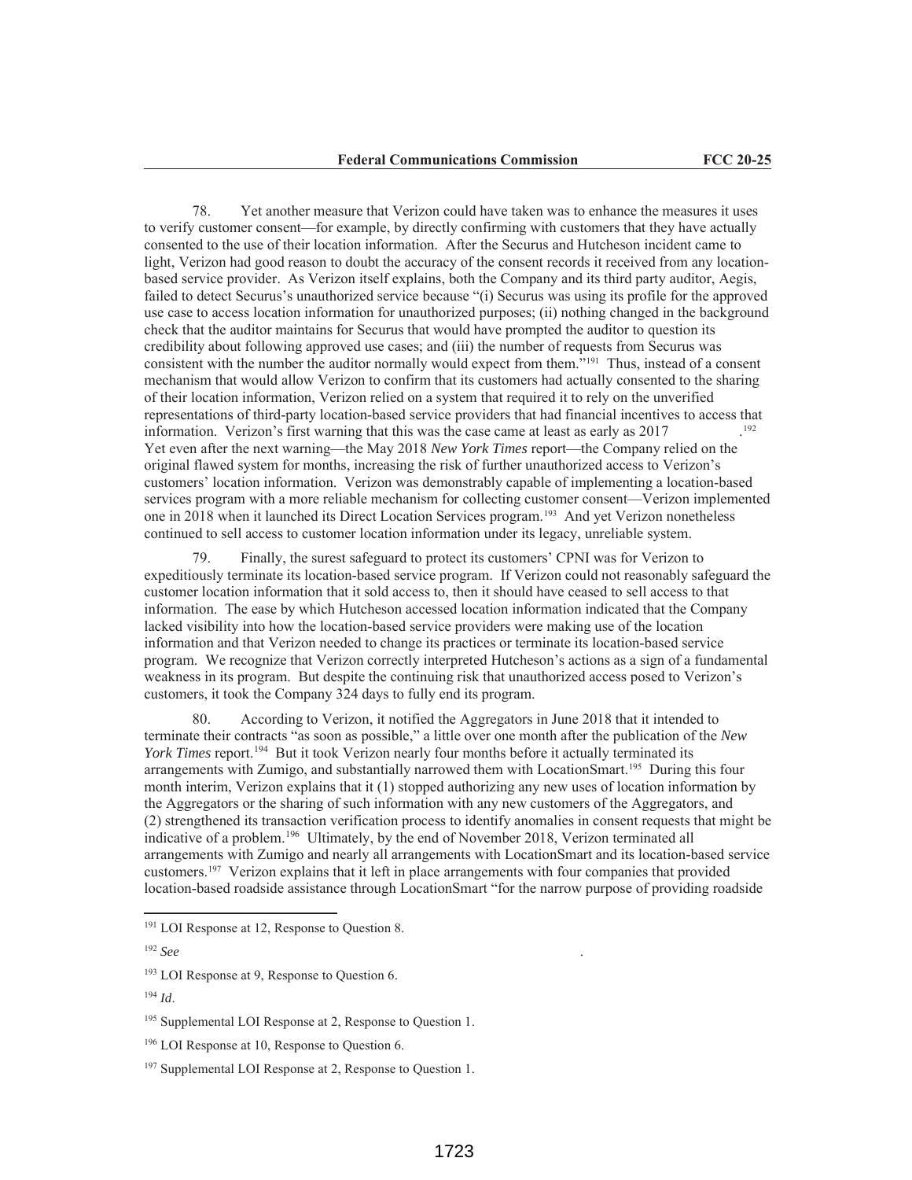78. Yet another measure that Verizon could have taken was to enhance the measures it uses to verify customer consent—for example, by directly confirming with customers that they have actually consented to the use of their location information. After the Securus and Hutcheson incident came to light, Verizon had good reason to doubt the accuracy of the consent records it received from any location-based service provider. As Verizon itself explains, both the Company and its third party auditor, Aegis, failed to detect Securus's unauthorized service because "(i) Securus was using its profile for the approved use case to access location information for unauthorized purposes; (ii) nothing changed in the background check that the auditor maintains for Securus that would have prompted the auditor to question its credibility about following approved use cases; and (iii) the number of requests from Securus was consistent with the number the auditor normally would expect from them."[191] Thus, instead of a consent mechanism that would allow Verizon to confirm that its customers had actually consented to the sharing of their location information, Verizon relied on a system that required it to rely on the unverified representations of third-party location-based service providers that had financial incentives to access that information. Verizon's first warning that this was the case came at least as early as 2017 .[192] Yet even after the next warning—the May 2018 *New York Times* report—the Company relied on the original flawed system for months, increasing the risk of further unauthorized access to Verizon's customers' location information. Verizon was demonstrably capable of implementing a location-based services program with a more reliable mechanism for collecting customer consent—Verizon implemented one in 2018 when it launched its Direct Location Services program.[193] And yet Verizon nonetheless continued to sell access to customer location information under its legacy, unreliable system.

79. Finally, the surest safeguard to protect its customers' CPNI was for Verizon to expeditiously terminate its location-based service program. If Verizon could not reasonably safeguard the customer location information that it sold access to, then it should have ceased to sell access to that information. The ease by which Hutcheson accessed location information indicated that the Company lacked visibility into how the location-based service providers were making use of the location information and that Verizon needed to change its practices or terminate its location-based service program. We recognize that Verizon correctly interpreted Hutcheson's actions as a sign of a fundamental weakness in its program. But despite the continuing risk that unauthorized access posed to Verizon's customers, it took the Company 324 days to fully end its program.

80. According to Verizon, it notified the Aggregators in June 2018 that it intended to terminate their contracts "as soon as possible," a little over one month after the publication of the *New York Times* report.[194] But it took Verizon nearly four months before it actually terminated its arrangements with Zumigo, and substantially narrowed them with LocationSmart.[195] During this four month interim, Verizon explains that it (1) stopped authorizing any new uses of location information by the Aggregators or the sharing of such information with any new customers of the Aggregators, and (2) strengthened its transaction verification process to identify anomalies in consent requests that might be indicative of a problem.[196] Ultimately, by the end of November 2018, Verizon terminated all arrangements with Zumigo and nearly all arrangements with LocationSmart and its location-based service customers.[197] Verizon explains that it left in place arrangements with four companies that provided location-based roadside assistance through LocationSmart "for the narrow purpose of providing roadside

[191] LOI Response at 12, Response to Question 8.

[192] *See* .

[193] LOI Response at 9, Response to Question 6.

[194] *Id*.

[195] Supplemental LOI Response at 2, Response to Question 1.

[196] LOI Response at 10, Response to Question 6.

[197] Supplemental LOI Response at 2, Response to Question 1.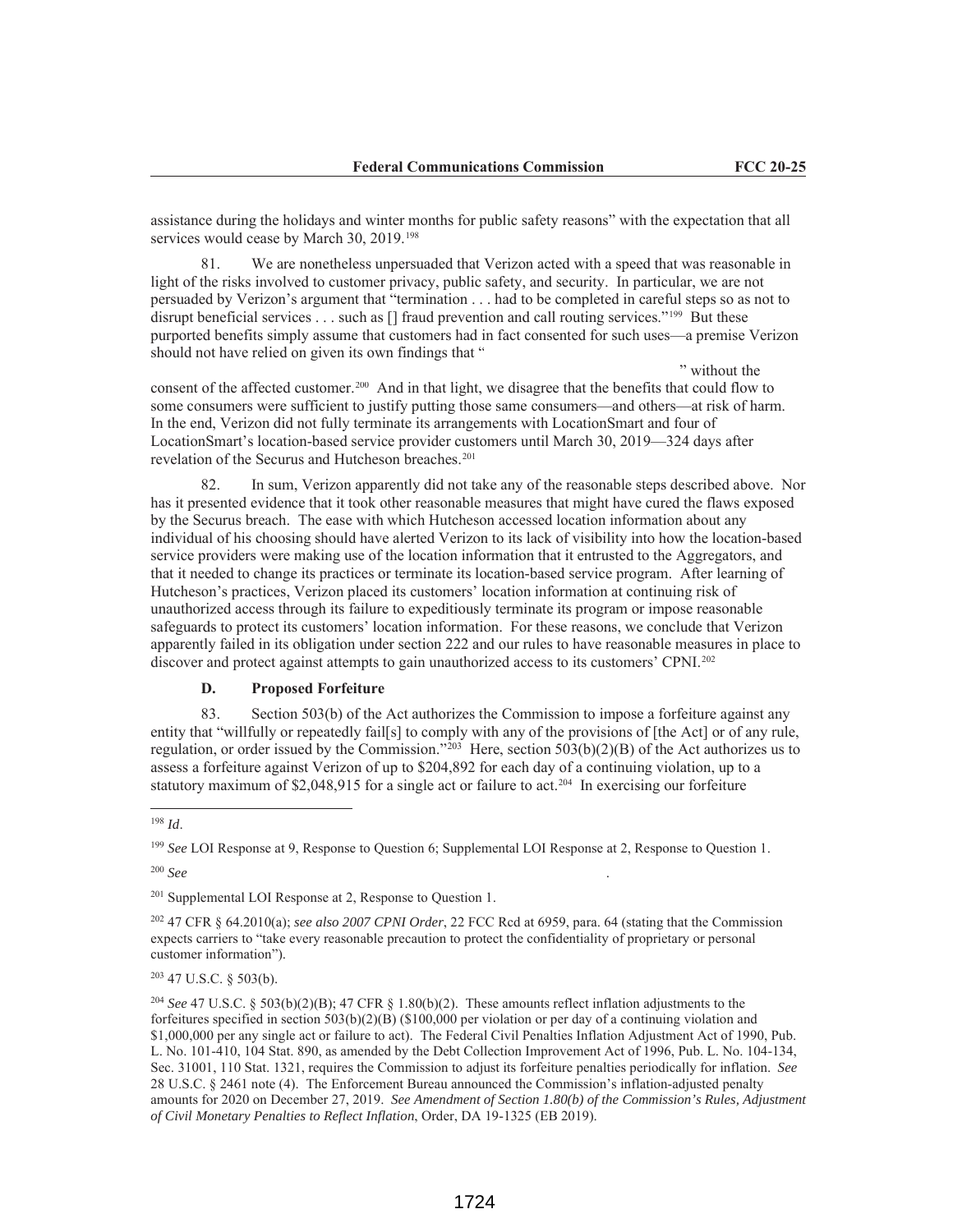assistance during the holidays and winter months for public safety reasons" with the expectation that all services would cease by March 30, 2019.[198]

81. We are nonetheless unpersuaded that Verizon acted with a speed that was reasonable in light of the risks involved to customer privacy, public safety, and security. In particular, we are not persuaded by Verizon's argument that "termination . . . had to be completed in careful steps so as not to disrupt beneficial services . . . such as [] fraud prevention and call routing services."[199] But these purported benefits simply assume that customers had in fact consented for such uses—a premise Verizon should not have relied on given its own findings that "

" without the consent of the affected customer.[200] And in that light, we disagree that the benefits that could flow to some consumers were sufficient to justify putting those same consumers—and others—at risk of harm. In the end, Verizon did not fully terminate its arrangements with LocationSmart and four of LocationSmart's location-based service provider customers until March 30, 2019—324 days after revelation of the Securus and Hutcheson breaches.[201]

82. In sum, Verizon apparently did not take any of the reasonable steps described above. Nor has it presented evidence that it took other reasonable measures that might have cured the flaws exposed by the Securus breach. The ease with which Hutcheson accessed location information about any individual of his choosing should have alerted Verizon to its lack of visibility into how the location-based service providers were making use of the location information that it entrusted to the Aggregators, and that it needed to change its practices or terminate its location-based service program. After learning of Hutcheson's practices, Verizon placed its customers' location information at continuing risk of unauthorized access through its failure to expeditiously terminate its program or impose reasonable safeguards to protect its customers' location information. For these reasons, we conclude that Verizon apparently failed in its obligation under section 222 and our rules to have reasonable measures in place to discover and protect against attempts to gain unauthorized access to its customers' CPNI.[202]

### D. Proposed Forfeiture

83. Section 503(b) of the Act authorizes the Commission to impose a forfeiture against any entity that "willfully or repeatedly fail[s] to comply with any of the provisions of [the Act] or of any rule, regulation, or order issued by the Commission."[203] Here, section 503(b)(2)(B) of the Act authorizes us to assess a forfeiture against Verizon of up to $204,892 for each day of a continuing violation, up to a statutory maximum of $2,048,915 for a single act or failure to act.[204] In exercising our forfeiture

---

[198] *Id*.

[199] *See* LOI Response at 9, Response to Question 6; Supplemental LOI Response at 2, Response to Question 1.

[200] *See* .

[201] Supplemental LOI Response at 2, Response to Question 1.

[202] 47 CFR § 64.2010(a); *see also 2007 CPNI Order*, 22 FCC Rcd at 6959, para. 64 (stating that the Commission expects carriers to "take every reasonable precaution to protect the confidentiality of proprietary or personal customer information").

[203] 47 U.S.C. § 503(b).

[204] *See* 47 U.S.C. § 503(b)(2)(B); 47 CFR § 1.80(b)(2). These amounts reflect inflation adjustments to the forfeitures specified in section 503(b)(2)(B) ($100,000 per violation or per day of a continuing violation and $1,000,000 per any single act or failure to act). The Federal Civil Penalties Inflation Adjustment Act of 1990, Pub. L. No. 101-410, 104 Stat. 890, as amended by the Debt Collection Improvement Act of 1996, Pub. L. No. 104-134, Sec. 31001, 110 Stat. 1321, requires the Commission to adjust its forfeiture penalties periodically for inflation. *See* 28 U.S.C. § 2461 note (4). The Enforcement Bureau announced the Commission's inflation-adjusted penalty amounts for 2020 on December 27, 2019. *See Amendment of Section 1.80(b) of the Commission's Rules, Adjustment of Civil Monetary Penalties to Reflect Inflation*, Order, DA 19-1325 (EB 2019).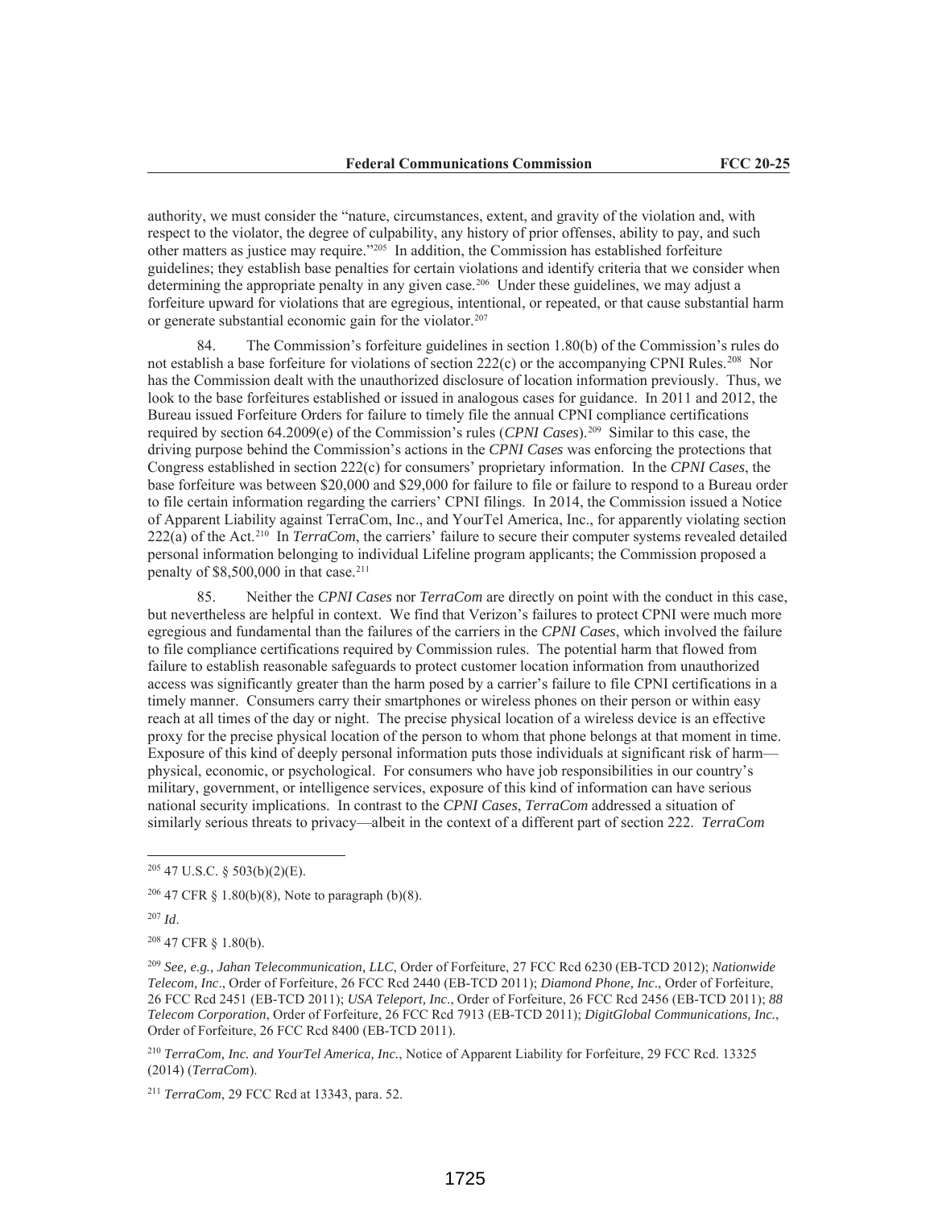authority, we must consider the "nature, circumstances, extent, and gravity of the violation and, with respect to the violator, the degree of culpability, any history of prior offenses, ability to pay, and such other matters as justice may require."[205] In addition, the Commission has established forfeiture guidelines; they establish base penalties for certain violations and identify criteria that we consider when determining the appropriate penalty in any given case.[206] Under these guidelines, we may adjust a forfeiture upward for violations that are egregious, intentional, or repeated, or that cause substantial harm or generate substantial economic gain for the violator.[207]

84. The Commission's forfeiture guidelines in section 1.80(b) of the Commission's rules do not establish a base forfeiture for violations of section 222(c) or the accompanying CPNI Rules.[208] Nor has the Commission dealt with the unauthorized disclosure of location information previously. Thus, we look to the base forfeitures established or issued in analogous cases for guidance. In 2011 and 2012, the Bureau issued Forfeiture Orders for failure to timely file the annual CPNI compliance certifications required by section 64.2009(e) of the Commission's rules (*CPNI Cases*).[209] Similar to this case, the driving purpose behind the Commission's actions in the *CPNI Cases* was enforcing the protections that Congress established in section 222(c) for consumers' proprietary information. In the *CPNI Cases*, the base forfeiture was between $20,000 and $29,000 for failure to file or failure to respond to a Bureau order to file certain information regarding the carriers' CPNI filings. In 2014, the Commission issued a Notice of Apparent Liability against TerraCom, Inc., and YourTel America, Inc., for apparently violating section 222(a) of the Act.[210] In *TerraCom*, the carriers' failure to secure their computer systems revealed detailed personal information belonging to individual Lifeline program applicants; the Commission proposed a penalty of $8,500,000 in that case.[211]

85. Neither the *CPNI Cases* nor *TerraCom* are directly on point with the conduct in this case, but nevertheless are helpful in context. We find that Verizon's failures to protect CPNI were much more egregious and fundamental than the failures of the carriers in the *CPNI Cases*, which involved the failure to file compliance certifications required by Commission rules. The potential harm that flowed from failure to establish reasonable safeguards to protect customer location information from unauthorized access was significantly greater than the harm posed by a carrier's failure to file CPNI certifications in a timely manner. Consumers carry their smartphones or wireless phones on their person or within easy reach at all times of the day or night. The precise physical location of a wireless device is an effective proxy for the precise physical location of the person to whom that phone belongs at that moment in time. Exposure of this kind of deeply personal information puts those individuals at significant risk of harm—physical, economic, or psychological. For consumers who have job responsibilities in our country's military, government, or intelligence services, exposure of this kind of information can have serious national security implications. In contrast to the *CPNI Cases*, *TerraCom* addressed a situation of similarly serious threats to privacy—albeit in the context of a different part of section 222. *TerraCom*

---

[205] 47 U.S.C. § 503(b)(2)(E).

[206] 47 CFR § 1.80(b)(8), Note to paragraph (b)(8).

[207] *Id*.

[208] 47 CFR § 1.80(b).

[209] *See, e.g., Jahan Telecommunication, LLC*, Order of Forfeiture, 27 FCC Rcd 6230 (EB-TCD 2012); *Nationwide Telecom, Inc*., Order of Forfeiture, 26 FCC Rcd 2440 (EB-TCD 2011); *Diamond Phone, Inc*., Order of Forfeiture, 26 FCC Rcd 2451 (EB-TCD 2011); *USA Teleport, Inc*., Order of Forfeiture, 26 FCC Rcd 2456 (EB-TCD 2011); *88 Telecom Corporation*, Order of Forfeiture, 26 FCC Rcd 7913 (EB-TCD 2011); *DigitGlobal Communications, Inc.*, Order of Forfeiture, 26 FCC Rcd 8400 (EB-TCD 2011).

[210] *TerraCom, Inc. and YourTel America, Inc.*, Notice of Apparent Liability for Forfeiture, 29 FCC Rcd. 13325 (2014) (*TerraCom*).

[211] *TerraCom*, 29 FCC Rcd at 13343, para. 52.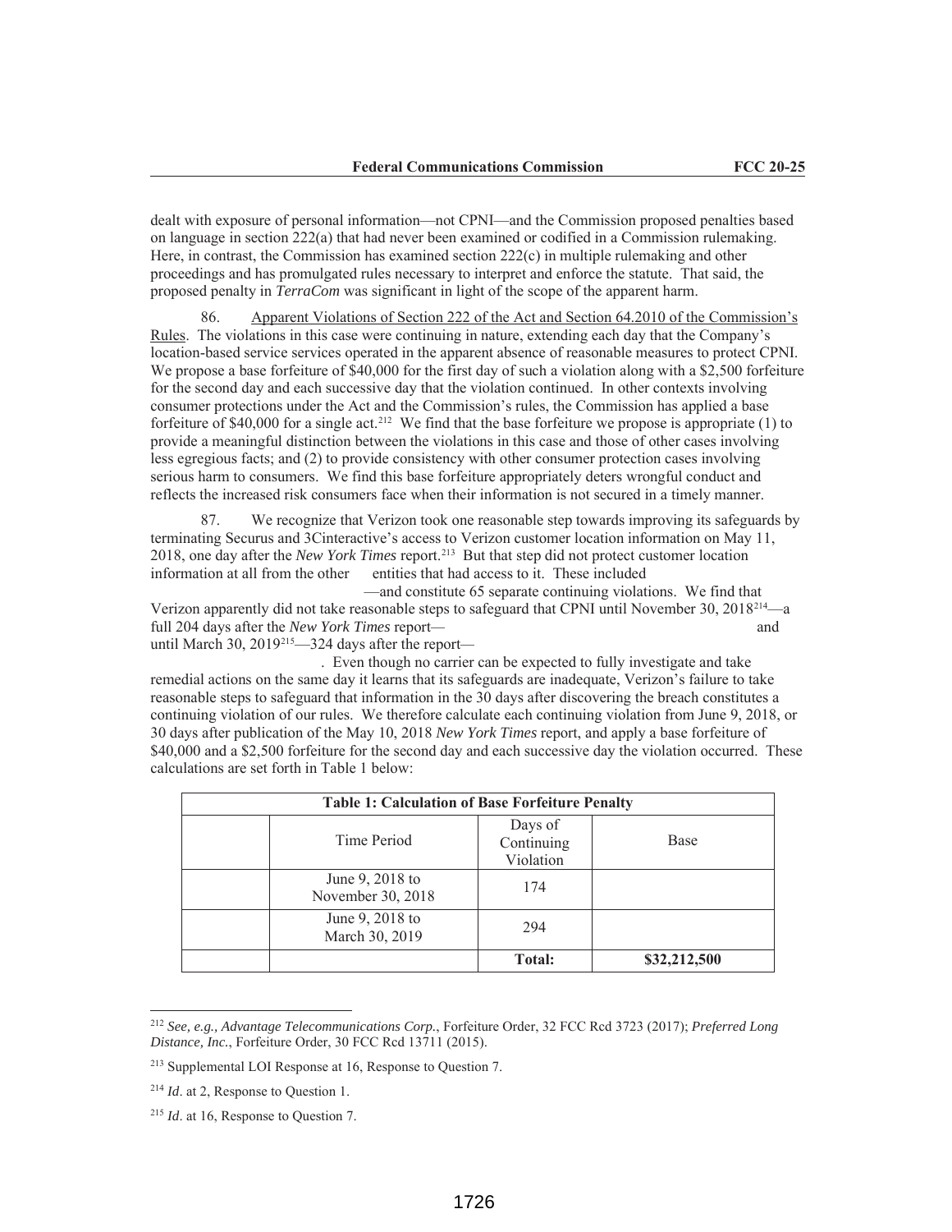dealt with exposure of personal information—not CPNI—and the Commission proposed penalties based on language in section 222(a) that had never been examined or codified in a Commission rulemaking. Here, in contrast, the Commission has examined section 222(c) in multiple rulemaking and other proceedings and has promulgated rules necessary to interpret and enforce the statute. That said, the proposed penalty in *TerraCom* was significant in light of the scope of the apparent harm.

86. Apparent Violations of Section 222 of the Act and Section 64.2010 of the Commission's Rules. The violations in this case were continuing in nature, extending each day that the Company's location-based service services operated in the apparent absence of reasonable measures to protect CPNI. We propose a base forfeiture of $40,000 for the first day of such a violation along with a $2,500 forfeiture for the second day and each successive day that the violation continued. In other contexts involving consumer protections under the Act and the Commission's rules, the Commission has applied a base forfeiture of $40,000 for a single act.[212] We find that the base forfeiture we propose is appropriate (1) to provide a meaningful distinction between the violations in this case and those of other cases involving less egregious facts; and (2) to provide consistency with other consumer protection cases involving serious harm to consumers. We find this base forfeiture appropriately deters wrongful conduct and reflects the increased risk consumers face when their information is not secured in a timely manner.

87. We recognize that Verizon took one reasonable step towards improving its safeguards by terminating Securus and 3Cinteractive's access to Verizon customer location information on May 11, 2018, one day after the *New York Times* report.[213] But that step did not protect customer location information at all from the other entities that had access to it. These included —and constitute 65 separate continuing violations. We find that Verizon apparently did not take reasonable steps to safeguard that CPNI until November 30, 2018[214]—a full 204 days after the *New York Times* report— and until March 30, 2019[215]—324 days after the report— . Even though no carrier can be expected to fully investigate and take remedial actions on the same day it learns that its safeguards are inadequate, Verizon's failure to take reasonable steps to safeguard that information in the 30 days after discovering the breach constitutes a continuing violation of our rules. We therefore calculate each continuing violation from June 9, 2018, or 30 days after publication of the May 10, 2018 *New York Times* report, and apply a base forfeiture of $40,000 and a $2,500 forfeiture for the second day and each successive day the violation occurred. These calculations are set forth in Table 1 below:

**Table 1: Calculation of Base Forfeiture Penalty**

| | Time Period | Days of Continuing Violation | Base |
|---|---|---|---|
| | June 9, 2018 to November 30, 2018 | 174 | |
| | June 9, 2018 to March 30, 2019 | 294 | |
| | | **Total:** | **$32,212,500** |

---

[212] *See, e.g., Advantage Telecommunications Corp.*, Forfeiture Order, 32 FCC Rcd 3723 (2017); *Preferred Long Distance, Inc.*, Forfeiture Order, 30 FCC Rcd 13711 (2015).

[213] Supplemental LOI Response at 16, Response to Question 7.

[214] *Id*. at 2, Response to Question 1.

[215] *Id*. at 16, Response to Question 7.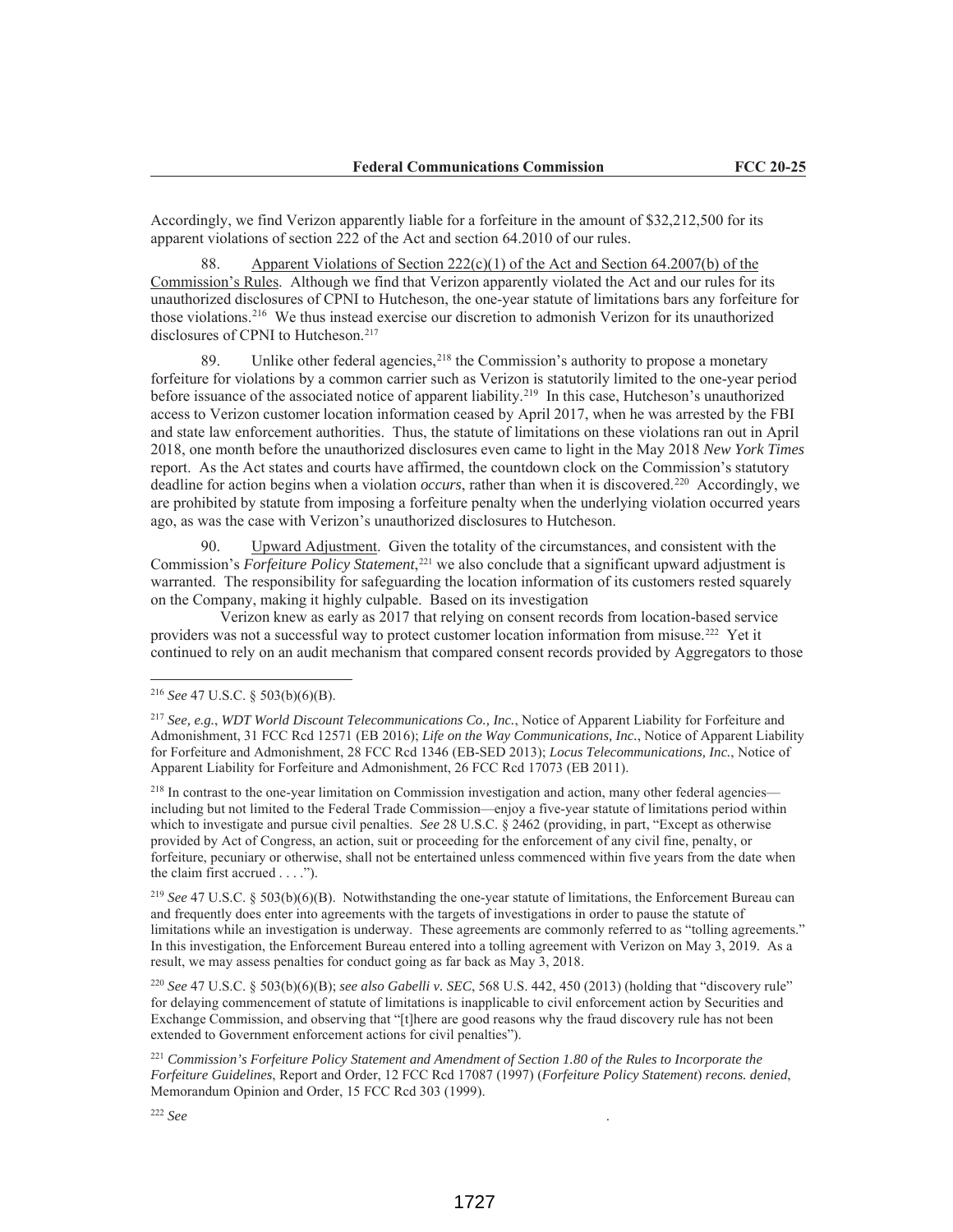Accordingly, we find Verizon apparently liable for a forfeiture in the amount of $32,212,500 for its apparent violations of section 222 of the Act and section 64.2010 of our rules.

88. Apparent Violations of Section 222(c)(1) of the Act and Section 64.2007(b) of the Commission's Rules. Although we find that Verizon apparently violated the Act and our rules for its unauthorized disclosures of CPNI to Hutcheson, the one-year statute of limitations bars any forfeiture for those violations.[216] We thus instead exercise our discretion to admonish Verizon for its unauthorized disclosures of CPNI to Hutcheson.[217]

89. Unlike other federal agencies,[218] the Commission's authority to propose a monetary forfeiture for violations by a common carrier such as Verizon is statutorily limited to the one-year period before issuance of the associated notice of apparent liability.[219] In this case, Hutcheson's unauthorized access to Verizon customer location information ceased by April 2017, when he was arrested by the FBI and state law enforcement authorities. Thus, the statute of limitations on these violations ran out in April 2018, one month before the unauthorized disclosures even came to light in the May 2018 *New York Times* report. As the Act states and courts have affirmed, the countdown clock on the Commission's statutory deadline for action begins when a violation *occurs*, rather than when it is discovered.[220] Accordingly, we are prohibited by statute from imposing a forfeiture penalty when the underlying violation occurred years ago, as was the case with Verizon's unauthorized disclosures to Hutcheson.

90. Upward Adjustment. Given the totality of the circumstances, and consistent with the Commission's *Forfeiture Policy Statement*,[221] we also conclude that a significant upward adjustment is warranted. The responsibility for safeguarding the location information of its customers rested squarely on the Company, making it highly culpable. Based on its investigation

Verizon knew as early as 2017 that relying on consent records from location-based service providers was not a successful way to protect customer location information from misuse.[222] Yet it continued to rely on an audit mechanism that compared consent records provided by Aggregators to those

---

[216] *See* 47 U.S.C. § 503(b)(6)(B).

[217] *See, e.g.*, *WDT World Discount Telecommunications Co., Inc.*, Notice of Apparent Liability for Forfeiture and Admonishment, 31 FCC Rcd 12571 (EB 2016); *Life on the Way Communications, Inc.*, Notice of Apparent Liability for Forfeiture and Admonishment, 28 FCC Rcd 1346 (EB-SED 2013); *Locus Telecommunications, Inc.*, Notice of Apparent Liability for Forfeiture and Admonishment, 26 FCC Rcd 17073 (EB 2011).

[218] In contrast to the one-year limitation on Commission investigation and action, many other federal agencies—including but not limited to the Federal Trade Commission—enjoy a five-year statute of limitations period within which to investigate and pursue civil penalties. *See* 28 U.S.C. § 2462 (providing, in part, "Except as otherwise provided by Act of Congress, an action, suit or proceeding for the enforcement of any civil fine, penalty, or forfeiture, pecuniary or otherwise, shall not be entertained unless commenced within five years from the date when the claim first accrued . . . .").

[219] *See* 47 U.S.C. § 503(b)(6)(B). Notwithstanding the one-year statute of limitations, the Enforcement Bureau can and frequently does enter into agreements with the targets of investigations in order to pause the statute of limitations while an investigation is underway. These agreements are commonly referred to as "tolling agreements." In this investigation, the Enforcement Bureau entered into a tolling agreement with Verizon on May 3, 2019. As a result, we may assess penalties for conduct going as far back as May 3, 2018.

[220] *See* 47 U.S.C. § 503(b)(6)(B); *see also Gabelli v. SEC*, 568 U.S. 442, 450 (2013) (holding that "discovery rule" for delaying commencement of statute of limitations is inapplicable to civil enforcement action by Securities and Exchange Commission, and observing that "[t]here are good reasons why the fraud discovery rule has not been extended to Government enforcement actions for civil penalties").

[221] *Commission's Forfeiture Policy Statement and Amendment of Section 1.80 of the Rules to Incorporate the Forfeiture Guidelines*, Report and Order, 12 FCC Rcd 17087 (1997) (*Forfeiture Policy Statement*) *recons. denied*, Memorandum Opinion and Order, 15 FCC Rcd 303 (1999).

[222] *See* .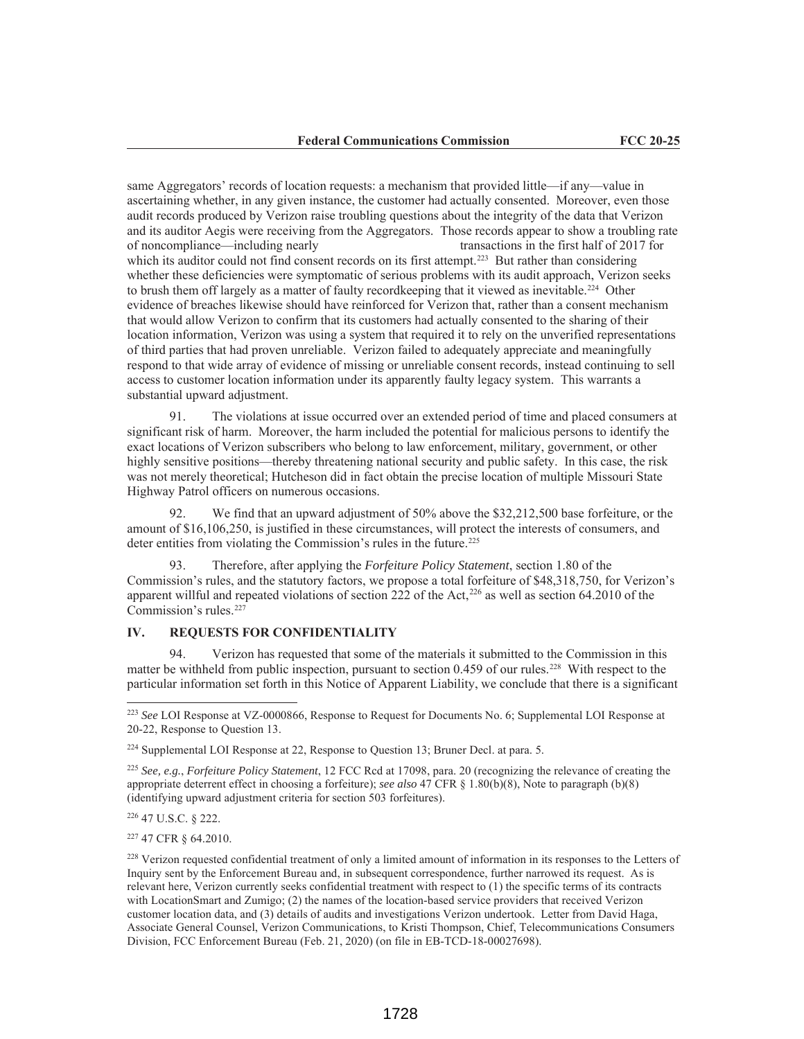same Aggregators' records of location requests: a mechanism that provided little—if any—value in ascertaining whether, in any given instance, the customer had actually consented. Moreover, even those audit records produced by Verizon raise troubling questions about the integrity of the data that Verizon and its auditor Aegis were receiving from the Aggregators. Those records appear to show a troubling rate of noncompliance—including nearly                                transactions in the first half of 2017 for which its auditor could not find consent records on its first attempt.[223] But rather than considering whether these deficiencies were symptomatic of serious problems with its audit approach, Verizon seeks to brush them off largely as a matter of faulty recordkeeping that it viewed as inevitable.[224] Other evidence of breaches likewise should have reinforced for Verizon that, rather than a consent mechanism that would allow Verizon to confirm that its customers had actually consented to the sharing of their location information, Verizon was using a system that required it to rely on the unverified representations of third parties that had proven unreliable. Verizon failed to adequately appreciate and meaningfully respond to that wide array of evidence of missing or unreliable consent records, instead continuing to sell access to customer location information under its apparently faulty legacy system. This warrants a substantial upward adjustment.

91. The violations at issue occurred over an extended period of time and placed consumers at significant risk of harm. Moreover, the harm included the potential for malicious persons to identify the exact locations of Verizon subscribers who belong to law enforcement, military, government, or other highly sensitive positions—thereby threatening national security and public safety. In this case, the risk was not merely theoretical; Hutcheson did in fact obtain the precise location of multiple Missouri State Highway Patrol officers on numerous occasions.

92. We find that an upward adjustment of 50% above the $32,212,500 base forfeiture, or the amount of $16,106,250, is justified in these circumstances, will protect the interests of consumers, and deter entities from violating the Commission's rules in the future.[225]

93. Therefore, after applying the *Forfeiture Policy Statement*, section 1.80 of the Commission's rules, and the statutory factors, we propose a total forfeiture of $48,318,750, for Verizon's apparent willful and repeated violations of section 222 of the Act,[226] as well as section 64.2010 of the Commission's rules.[227]

## IV. REQUESTS FOR CONFIDENTIALITY

94. Verizon has requested that some of the materials it submitted to the Commission in this matter be withheld from public inspection, pursuant to section 0.459 of our rules.[228] With respect to the particular information set forth in this Notice of Apparent Liability, we conclude that there is a significant

---

[223] *See* LOI Response at VZ-0000866, Response to Request for Documents No. 6; Supplemental LOI Response at 20-22, Response to Question 13.

[224] Supplemental LOI Response at 22, Response to Question 13; Bruner Decl. at para. 5.

[225] *See, e.g.*, *Forfeiture Policy Statement*, 12 FCC Rcd at 17098, para. 20 (recognizing the relevance of creating the appropriate deterrent effect in choosing a forfeiture); *see also* 47 CFR § 1.80(b)(8), Note to paragraph (b)(8) (identifying upward adjustment criteria for section 503 forfeitures).

[226] 47 U.S.C. § 222.

[227] 47 CFR § 64.2010.

[228] Verizon requested confidential treatment of only a limited amount of information in its responses to the Letters of Inquiry sent by the Enforcement Bureau and, in subsequent correspondence, further narrowed its request. As is relevant here, Verizon currently seeks confidential treatment with respect to (1) the specific terms of its contracts with LocationSmart and Zumigo; (2) the names of the location-based service providers that received Verizon customer location data, and (3) details of audits and investigations Verizon undertook. Letter from David Haga, Associate General Counsel, Verizon Communications, to Kristi Thompson, Chief, Telecommunications Consumers Division, FCC Enforcement Bureau (Feb. 21, 2020) (on file in EB-TCD-18-00027698).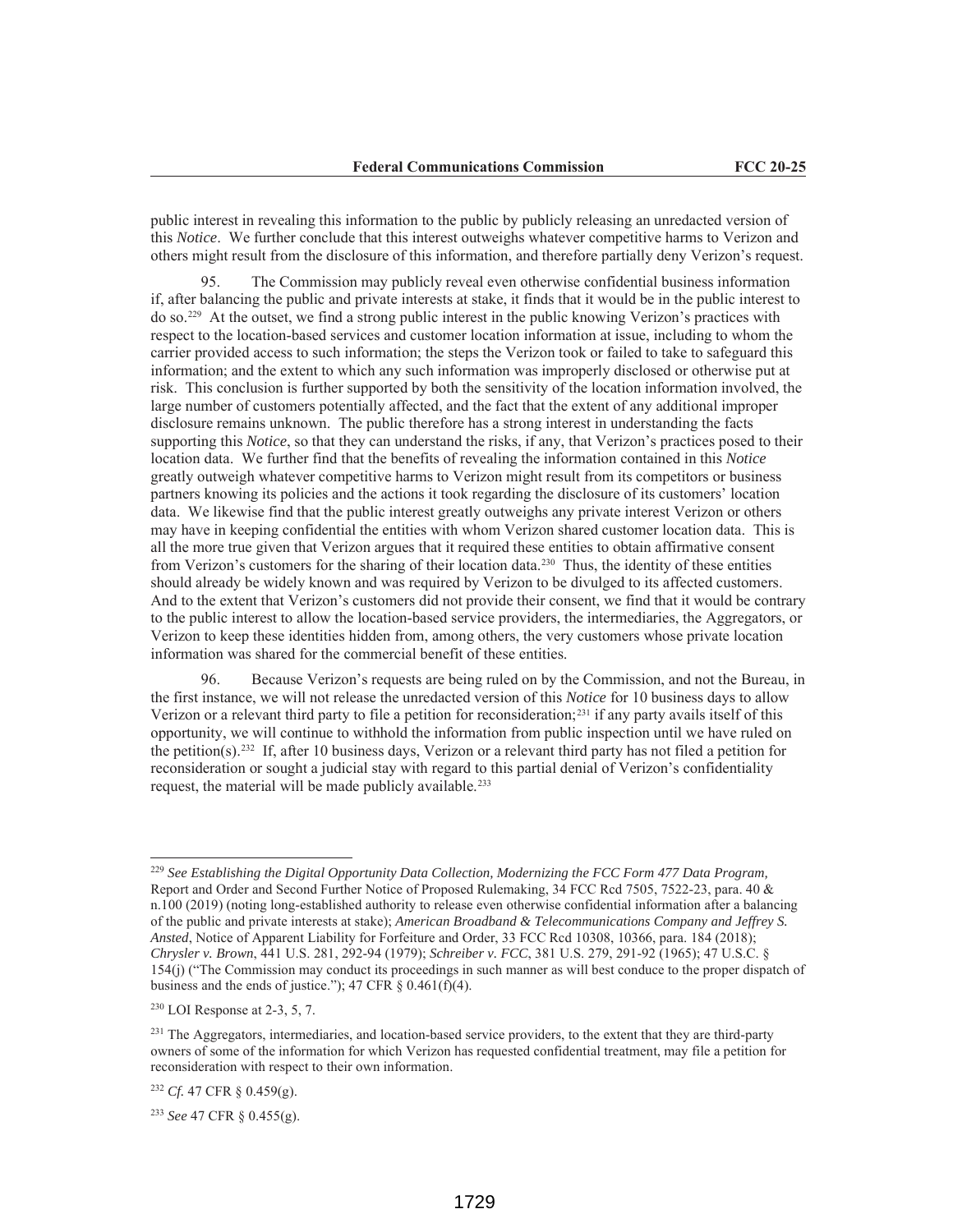public interest in revealing this information to the public by publicly releasing an unredacted version of this *Notice*. We further conclude that this interest outweighs whatever competitive harms to Verizon and others might result from the disclosure of this information, and therefore partially deny Verizon's request.

95. The Commission may publicly reveal even otherwise confidential business information if, after balancing the public and private interests at stake, it finds that it would be in the public interest to do so.[229] At the outset, we find a strong public interest in the public knowing Verizon's practices with respect to the location-based services and customer location information at issue, including to whom the carrier provided access to such information; the steps the Verizon took or failed to take to safeguard this information; and the extent to which any such information was improperly disclosed or otherwise put at risk. This conclusion is further supported by both the sensitivity of the location information involved, the large number of customers potentially affected, and the fact that the extent of any additional improper disclosure remains unknown. The public therefore has a strong interest in understanding the facts supporting this *Notice*, so that they can understand the risks, if any, that Verizon's practices posed to their location data. We further find that the benefits of revealing the information contained in this *Notice* greatly outweigh whatever competitive harms to Verizon might result from its competitors or business partners knowing its policies and the actions it took regarding the disclosure of its customers' location data. We likewise find that the public interest greatly outweighs any private interest Verizon or others may have in keeping confidential the entities with whom Verizon shared customer location data. This is all the more true given that Verizon argues that it required these entities to obtain affirmative consent from Verizon's customers for the sharing of their location data.[230] Thus, the identity of these entities should already be widely known and was required by Verizon to be divulged to its affected customers. And to the extent that Verizon's customers did not provide their consent, we find that it would be contrary to the public interest to allow the location-based service providers, the intermediaries, the Aggregators, or Verizon to keep these identities hidden from, among others, the very customers whose private location information was shared for the commercial benefit of these entities.

96. Because Verizon's requests are being ruled on by the Commission, and not the Bureau, in the first instance, we will not release the unredacted version of this *Notice* for 10 business days to allow Verizon or a relevant third party to file a petition for reconsideration;[231] if any party avails itself of this opportunity, we will continue to withhold the information from public inspection until we have ruled on the petition(s).[232] If, after 10 business days, Verizon or a relevant third party has not filed a petition for reconsideration or sought a judicial stay with regard to this partial denial of Verizon's confidentiality request, the material will be made publicly available.[233]

---

[229] *See Establishing the Digital Opportunity Data Collection, Modernizing the FCC Form 477 Data Program,* Report and Order and Second Further Notice of Proposed Rulemaking, 34 FCC Rcd 7505, 7522-23, para. 40 & n.100 (2019) (noting long-established authority to release even otherwise confidential information after a balancing of the public and private interests at stake); *American Broadband & Telecommunications Company and Jeffrey S. Ansted*, Notice of Apparent Liability for Forfeiture and Order, 33 FCC Rcd 10308, 10366, para. 184 (2018); *Chrysler v. Brown*, 441 U.S. 281, 292-94 (1979); *Schreiber v. FCC*, 381 U.S. 279, 291-92 (1965); 47 U.S.C. § 154(j) ("The Commission may conduct its proceedings in such manner as will best conduce to the proper dispatch of business and the ends of justice."); 47 CFR § 0.461(f)(4).

[230] LOI Response at 2-3, 5, 7.

[231] The Aggregators, intermediaries, and location-based service providers, to the extent that they are third-party owners of some of the information for which Verizon has requested confidential treatment, may file a petition for reconsideration with respect to their own information.

[232] *Cf.* 47 CFR § 0.459(g).

[233] *See* 47 CFR § 0.455(g).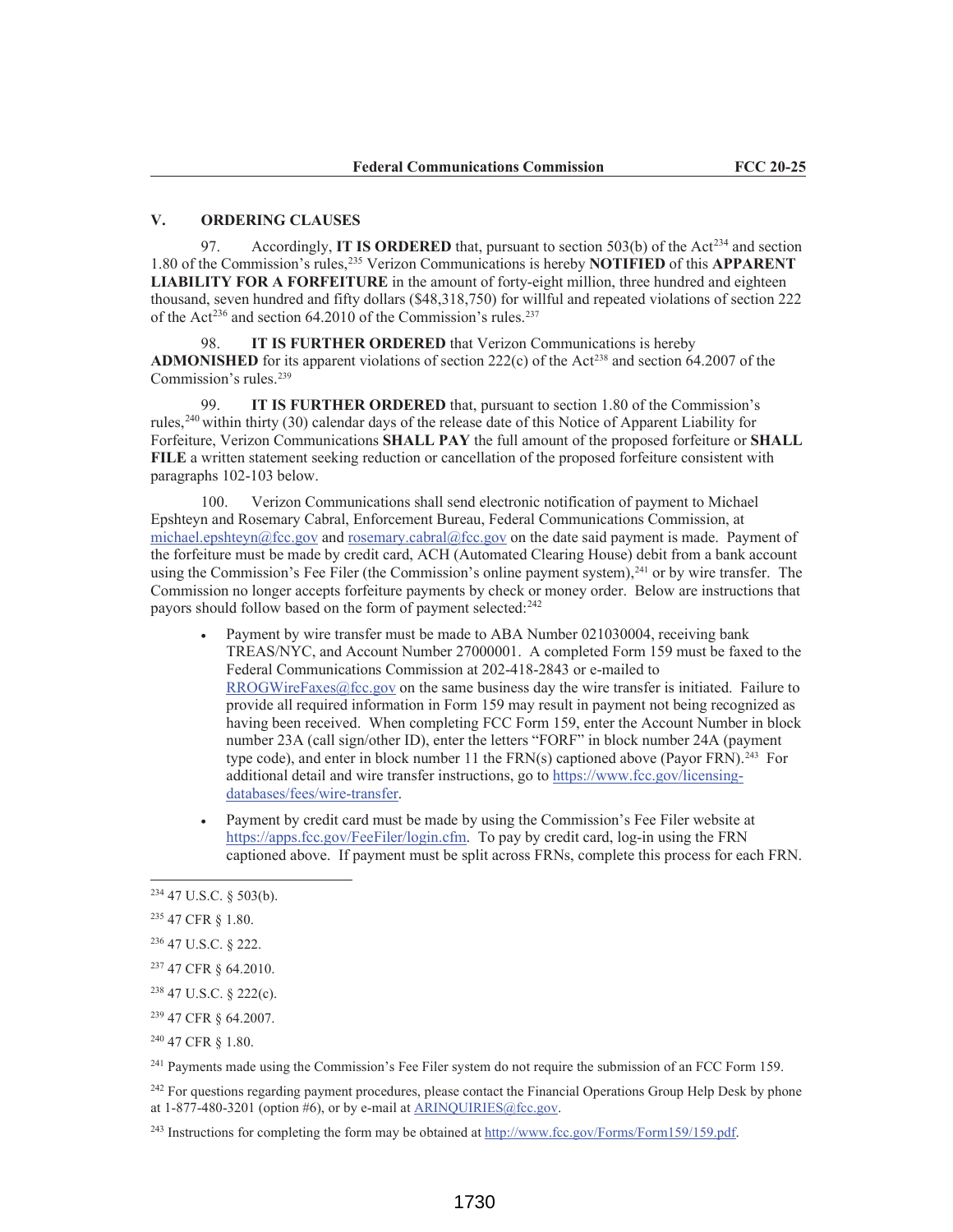## V. ORDERING CLAUSES

97. Accordingly, **IT IS ORDERED** that, pursuant to section 503(b) of the Act[234] and section 1.80 of the Commission's rules,[235] Verizon Communications is hereby **NOTIFIED** of this **APPARENT LIABILITY FOR A FORFEITURE** in the amount of forty-eight million, three hundred and eighteen thousand, seven hundred and fifty dollars ($48,318,750) for willful and repeated violations of section 222 of the Act[236] and section 64.2010 of the Commission's rules.[237]

98. **IT IS FURTHER ORDERED** that Verizon Communications is hereby **ADMONISHED** for its apparent violations of section 222(c) of the Act[238] and section 64.2007 of the Commission's rules.[239]

99. **IT IS FURTHER ORDERED** that, pursuant to section 1.80 of the Commission's rules,[240] within thirty (30) calendar days of the release date of this Notice of Apparent Liability for Forfeiture, Verizon Communications **SHALL PAY** the full amount of the proposed forfeiture or **SHALL FILE** a written statement seeking reduction or cancellation of the proposed forfeiture consistent with paragraphs 102-103 below.

100. Verizon Communications shall send electronic notification of payment to Michael Epshteyn and Rosemary Cabral, Enforcement Bureau, Federal Communications Commission, at michael.epshteyn@fcc.gov and rosemary.cabral@fcc.gov on the date said payment is made. Payment of the forfeiture must be made by credit card, ACH (Automated Clearing House) debit from a bank account using the Commission's Fee Filer (the Commission's online payment system),[241] or by wire transfer. The Commission no longer accepts forfeiture payments by check or money order. Below are instructions that payors should follow based on the form of payment selected:[242]

- Payment by wire transfer must be made to ABA Number 021030004, receiving bank TREAS/NYC, and Account Number 27000001. A completed Form 159 must be faxed to the Federal Communications Commission at 202-418-2843 or e-mailed to RROGWireFaxes@fcc.gov on the same business day the wire transfer is initiated. Failure to provide all required information in Form 159 may result in payment not being recognized as having been received. When completing FCC Form 159, enter the Account Number in block number 23A (call sign/other ID), enter the letters "FORF" in block number 24A (payment type code), and enter in block number 11 the FRN(s) captioned above (Payor FRN).[243] For additional detail and wire transfer instructions, go to https://www.fcc.gov/licensing-databases/fees/wire-transfer.
- Payment by credit card must be made by using the Commission's Fee Filer website at https://apps.fcc.gov/FeeFiler/login.cfm. To pay by credit card, log-in using the FRN captioned above. If payment must be split across FRNs, complete this process for each FRN.

---

[234] 47 U.S.C. § 503(b).

[235] 47 CFR § 1.80.

[236] 47 U.S.C. § 222.

[237] 47 CFR § 64.2010.

[238] 47 U.S.C. § 222(c).

[239] 47 CFR § 64.2007.

[240] 47 CFR § 1.80.

[241] Payments made using the Commission's Fee Filer system do not require the submission of an FCC Form 159.

[242] For questions regarding payment procedures, please contact the Financial Operations Group Help Desk by phone at 1-877-480-3201 (option #6), or by e-mail at ARINQUIRIES@fcc.gov.

[243] Instructions for completing the form may be obtained at http://www.fcc.gov/Forms/Form159/159.pdf.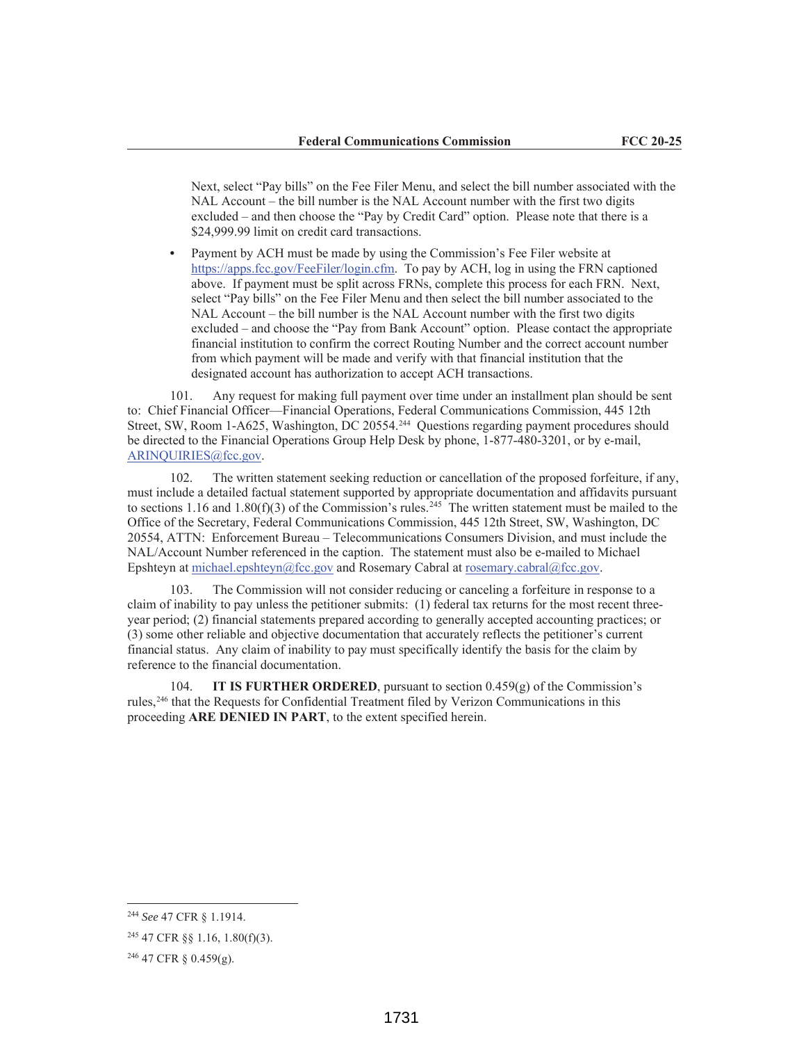Next, select "Pay bills" on the Fee Filer Menu, and select the bill number associated with the NAL Account – the bill number is the NAL Account number with the first two digits excluded – and then choose the "Pay by Credit Card" option. Please note that there is a $24,999.99 limit on credit card transactions.

- Payment by ACH must be made by using the Commission's Fee Filer website at https://apps.fcc.gov/FeeFiler/login.cfm. To pay by ACH, log in using the FRN captioned above. If payment must be split across FRNs, complete this process for each FRN. Next, select "Pay bills" on the Fee Filer Menu and then select the bill number associated to the NAL Account – the bill number is the NAL Account number with the first two digits excluded – and choose the "Pay from Bank Account" option. Please contact the appropriate financial institution to confirm the correct Routing Number and the correct account number from which payment will be made and verify with that financial institution that the designated account has authorization to accept ACH transactions.

101. Any request for making full payment over time under an installment plan should be sent to: Chief Financial Officer—Financial Operations, Federal Communications Commission, 445 12th Street, SW, Room 1-A625, Washington, DC 20554.[244] Questions regarding payment procedures should be directed to the Financial Operations Group Help Desk by phone, 1-877-480-3201, or by e-mail, ARINQUIRIES@fcc.gov.

102. The written statement seeking reduction or cancellation of the proposed forfeiture, if any, must include a detailed factual statement supported by appropriate documentation and affidavits pursuant to sections 1.16 and 1.80(f)(3) of the Commission's rules.[245] The written statement must be mailed to the Office of the Secretary, Federal Communications Commission, 445 12th Street, SW, Washington, DC 20554, ATTN: Enforcement Bureau – Telecommunications Consumers Division, and must include the NAL/Account Number referenced in the caption. The statement must also be e-mailed to Michael Epshteyn at michael.epshteyn@fcc.gov and Rosemary Cabral at rosemary.cabral@fcc.gov.

103. The Commission will not consider reducing or canceling a forfeiture in response to a claim of inability to pay unless the petitioner submits: (1) federal tax returns for the most recent three-year period; (2) financial statements prepared according to generally accepted accounting practices; or (3) some other reliable and objective documentation that accurately reflects the petitioner's current financial status. Any claim of inability to pay must specifically identify the basis for the claim by reference to the financial documentation.

104. **IT IS FURTHER ORDERED**, pursuant to section 0.459(g) of the Commission's rules,[246] that the Requests for Confidential Treatment filed by Verizon Communications in this proceeding **ARE DENIED IN PART**, to the extent specified herein.

---

[244] *See* 47 CFR § 1.1914.

[245] 47 CFR §§ 1.16, 1.80(f)(3).

[246] 47 CFR § 0.459(g).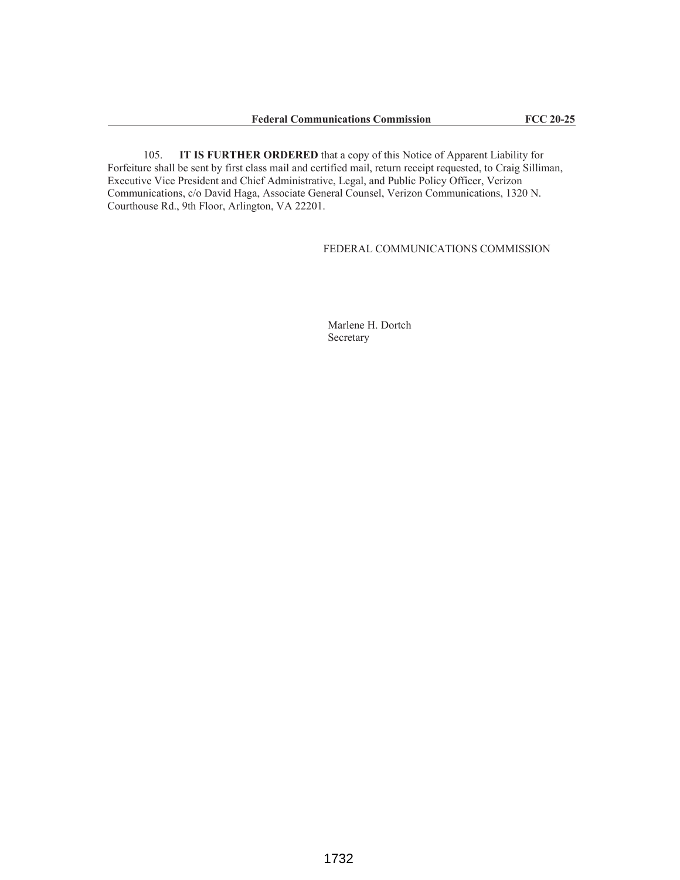105. **IT IS FURTHER ORDERED** that a copy of this Notice of Apparent Liability for Forfeiture shall be sent by first class mail and certified mail, return receipt requested, to Craig Silliman, Executive Vice President and Chief Administrative, Legal, and Public Policy Officer, Verizon Communications, c/o David Haga, Associate General Counsel, Verizon Communications, 1320 N. Courthouse Rd., 9th Floor, Arlington, VA 22201.

FEDERAL COMMUNICATIONS COMMISSION

Marlene H. Dortch
Secretary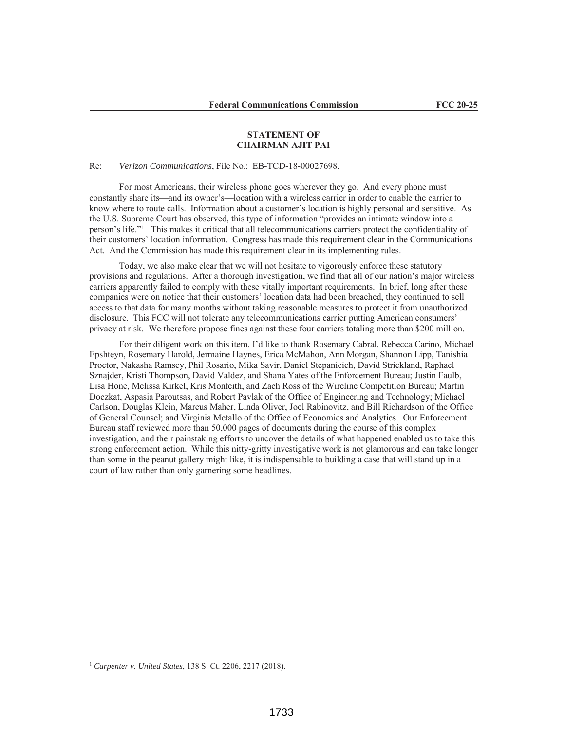**STATEMENT OF**
**CHAIRMAN AJIT PAI**

Re: *Verizon Communications*, File No.: EB-TCD-18-00027698.

For most Americans, their wireless phone goes wherever they go. And every phone must constantly share its—and its owner's—location with a wireless carrier in order to enable the carrier to know where to route calls. Information about a customer's location is highly personal and sensitive. As the U.S. Supreme Court has observed, this type of information "provides an intimate window into a person's life."[1] This makes it critical that all telecommunications carriers protect the confidentiality of their customers' location information. Congress has made this requirement clear in the Communications Act. And the Commission has made this requirement clear in its implementing rules.

Today, we also make clear that we will not hesitate to vigorously enforce these statutory provisions and regulations. After a thorough investigation, we find that all of our nation's major wireless carriers apparently failed to comply with these vitally important requirements. In brief, long after these companies were on notice that their customers' location data had been breached, they continued to sell access to that data for many months without taking reasonable measures to protect it from unauthorized disclosure. This FCC will not tolerate any telecommunications carrier putting American consumers' privacy at risk. We therefore propose fines against these four carriers totaling more than $200 million.

For their diligent work on this item, I'd like to thank Rosemary Cabral, Rebecca Carino, Michael Epshteyn, Rosemary Harold, Jermaine Haynes, Erica McMahon, Ann Morgan, Shannon Lipp, Tanishia Proctor, Nakasha Ramsey, Phil Rosario, Mika Savir, Daniel Stepanicich, David Strickland, Raphael Sznajder, Kristi Thompson, David Valdez, and Shana Yates of the Enforcement Bureau; Justin Faulb, Lisa Hone, Melissa Kirkel, Kris Monteith, and Zach Ross of the Wireline Competition Bureau; Martin Doczkat, Aspasia Paroutsas, and Robert Pavlak of the Office of Engineering and Technology; Michael Carlson, Douglas Klein, Marcus Maher, Linda Oliver, Joel Rabinovitz, and Bill Richardson of the Office of General Counsel; and Virginia Metallo of the Office of Economics and Analytics. Our Enforcement Bureau staff reviewed more than 50,000 pages of documents during the course of this complex investigation, and their painstaking efforts to uncover the details of what happened enabled us to take this strong enforcement action. While this nitty-gritty investigative work is not glamorous and can take longer than some in the peanut gallery might like, it is indispensable to building a case that will stand up in a court of law rather than only garnering some headlines.

[1] *Carpenter v. United States*, 138 S. Ct. 2206, 2217 (2018).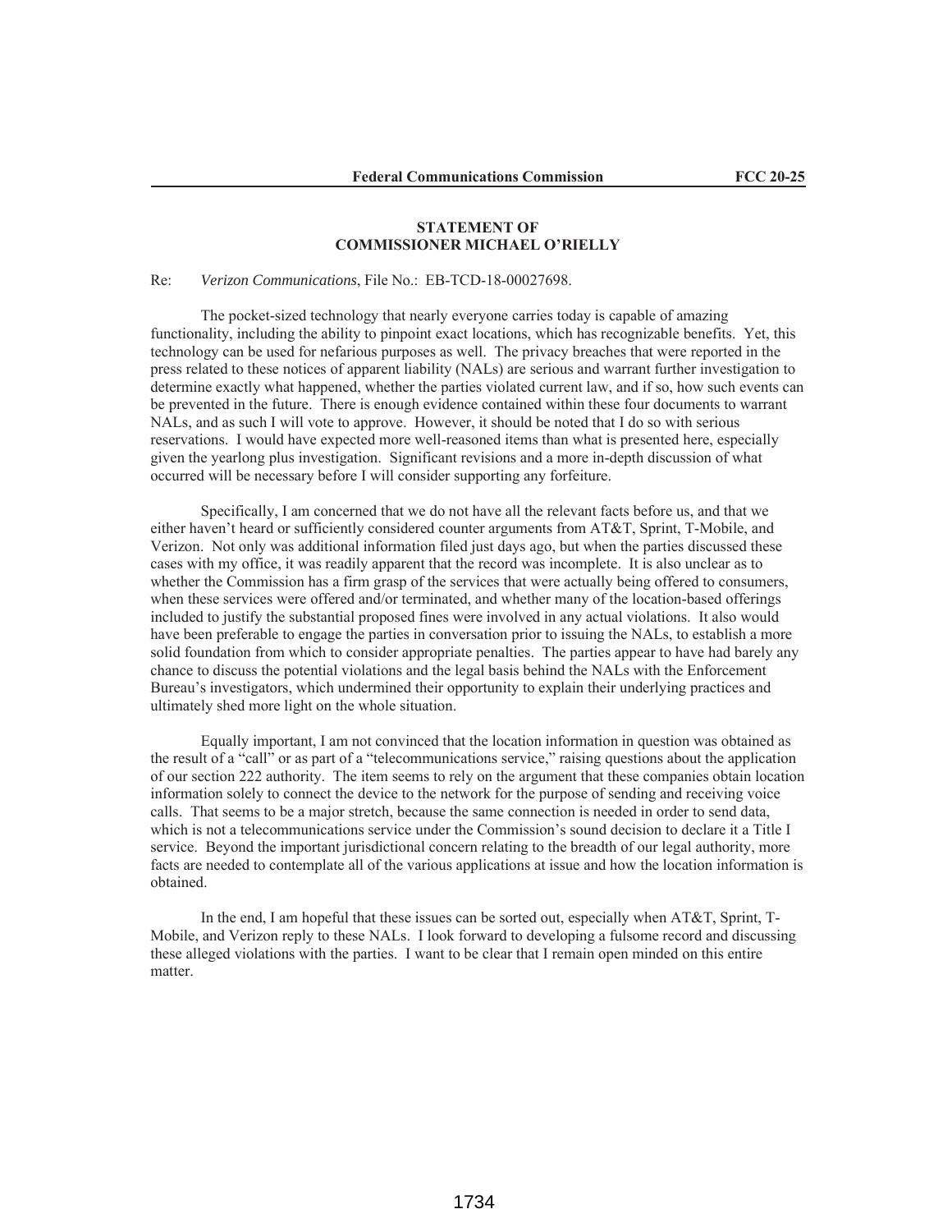**STATEMENT OF**
**COMMISSIONER MICHAEL O'RIELLY**

Re: *Verizon Communications*, File No.: EB-TCD-18-00027698.

The pocket-sized technology that nearly everyone carries today is capable of amazing functionality, including the ability to pinpoint exact locations, which has recognizable benefits. Yet, this technology can be used for nefarious purposes as well. The privacy breaches that were reported in the press related to these notices of apparent liability (NALs) are serious and warrant further investigation to determine exactly what happened, whether the parties violated current law, and if so, how such events can be prevented in the future. There is enough evidence contained within these four documents to warrant NALs, and as such I will vote to approve. However, it should be noted that I do so with serious reservations. I would have expected more well-reasoned items than what is presented here, especially given the yearlong plus investigation. Significant revisions and a more in-depth discussion of what occurred will be necessary before I will consider supporting any forfeiture.

Specifically, I am concerned that we do not have all the relevant facts before us, and that we either haven't heard or sufficiently considered counter arguments from AT&T, Sprint, T-Mobile, and Verizon. Not only was additional information filed just days ago, but when the parties discussed these cases with my office, it was readily apparent that the record was incomplete. It is also unclear as to whether the Commission has a firm grasp of the services that were actually being offered to consumers, when these services were offered and/or terminated, and whether many of the location-based offerings included to justify the substantial proposed fines were involved in any actual violations. It also would have been preferable to engage the parties in conversation prior to issuing the NALs, to establish a more solid foundation from which to consider appropriate penalties. The parties appear to have had barely any chance to discuss the potential violations and the legal basis behind the NALs with the Enforcement Bureau's investigators, which undermined their opportunity to explain their underlying practices and ultimately shed more light on the whole situation.

Equally important, I am not convinced that the location information in question was obtained as the result of a "call" or as part of a "telecommunications service," raising questions about the application of our section 222 authority. The item seems to rely on the argument that these companies obtain location information solely to connect the device to the network for the purpose of sending and receiving voice calls. That seems to be a major stretch, because the same connection is needed in order to send data, which is not a telecommunications service under the Commission's sound decision to declare it a Title I service. Beyond the important jurisdictional concern relating to the breadth of our legal authority, more facts are needed to contemplate all of the various applications at issue and how the location information is obtained.

In the end, I am hopeful that these issues can be sorted out, especially when AT&T, Sprint, T-Mobile, and Verizon reply to these NALs. I look forward to developing a fulsome record and discussing these alleged violations with the parties. I want to be clear that I remain open minded on this entire matter.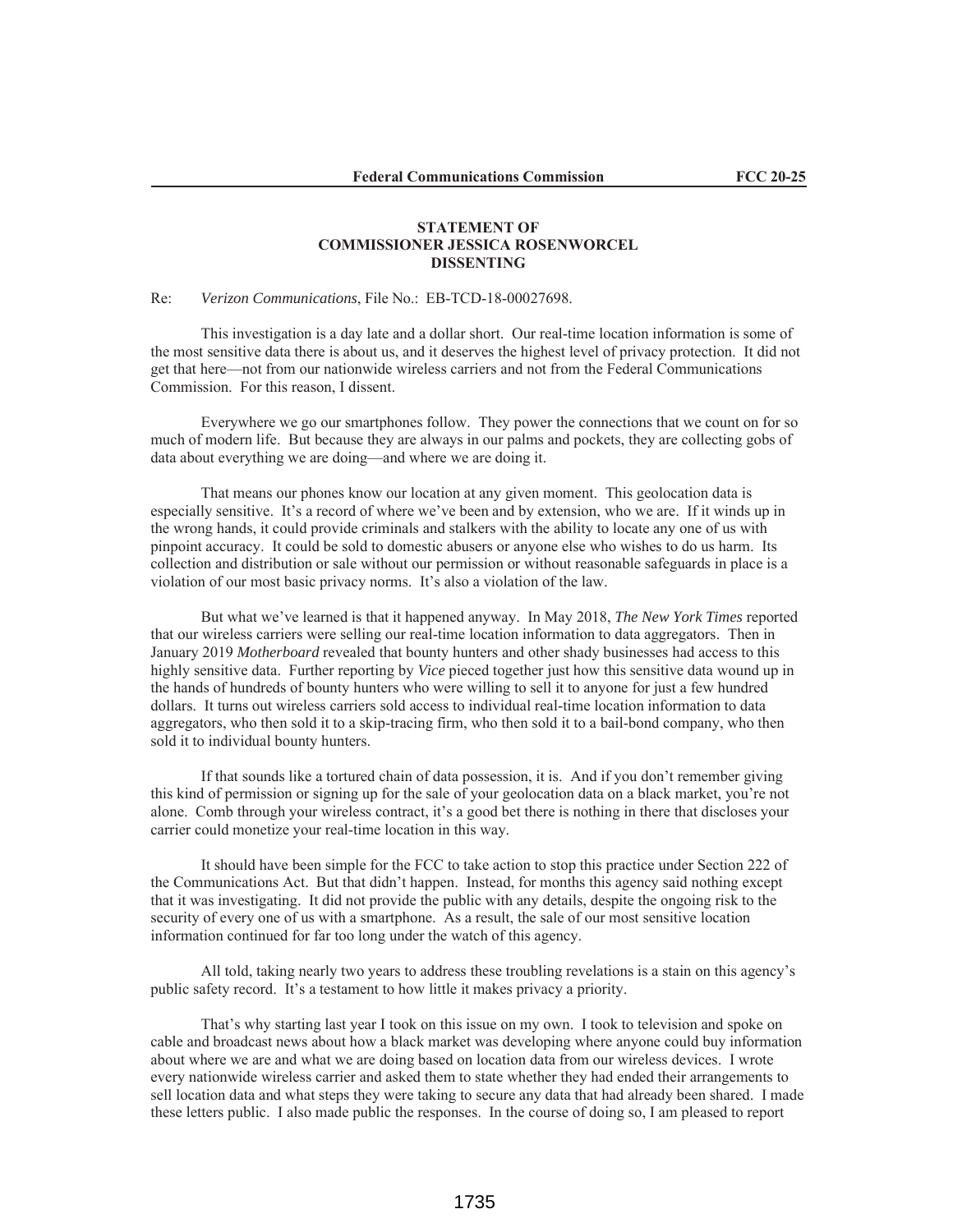**STATEMENT OF**
**COMMISSIONER JESSICA ROSENWORCEL**
**DISSENTING**

Re: *Verizon Communications*, File No.: EB-TCD-18-00027698.

This investigation is a day late and a dollar short. Our real-time location information is some of the most sensitive data there is about us, and it deserves the highest level of privacy protection. It did not get that here—not from our nationwide wireless carriers and not from the Federal Communications Commission. For this reason, I dissent.

Everywhere we go our smartphones follow. They power the connections that we count on for so much of modern life. But because they are always in our palms and pockets, they are collecting gobs of data about everything we are doing—and where we are doing it.

That means our phones know our location at any given moment. This geolocation data is especially sensitive. It's a record of where we've been and by extension, who we are. If it winds up in the wrong hands, it could provide criminals and stalkers with the ability to locate any one of us with pinpoint accuracy. It could be sold to domestic abusers or anyone else who wishes to do us harm. Its collection and distribution or sale without our permission or without reasonable safeguards in place is a violation of our most basic privacy norms. It's also a violation of the law.

But what we've learned is that it happened anyway. In May 2018, *The New York Times* reported that our wireless carriers were selling our real-time location information to data aggregators. Then in January 2019 *Motherboard* revealed that bounty hunters and other shady businesses had access to this highly sensitive data. Further reporting by *Vice* pieced together just how this sensitive data wound up in the hands of hundreds of bounty hunters who were willing to sell it to anyone for just a few hundred dollars. It turns out wireless carriers sold access to individual real-time location information to data aggregators, who then sold it to a skip-tracing firm, who then sold it to a bail-bond company, who then sold it to individual bounty hunters.

If that sounds like a tortured chain of data possession, it is. And if you don't remember giving this kind of permission or signing up for the sale of your geolocation data on a black market, you're not alone. Comb through your wireless contract, it's a good bet there is nothing in there that discloses your carrier could monetize your real-time location in this way.

It should have been simple for the FCC to take action to stop this practice under Section 222 of the Communications Act. But that didn't happen. Instead, for months this agency said nothing except that it was investigating. It did not provide the public with any details, despite the ongoing risk to the security of every one of us with a smartphone. As a result, the sale of our most sensitive location information continued for far too long under the watch of this agency.

All told, taking nearly two years to address these troubling revelations is a stain on this agency's public safety record. It's a testament to how little it makes privacy a priority.

That's why starting last year I took on this issue on my own. I took to television and spoke on cable and broadcast news about how a black market was developing where anyone could buy information about where we are and what we are doing based on location data from our wireless devices. I wrote every nationwide wireless carrier and asked them to state whether they had ended their arrangements to sell location data and what steps they were taking to secure any data that had already been shared. I made these letters public. I also made public the responses. In the course of doing so, I am pleased to report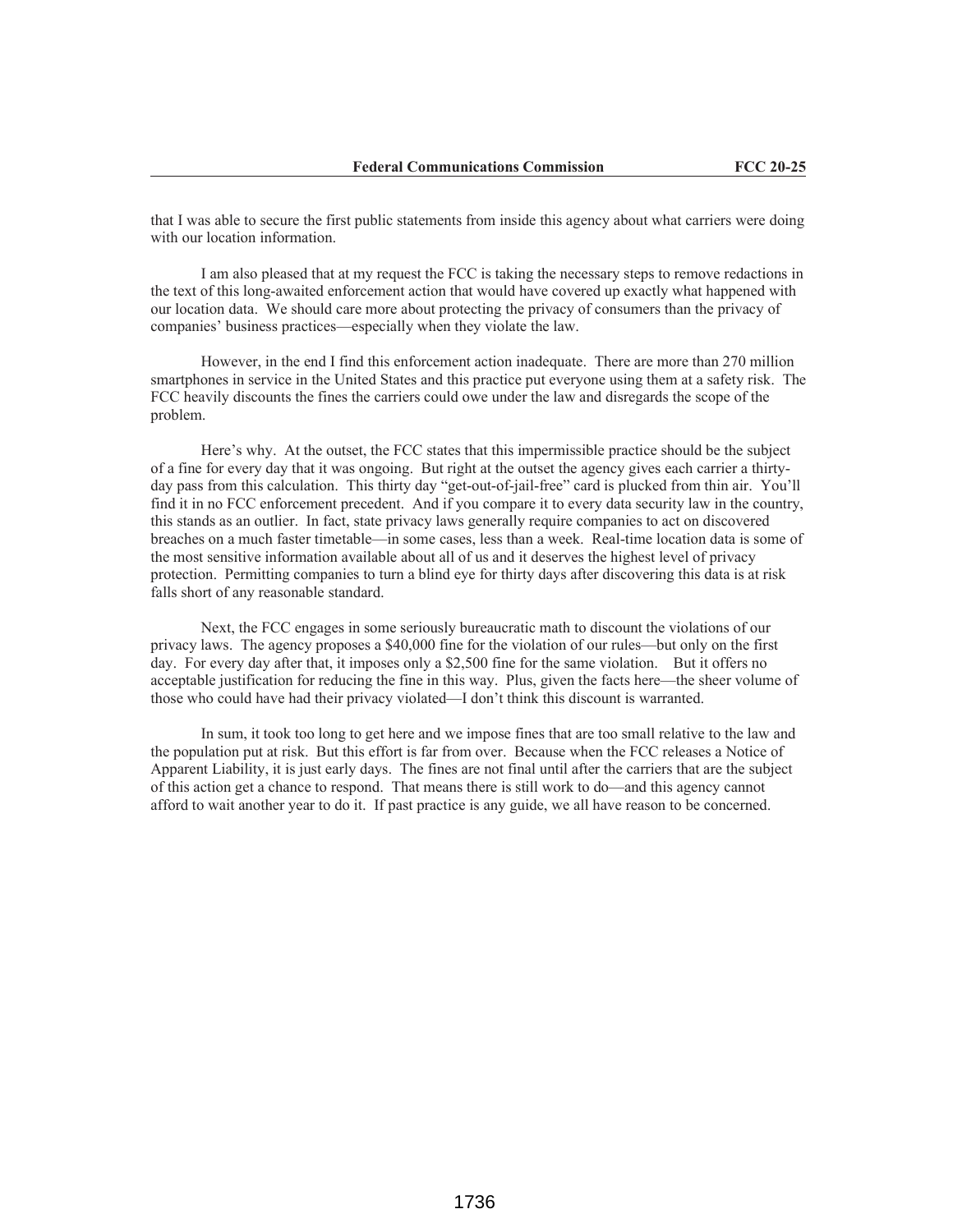that I was able to secure the first public statements from inside this agency about what carriers were doing with our location information.

I am also pleased that at my request the FCC is taking the necessary steps to remove redactions in the text of this long-awaited enforcement action that would have covered up exactly what happened with our location data. We should care more about protecting the privacy of consumers than the privacy of companies' business practices—especially when they violate the law.

However, in the end I find this enforcement action inadequate. There are more than 270 million smartphones in service in the United States and this practice put everyone using them at a safety risk. The FCC heavily discounts the fines the carriers could owe under the law and disregards the scope of the problem.

Here's why. At the outset, the FCC states that this impermissible practice should be the subject of a fine for every day that it was ongoing. But right at the outset the agency gives each carrier a thirty-day pass from this calculation. This thirty day "get-out-of-jail-free" card is plucked from thin air. You'll find it in no FCC enforcement precedent. And if you compare it to every data security law in the country, this stands as an outlier. In fact, state privacy laws generally require companies to act on discovered breaches on a much faster timetable—in some cases, less than a week. Real-time location data is some of the most sensitive information available about all of us and it deserves the highest level of privacy protection. Permitting companies to turn a blind eye for thirty days after discovering this data is at risk falls short of any reasonable standard.

Next, the FCC engages in some seriously bureaucratic math to discount the violations of our privacy laws. The agency proposes a $40,000 fine for the violation of our rules—but only on the first day. For every day after that, it imposes only a $2,500 fine for the same violation. But it offers no acceptable justification for reducing the fine in this way. Plus, given the facts here—the sheer volume of those who could have had their privacy violated—I don't think this discount is warranted.

In sum, it took too long to get here and we impose fines that are too small relative to the law and the population put at risk. But this effort is far from over. Because when the FCC releases a Notice of Apparent Liability, it is just early days. The fines are not final until after the carriers that are the subject of this action get a chance to respond. That means there is still work to do—and this agency cannot afford to wait another year to do it. If past practice is any guide, we all have reason to be concerned.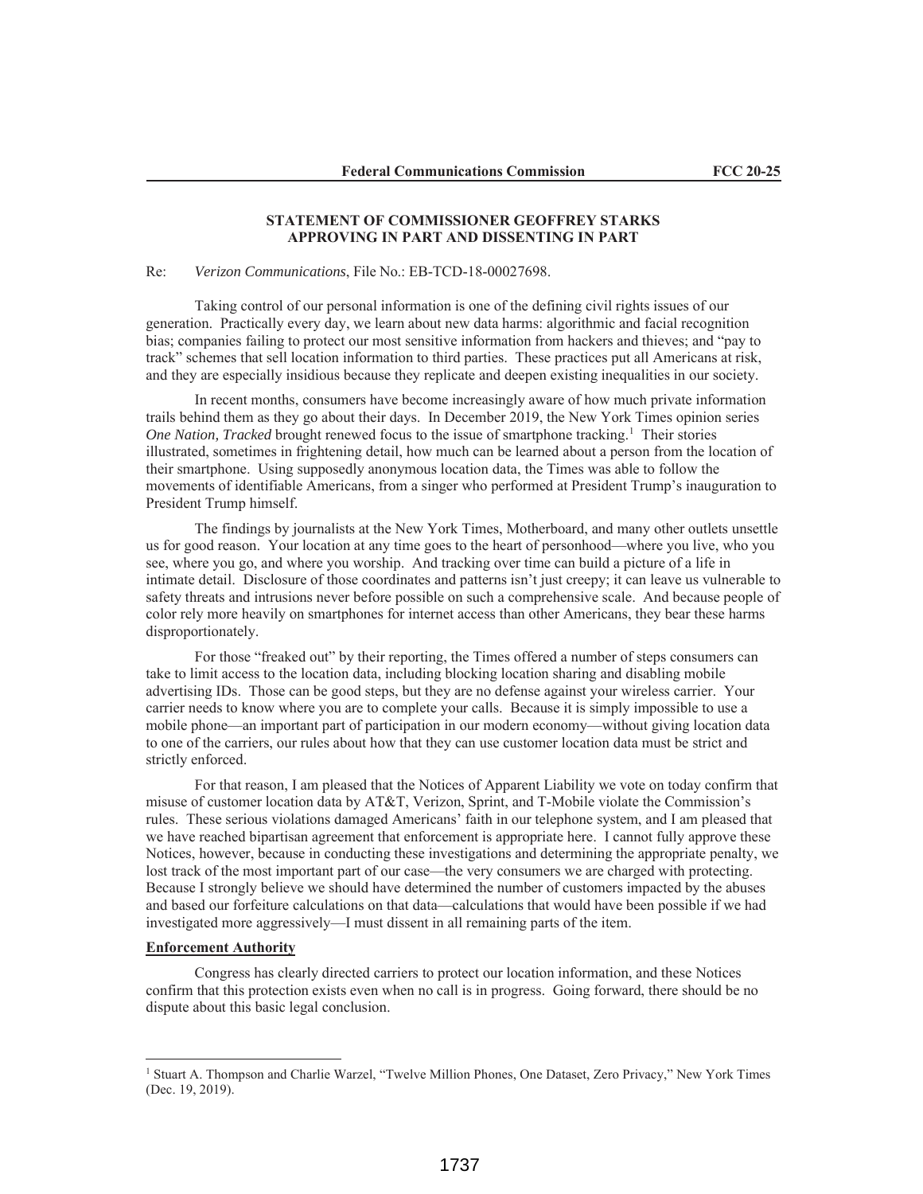**STATEMENT OF COMMISSIONER GEOFFREY STARKS**
**APPROVING IN PART AND DISSENTING IN PART**

Re: *Verizon Communications*, File No.: EB-TCD-18-00027698.

Taking control of our personal information is one of the defining civil rights issues of our generation. Practically every day, we learn about new data harms: algorithmic and facial recognition bias; companies failing to protect our most sensitive information from hackers and thieves; and "pay to track" schemes that sell location information to third parties. These practices put all Americans at risk, and they are especially insidious because they replicate and deepen existing inequalities in our society.

In recent months, consumers have become increasingly aware of how much private information trails behind them as they go about their days. In December 2019, the New York Times opinion series *One Nation, Tracked* brought renewed focus to the issue of smartphone tracking.[1] Their stories illustrated, sometimes in frightening detail, how much can be learned about a person from the location of their smartphone. Using supposedly anonymous location data, the Times was able to follow the movements of identifiable Americans, from a singer who performed at President Trump's inauguration to President Trump himself.

The findings by journalists at the New York Times, Motherboard, and many other outlets unsettle us for good reason. Your location at any time goes to the heart of personhood—where you live, who you see, where you go, and where you worship. And tracking over time can build a picture of a life in intimate detail. Disclosure of those coordinates and patterns isn't just creepy; it can leave us vulnerable to safety threats and intrusions never before possible on such a comprehensive scale. And because people of color rely more heavily on smartphones for internet access than other Americans, they bear these harms disproportionately.

For those "freaked out" by their reporting, the Times offered a number of steps consumers can take to limit access to the location data, including blocking location sharing and disabling mobile advertising IDs. Those can be good steps, but they are no defense against your wireless carrier. Your carrier needs to know where you are to complete your calls. Because it is simply impossible to use a mobile phone—an important part of participation in our modern economy—without giving location data to one of the carriers, our rules about how that they can use customer location data must be strict and strictly enforced.

For that reason, I am pleased that the Notices of Apparent Liability we vote on today confirm that misuse of customer location data by AT&T, Verizon, Sprint, and T-Mobile violate the Commission's rules. These serious violations damaged Americans' faith in our telephone system, and I am pleased that we have reached bipartisan agreement that enforcement is appropriate here. I cannot fully approve these Notices, however, because in conducting these investigations and determining the appropriate penalty, we lost track of the most important part of our case—the very consumers we are charged with protecting. Because I strongly believe we should have determined the number of customers impacted by the abuses and based our forfeiture calculations on that data—calculations that would have been possible if we had investigated more aggressively—I must dissent in all remaining parts of the item.

**Enforcement Authority**

Congress has clearly directed carriers to protect our location information, and these Notices confirm that this protection exists even when no call is in progress. Going forward, there should be no dispute about this basic legal conclusion.

[1] Stuart A. Thompson and Charlie Warzel, "Twelve Million Phones, One Dataset, Zero Privacy," New York Times (Dec. 19, 2019).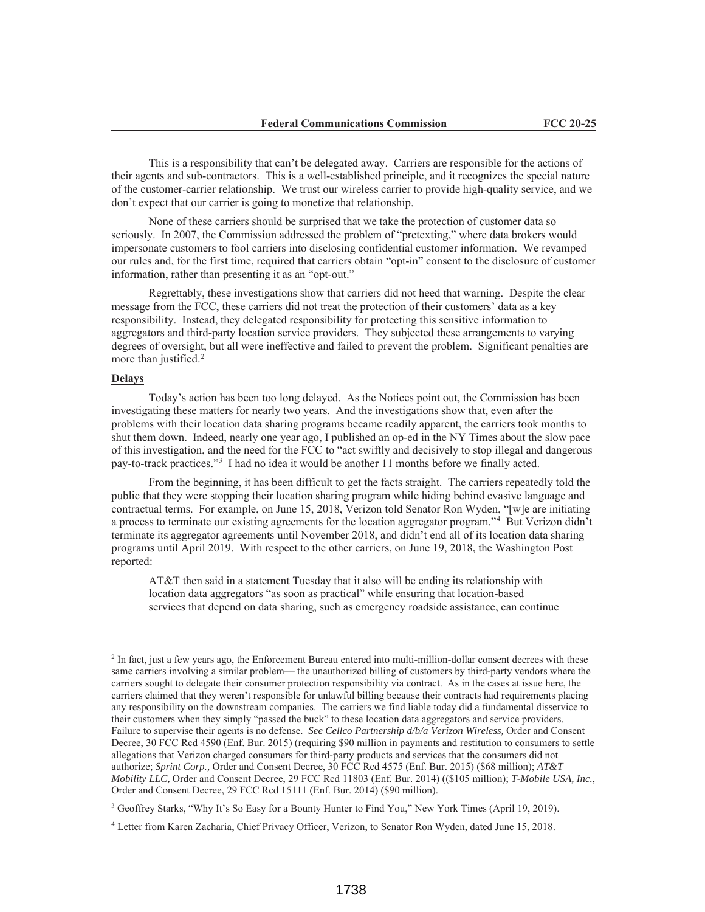This is a responsibility that can't be delegated away. Carriers are responsible for the actions of their agents and sub-contractors. This is a well-established principle, and it recognizes the special nature of the customer-carrier relationship. We trust our wireless carrier to provide high-quality service, and we don't expect that our carrier is going to monetize that relationship.

None of these carriers should be surprised that we take the protection of customer data so seriously. In 2007, the Commission addressed the problem of "pretexting," where data brokers would impersonate customers to fool carriers into disclosing confidential customer information. We revamped our rules and, for the first time, required that carriers obtain "opt-in" consent to the disclosure of customer information, rather than presenting it as an "opt-out."

Regrettably, these investigations show that carriers did not heed that warning. Despite the clear message from the FCC, these carriers did not treat the protection of their customers' data as a key responsibility. Instead, they delegated responsibility for protecting this sensitive information to aggregators and third-party location service providers. They subjected these arrangements to varying degrees of oversight, but all were ineffective and failed to prevent the problem. Significant penalties are more than justified.[2]

**Delays**

Today's action has been too long delayed. As the Notices point out, the Commission has been investigating these matters for nearly two years. And the investigations show that, even after the problems with their location data sharing programs became readily apparent, the carriers took months to shut them down. Indeed, nearly one year ago, I published an op-ed in the NY Times about the slow pace of this investigation, and the need for the FCC to "act swiftly and decisively to stop illegal and dangerous pay-to-track practices."[3] I had no idea it would be another 11 months before we finally acted.

From the beginning, it has been difficult to get the facts straight. The carriers repeatedly told the public that they were stopping their location sharing program while hiding behind evasive language and contractual terms. For example, on June 15, 2018, Verizon told Senator Ron Wyden, "[w]e are initiating a process to terminate our existing agreements for the location aggregator program."[4] But Verizon didn't terminate its aggregator agreements until November 2018, and didn't end all of its location data sharing programs until April 2019. With respect to the other carriers, on June 19, 2018, the Washington Post reported:

> AT&T then said in a statement Tuesday that it also will be ending its relationship with location data aggregators "as soon as practical" while ensuring that location-based services that depend on data sharing, such as emergency roadside assistance, can continue

---

[2] In fact, just a few years ago, the Enforcement Bureau entered into multi-million-dollar consent decrees with these same carriers involving a similar problem— the unauthorized billing of customers by third-party vendors where the carriers sought to delegate their consumer protection responsibility via contract. As in the cases at issue here, the carriers claimed that they weren't responsible for unlawful billing because their contracts had requirements placing any responsibility on the downstream companies. The carriers we find liable today did a fundamental disservice to their customers when they simply "passed the buck" to these location data aggregators and service providers. Failure to supervise their agents is no defense. *See Cellco Partnership d/b/a Verizon Wireless,* Order and Consent Decree, 30 FCC Rcd 4590 (Enf. Bur. 2015) (requiring $90 million in payments and restitution to consumers to settle allegations that Verizon charged consumers for third-party products and services that the consumers did not authorize; *Sprint Corp.,* Order and Consent Decree, 30 FCC Rcd 4575 (Enf. Bur. 2015) ($68 million); *AT&T Mobility LLC,* Order and Consent Decree, 29 FCC Rcd 11803 (Enf. Bur. 2014) (($105 million); *T-Mobile USA, Inc.*, Order and Consent Decree, 29 FCC Rcd 15111 (Enf. Bur. 2014) ($90 million).

[3] Geoffrey Starks, "Why It's So Easy for a Bounty Hunter to Find You," New York Times (April 19, 2019).

[4] Letter from Karen Zacharia, Chief Privacy Officer, Verizon, to Senator Ron Wyden, dated June 15, 2018.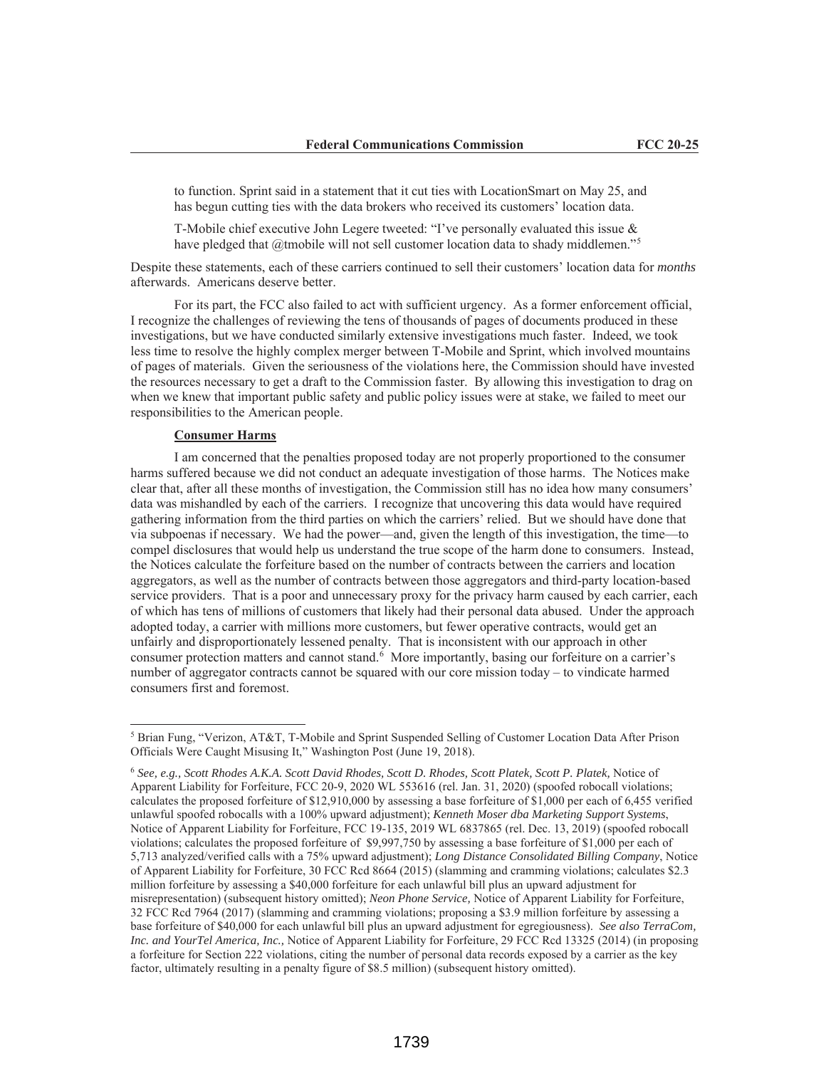> to function. Sprint said in a statement that it cut ties with LocationSmart on May 25, and has begun cutting ties with the data brokers who received its customers' location data.
>
> T-Mobile chief executive John Legere tweeted: "I've personally evaluated this issue & have pledged that @tmobile will not sell customer location data to shady middlemen."[5]

Despite these statements, each of these carriers continued to sell their customers' location data for *months* afterwards. Americans deserve better.

For its part, the FCC also failed to act with sufficient urgency. As a former enforcement official, I recognize the challenges of reviewing the tens of thousands of pages of documents produced in these investigations, but we have conducted similarly extensive investigations much faster. Indeed, we took less time to resolve the highly complex merger between T-Mobile and Sprint, which involved mountains of pages of materials. Given the seriousness of the violations here, the Commission should have invested the resources necessary to get a draft to the Commission faster. By allowing this investigation to drag on when we knew that important public safety and public policy issues were at stake, we failed to meet our responsibilities to the American people.

**Consumer Harms**

I am concerned that the penalties proposed today are not properly proportioned to the consumer harms suffered because we did not conduct an adequate investigation of those harms. The Notices make clear that, after all these months of investigation, the Commission still has no idea how many consumers' data was mishandled by each of the carriers. I recognize that uncovering this data would have required gathering information from the third parties on which the carriers' relied. But we should have done that via subpoenas if necessary. We had the power—and, given the length of this investigation, the time—to compel disclosures that would help us understand the true scope of the harm done to consumers. Instead, the Notices calculate the forfeiture based on the number of contracts between the carriers and location aggregators, as well as the number of contracts between those aggregators and third-party location-based service providers. That is a poor and unnecessary proxy for the privacy harm caused by each carrier, each of which has tens of millions of customers that likely had their personal data abused. Under the approach adopted today, a carrier with millions more customers, but fewer operative contracts, would get an unfairly and disproportionately lessened penalty. That is inconsistent with our approach in other consumer protection matters and cannot stand.[6] More importantly, basing our forfeiture on a carrier's number of aggregator contracts cannot be squared with our core mission today – to vindicate harmed consumers first and foremost.

---

[5] Brian Fung, "Verizon, AT&T, T-Mobile and Sprint Suspended Selling of Customer Location Data After Prison Officials Were Caught Misusing It," Washington Post (June 19, 2018).

[6] *See, e.g., Scott Rhodes A.K.A. Scott David Rhodes, Scott D. Rhodes, Scott Platek, Scott P. Platek,* Notice of Apparent Liability for Forfeiture, FCC 20-9, 2020 WL 553616 (rel. Jan. 31, 2020) (spoofed robocall violations; calculates the proposed forfeiture of $12,910,000 by assessing a base forfeiture of $1,000 per each of 6,455 verified unlawful spoofed robocalls with a 100% upward adjustment); *Kenneth Moser dba Marketing Support Systems*, Notice of Apparent Liability for Forfeiture, FCC 19-135, 2019 WL 6837865 (rel. Dec. 13, 2019) (spoofed robocall violations; calculates the proposed forfeiture of $9,997,750 by assessing a base forfeiture of $1,000 per each of 5,713 analyzed/verified calls with a 75% upward adjustment); *Long Distance Consolidated Billing Company*, Notice of Apparent Liability for Forfeiture, 30 FCC Rcd 8664 (2015) (slamming and cramming violations; calculates $2.3 million forfeiture by assessing a $40,000 forfeiture for each unlawful bill plus an upward adjustment for misrepresentation) (subsequent history omitted); *Neon Phone Service,* Notice of Apparent Liability for Forfeiture, 32 FCC Rcd 7964 (2017) (slamming and cramming violations; proposing a $3.9 million forfeiture by assessing a base forfeiture of $40,000 for each unlawful bill plus an upward adjustment for egregiousness). *See also TerraCom, Inc. and YourTel America, Inc.,* Notice of Apparent Liability for Forfeiture, 29 FCC Rcd 13325 (2014) (in proposing a forfeiture for Section 222 violations, citing the number of personal data records exposed by a carrier as the key factor, ultimately resulting in a penalty figure of $8.5 million) (subsequent history omitted).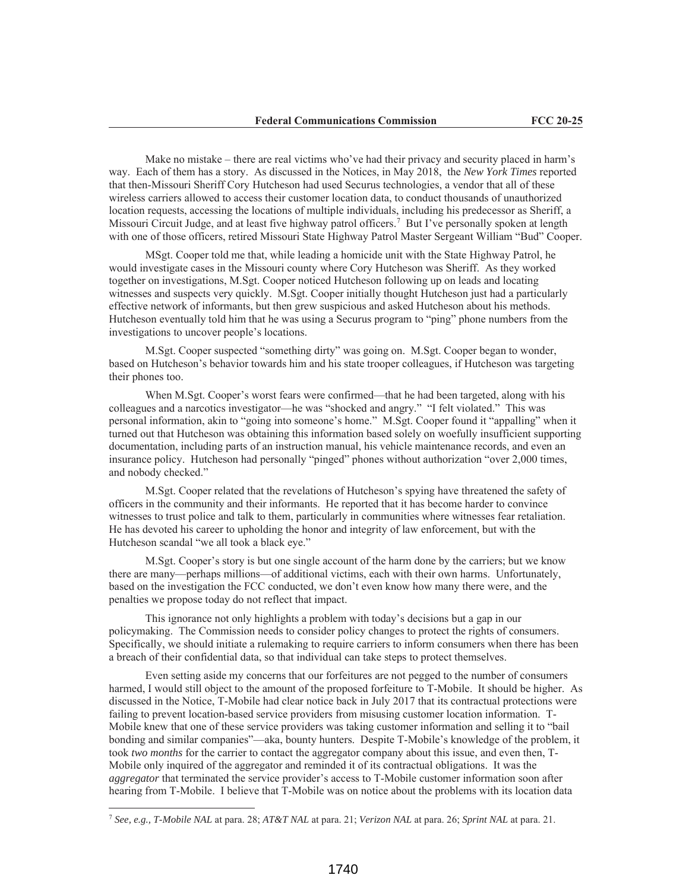Make no mistake – there are real victims who've had their privacy and security placed in harm's way. Each of them has a story. As discussed in the Notices, in May 2018, the *New York Times* reported that then-Missouri Sheriff Cory Hutcheson had used Securus technologies, a vendor that all of these wireless carriers allowed to access their customer location data, to conduct thousands of unauthorized location requests, accessing the locations of multiple individuals, including his predecessor as Sheriff, a Missouri Circuit Judge, and at least five highway patrol officers.[7] But I've personally spoken at length with one of those officers, retired Missouri State Highway Patrol Master Sergeant William "Bud" Cooper.

MSgt. Cooper told me that, while leading a homicide unit with the State Highway Patrol, he would investigate cases in the Missouri county where Cory Hutcheson was Sheriff. As they worked together on investigations, M.Sgt. Cooper noticed Hutcheson following up on leads and locating witnesses and suspects very quickly. M.Sgt. Cooper initially thought Hutcheson just had a particularly effective network of informants, but then grew suspicious and asked Hutcheson about his methods. Hutcheson eventually told him that he was using a Securus program to "ping" phone numbers from the investigations to uncover people's locations.

M.Sgt. Cooper suspected "something dirty" was going on. M.Sgt. Cooper began to wonder, based on Hutcheson's behavior towards him and his state trooper colleagues, if Hutcheson was targeting their phones too.

When M.Sgt. Cooper's worst fears were confirmed—that he had been targeted, along with his colleagues and a narcotics investigator—he was "shocked and angry." "I felt violated." This was personal information, akin to "going into someone's home." M.Sgt. Cooper found it "appalling" when it turned out that Hutcheson was obtaining this information based solely on woefully insufficient supporting documentation, including parts of an instruction manual, his vehicle maintenance records, and even an insurance policy. Hutcheson had personally "pinged" phones without authorization "over 2,000 times, and nobody checked."

M.Sgt. Cooper related that the revelations of Hutcheson's spying have threatened the safety of officers in the community and their informants. He reported that it has become harder to convince witnesses to trust police and talk to them, particularly in communities where witnesses fear retaliation. He has devoted his career to upholding the honor and integrity of law enforcement, but with the Hutcheson scandal "we all took a black eye."

M.Sgt. Cooper's story is but one single account of the harm done by the carriers; but we know there are many—perhaps millions—of additional victims, each with their own harms. Unfortunately, based on the investigation the FCC conducted, we don't even know how many there were, and the penalties we propose today do not reflect that impact.

This ignorance not only highlights a problem with today's decisions but a gap in our policymaking. The Commission needs to consider policy changes to protect the rights of consumers. Specifically, we should initiate a rulemaking to require carriers to inform consumers when there has been a breach of their confidential data, so that individual can take steps to protect themselves.

Even setting aside my concerns that our forfeitures are not pegged to the number of consumers harmed, I would still object to the amount of the proposed forfeiture to T-Mobile. It should be higher. As discussed in the Notice, T-Mobile had clear notice back in July 2017 that its contractual protections were failing to prevent location-based service providers from misusing customer location information. T-Mobile knew that one of these service providers was taking customer information and selling it to "bail bonding and similar companies"—aka, bounty hunters. Despite T-Mobile's knowledge of the problem, it took *two months* for the carrier to contact the aggregator company about this issue, and even then, T-Mobile only inquired of the aggregator and reminded it of its contractual obligations. It was the *aggregator* that terminated the service provider's access to T-Mobile customer information soon after hearing from T-Mobile. I believe that T-Mobile was on notice about the problems with its location data

[7] *See, e.g., T-Mobile NAL* at para. 28; *AT&T NAL* at para. 21; *Verizon NAL* at para. 26; *Sprint NAL* at para. 21.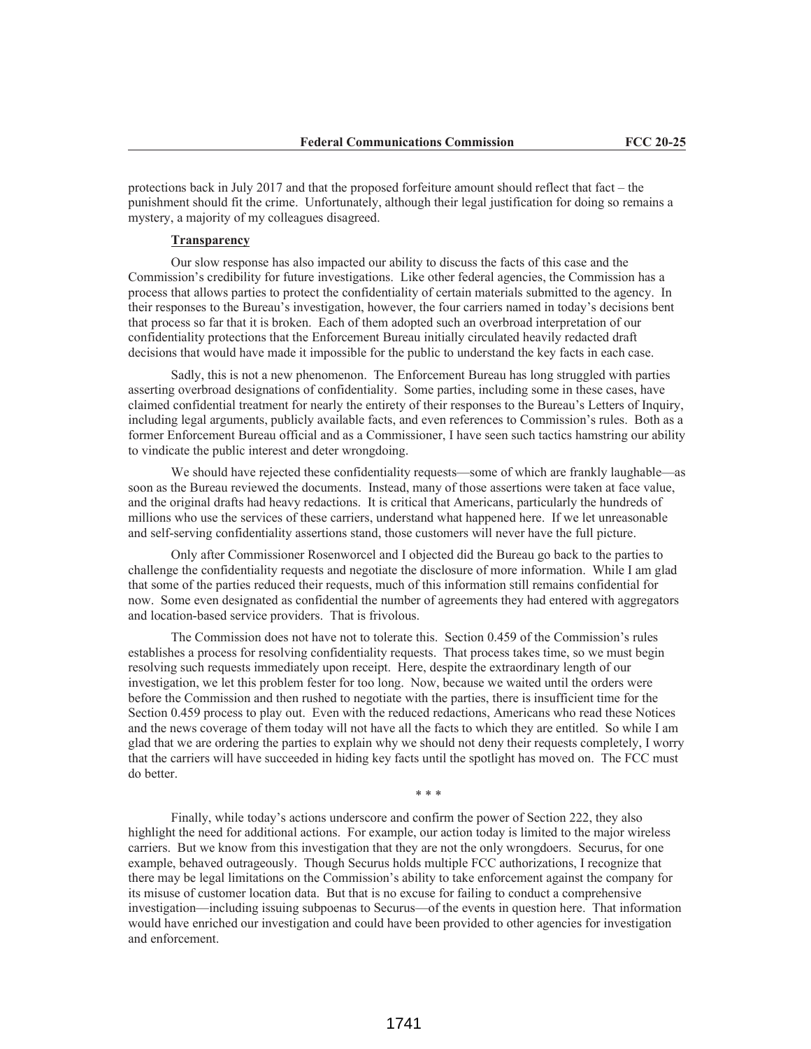protections back in July 2017 and that the proposed forfeiture amount should reflect that fact – the punishment should fit the crime. Unfortunately, although their legal justification for doing so remains a mystery, a majority of my colleagues disagreed.

**Transparency**

Our slow response has also impacted our ability to discuss the facts of this case and the Commission's credibility for future investigations. Like other federal agencies, the Commission has a process that allows parties to protect the confidentiality of certain materials submitted to the agency. In their responses to the Bureau's investigation, however, the four carriers named in today's decisions bent that process so far that it is broken. Each of them adopted such an overbroad interpretation of our confidentiality protections that the Enforcement Bureau initially circulated heavily redacted draft decisions that would have made it impossible for the public to understand the key facts in each case.

Sadly, this is not a new phenomenon. The Enforcement Bureau has long struggled with parties asserting overbroad designations of confidentiality. Some parties, including some in these cases, have claimed confidential treatment for nearly the entirety of their responses to the Bureau's Letters of Inquiry, including legal arguments, publicly available facts, and even references to Commission's rules. Both as a former Enforcement Bureau official and as a Commissioner, I have seen such tactics hamstring our ability to vindicate the public interest and deter wrongdoing.

We should have rejected these confidentiality requests—some of which are frankly laughable—as soon as the Bureau reviewed the documents. Instead, many of those assertions were taken at face value, and the original drafts had heavy redactions. It is critical that Americans, particularly the hundreds of millions who use the services of these carriers, understand what happened here. If we let unreasonable and self-serving confidentiality assertions stand, those customers will never have the full picture.

Only after Commissioner Rosenworcel and I objected did the Bureau go back to the parties to challenge the confidentiality requests and negotiate the disclosure of more information. While I am glad that some of the parties reduced their requests, much of this information still remains confidential for now. Some even designated as confidential the number of agreements they had entered with aggregators and location-based service providers. That is frivolous.

The Commission does not have not to tolerate this. Section 0.459 of the Commission's rules establishes a process for resolving confidentiality requests. That process takes time, so we must begin resolving such requests immediately upon receipt. Here, despite the extraordinary length of our investigation, we let this problem fester for too long. Now, because we waited until the orders were before the Commission and then rushed to negotiate with the parties, there is insufficient time for the Section 0.459 process to play out. Even with the reduced redactions, Americans who read these Notices and the news coverage of them today will not have all the facts to which they are entitled. So while I am glad that we are ordering the parties to explain why we should not deny their requests completely, I worry that the carriers will have succeeded in hiding key facts until the spotlight has moved on. The FCC must do better.

\* \* \*

Finally, while today's actions underscore and confirm the power of Section 222, they also highlight the need for additional actions. For example, our action today is limited to the major wireless carriers. But we know from this investigation that they are not the only wrongdoers. Securus, for one example, behaved outrageously. Though Securus holds multiple FCC authorizations, I recognize that there may be legal limitations on the Commission's ability to take enforcement against the company for its misuse of customer location data. But that is no excuse for failing to conduct a comprehensive investigation—including issuing subpoenas to Securus—of the events in question here. That information would have enriched our investigation and could have been provided to other agencies for investigation and enforcement.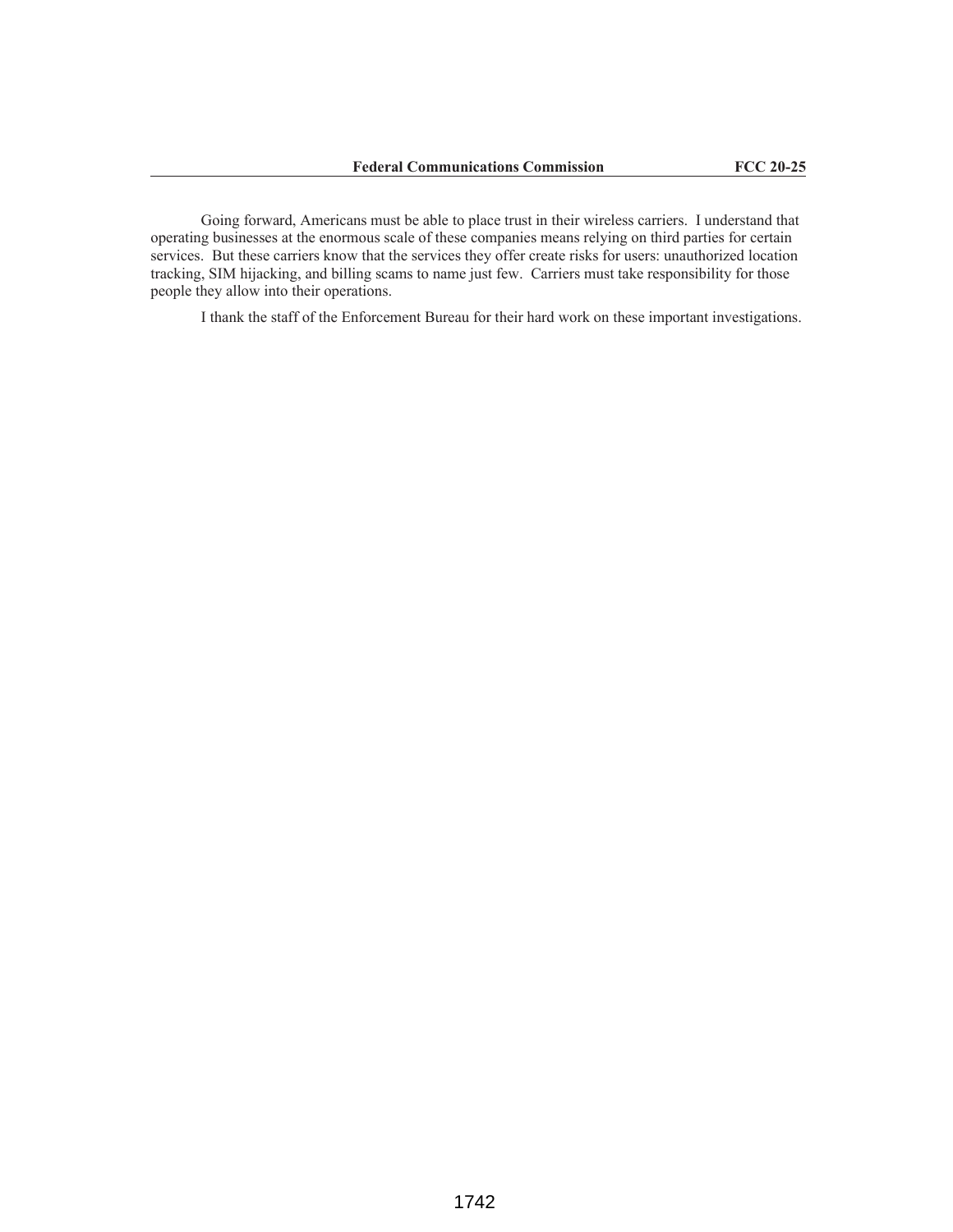Going forward, Americans must be able to place trust in their wireless carriers. I understand that operating businesses at the enormous scale of these companies means relying on third parties for certain services. But these carriers know that the services they offer create risks for users: unauthorized location tracking, SIM hijacking, and billing scams to name just few. Carriers must take responsibility for those people they allow into their operations.

I thank the staff of the Enforcement Bureau for their hard work on these important investigations.